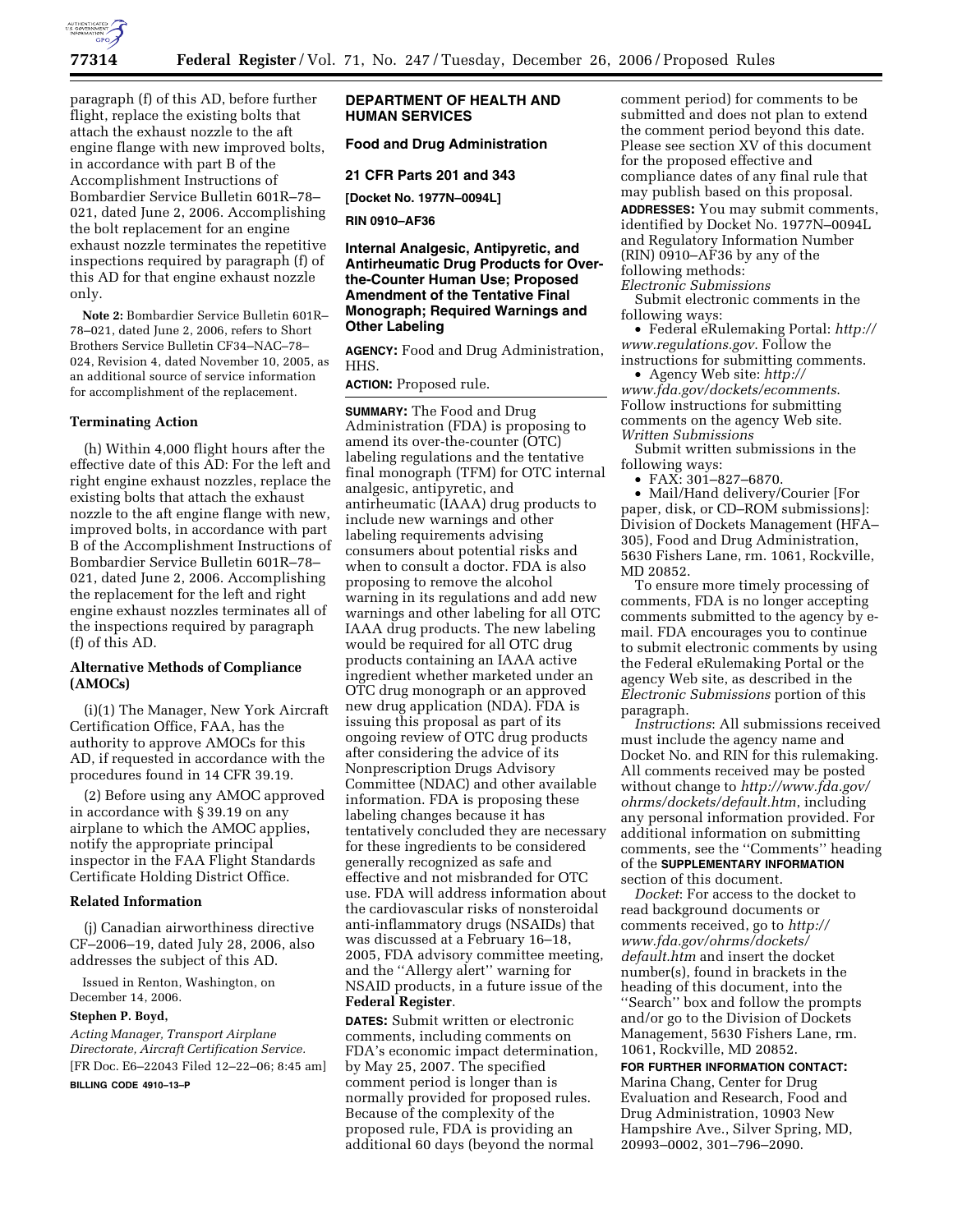paragraph (f) of this AD, before further flight, replace the existing bolts that attach the exhaust nozzle to the aft engine flange with new improved bolts, in accordance with part B of the Accomplishment Instructions of Bombardier Service Bulletin 601R–78–021, dated June 2, 2006. Accomplishing the bolt replacement for an engine exhaust nozzle terminates the repetitive inspections required by paragraph (f) of this AD for that engine exhaust nozzle only.

**Note 2:** Bombardier Service Bulletin 601R–78–021, dated June 2, 2006, refers to Short Brothers Service Bulletin CF34–NAC–78–024, Revision 4, dated November 10, 2005, as an additional source of service information for accomplishment of the replacement.

**Terminating Action**

(h) Within 4,000 flight hours after the effective date of this AD: For the left and right engine exhaust nozzles, replace the existing bolts that attach the exhaust nozzle to the aft engine flange with new, improved bolts, in accordance with part B of the Accomplishment Instructions of Bombardier Service Bulletin 601R–78–021, dated June 2, 2006. Accomplishing the replacement for the left and right engine exhaust nozzles terminates all of the inspections required by paragraph (f) of this AD.

**Alternative Methods of Compliance (AMOCs)**

(i)(1) The Manager, New York Aircraft Certification Office, FAA, has the authority to approve AMOCs for this AD, if requested in accordance with the procedures found in 14 CFR 39.19.

(2) Before using any AMOC approved in accordance with § 39.19 on any airplane to which the AMOC applies, notify the appropriate principal inspector in the FAA Flight Standards Certificate Holding District Office.

**Related Information**

(j) Canadian airworthiness directive CF–2006–19, dated July 28, 2006, also addresses the subject of this AD.

Issued in Renton, Washington, on December 14, 2006.

**Stephen P. Boyd,**

*Acting Manager, Transport Airplane Directorate, Aircraft Certification Service.*

[FR Doc. E6–22043 Filed 12–22–06; 8:45 am]

**BILLING CODE 4910–13–P**

**DEPARTMENT OF HEALTH AND HUMAN SERVICES**

**Food and Drug Administration**

**21 CFR Parts 201 and 343**

**[Docket No. 1977N–0094L]**

**RIN 0910–AF36**

**Internal Analgesic, Antipyretic, and Antirheumatic Drug Products for Over-the-Counter Human Use; Proposed Amendment of the Tentative Final Monograph; Required Warnings and Other Labeling**

**AGENCY:** Food and Drug Administration, HHS.

**ACTION:** Proposed rule.

**SUMMARY:** The Food and Drug Administration (FDA) is proposing to amend its over-the-counter (OTC) labeling regulations and the tentative final monograph (TFM) for OTC internal analgesic, antipyretic, and antirheumatic (IAAA) drug products to include new warnings and other labeling requirements advising consumers about potential risks and when to consult a doctor. FDA is also proposing to remove the alcohol warning in its regulations and add new warnings and other labeling for all OTC IAAA drug products. The new labeling would be required for all OTC drug products containing an IAAA active ingredient whether marketed under an OTC drug monograph or an approved new drug application (NDA). FDA is issuing this proposal as part of its ongoing review of OTC drug products after considering the advice of its Nonprescription Drugs Advisory Committee (NDAC) and other available information. FDA is proposing these labeling changes because it has tentatively concluded they are necessary for these ingredients to be considered generally recognized as safe and effective and not misbranded for OTC use. FDA will address information about the cardiovascular risks of nonsteroidal anti-inflammatory drugs (NSAIDs) that was discussed at a February 16–18, 2005, FDA advisory committee meeting, and the ''Allergy alert'' warning for NSAID products, in a future issue of the **Federal Register**.

**DATES:** Submit written or electronic comments, including comments on FDA's economic impact determination, by May 25, 2007. The specified comment period is longer than is normally provided for proposed rules. Because of the complexity of the proposed rule, FDA is providing an additional 60 days (beyond the normal comment period) for comments to be submitted and does not plan to extend the comment period beyond this date. Please see section XV of this document for the proposed effective and compliance dates of any final rule that may publish based on this proposal.

**ADDRESSES:** You may submit comments, identified by Docket No. 1977N–0094L and Regulatory Information Number (RIN) 0910–AF36 by any of the following methods:

*Electronic Submissions*

Submit electronic comments in the following ways:

- Federal eRulemaking Portal: *http://www.regulations.gov*. Follow the instructions for submitting comments.
- Agency Web site: *http://www.fda.gov/dockets/ecomments*. Follow instructions for submitting comments on the agency Web site.

*Written Submissions*

Submit written submissions in the following ways:

- FAX: 301–827–6870.
- Mail/Hand delivery/Courier [For paper, disk, or CD–ROM submissions]: Division of Dockets Management (HFA–305), Food and Drug Administration, 5630 Fishers Lane, rm. 1061, Rockville, MD 20852.

To ensure more timely processing of comments, FDA is no longer accepting comments submitted to the agency by e-mail. FDA encourages you to continue to submit electronic comments by using the Federal eRulemaking Portal or the agency Web site, as described in the *Electronic Submissions* portion of this paragraph.

*Instructions*: All submissions received must include the agency name and Docket No. and RIN for this rulemaking. All comments received may be posted without change to *http://www.fda.gov/ohrms/dockets/default.htm*, including any personal information provided. For additional information on submitting comments, see the ''Comments'' heading of the **SUPPLEMENTARY INFORMATION** section of this document.

*Docket*: For access to the docket to read background documents or comments received, go to *http://www.fda.gov/ohrms/dockets/default.htm* and insert the docket number(s), found in brackets in the heading of this document, into the ''Search'' box and follow the prompts and/or go to the Division of Dockets Management, 5630 Fishers Lane, rm. 1061, Rockville, MD 20852.

**FOR FURTHER INFORMATION CONTACT:** Marina Chang, Center for Drug Evaluation and Research, Food and Drug Administration, 10903 New Hampshire Ave., Silver Spring, MD, 20993–0002, 301–796–2090.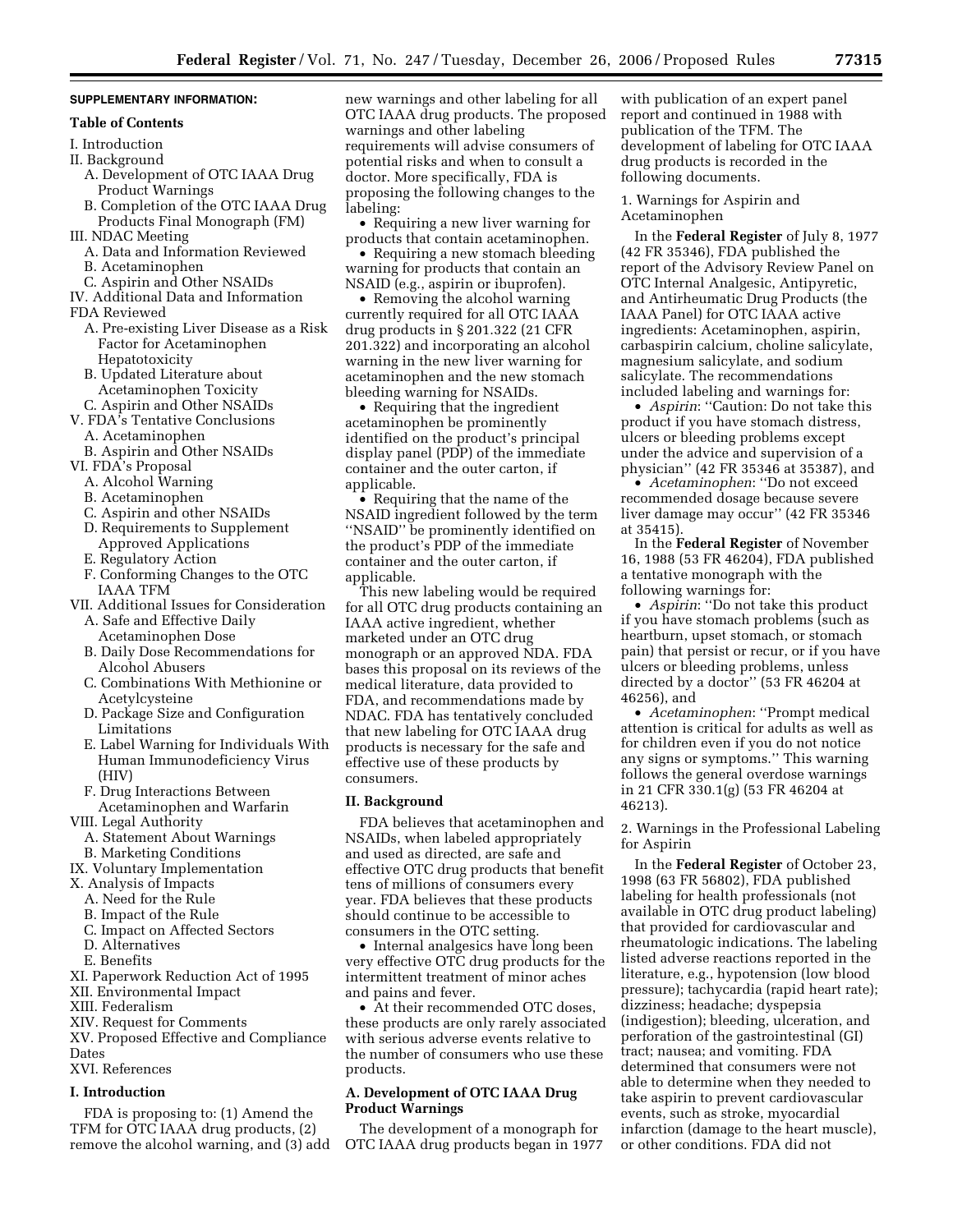## SUPPLEMENTARY INFORMATION:

### Table of Contents

I. Introduction
II. Background
  A. Development of OTC IAAA Drug Product Warnings
  B. Completion of the OTC IAAA Drug Products Final Monograph (FM)
III. NDAC Meeting
  A. Data and Information Reviewed
  B. Acetaminophen
  C. Aspirin and Other NSAIDs
IV. Additional Data and Information FDA Reviewed
  A. Pre-existing Liver Disease as a Risk Factor for Acetaminophen Hepatotoxicity
  B. Updated Literature about Acetaminophen Toxicity
  C. Aspirin and Other NSAIDs
V. FDA's Tentative Conclusions
  A. Acetaminophen
  B. Aspirin and Other NSAIDs
VI. FDA's Proposal
  A. Alcohol Warning
  B. Acetaminophen
  C. Aspirin and other NSAIDs
  D. Requirements to Supplement Approved Applications
  E. Regulatory Action
  F. Conforming Changes to the OTC IAAA TFM
VII. Additional Issues for Consideration
  A. Safe and Effective Daily Acetaminophen Dose
  B. Daily Dose Recommendations for Alcohol Abusers
  C. Combinations With Methionine or Acetylcysteine
  D. Package Size and Configuration Limitations
  E. Label Warning for Individuals With Human Immunodeficiency Virus (HIV)
  F. Drug Interactions Between Acetaminophen and Warfarin
VIII. Legal Authority
  A. Statement About Warnings
  B. Marketing Conditions
IX. Voluntary Implementation
X. Analysis of Impacts
  A. Need for the Rule
  B. Impact of the Rule
  C. Impact on Affected Sectors
  D. Alternatives
  E. Benefits
XI. Paperwork Reduction Act of 1995
XII. Environmental Impact
XIII. Federalism
XIV. Request for Comments
XV. Proposed Effective and Compliance Dates
XVI. References

## I. Introduction

FDA is proposing to: (1) Amend the TFM for OTC IAAA drug products, (2) remove the alcohol warning, and (3) add new warnings and other labeling for all OTC IAAA drug products. The proposed warnings and other labeling requirements will advise consumers of potential risks and when to consult a doctor. More specifically, FDA is proposing the following changes to the labeling:

- Requiring a new liver warning for products that contain acetaminophen.
- Requiring a new stomach bleeding warning for products that contain an NSAID (e.g., aspirin or ibuprofen).
- Removing the alcohol warning currently required for all OTC IAAA drug products in § 201.322 (21 CFR 201.322) and incorporating an alcohol warning in the new liver warning for acetaminophen and the new stomach bleeding warning for NSAIDs.
- Requiring that the ingredient acetaminophen be prominently identified on the product's principal display panel (PDP) of the immediate container and the outer carton, if applicable.
- Requiring that the name of the NSAID ingredient followed by the term ''NSAID'' be prominently identified on the product's PDP of the immediate container and the outer carton, if applicable.

This new labeling would be required for all OTC drug products containing an IAAA active ingredient, whether marketed under an OTC drug monograph or an approved NDA. FDA bases this proposal on its reviews of the medical literature, data provided to FDA, and recommendations made by NDAC. FDA has tentatively concluded that new labeling for OTC IAAA drug products is necessary for the safe and effective use of these products by consumers.

## II. Background

FDA believes that acetaminophen and NSAIDs, when labeled appropriately and used as directed, are safe and effective OTC drug products that benefit tens of millions of consumers every year. FDA believes that these products should continue to be accessible to consumers in the OTC setting.

- Internal analgesics have long been very effective OTC drug products for the intermittent treatment of minor aches and pains and fever.
- At their recommended OTC doses, these products are only rarely associated with serious adverse events relative to the number of consumers who use these products.

### A. Development of OTC IAAA Drug Product Warnings

The development of a monograph for OTC IAAA drug products began in 1977 with publication of an expert panel report and continued in 1988 with publication of the TFM. The development of labeling for OTC IAAA drug products is recorded in the following documents.

1. Warnings for Aspirin and Acetaminophen

In the **Federal Register** of July 8, 1977 (42 FR 35346), FDA published the report of the Advisory Review Panel on OTC Internal Analgesic, Antipyretic, and Antirheumatic Drug Products (the IAAA Panel) for OTC IAAA active ingredients: Acetaminophen, aspirin, carbaspirin calcium, choline salicylate, magnesium salicylate, and sodium salicylate. The recommendations included labeling and warnings for:

- *Aspirin*: ''Caution: Do not take this product if you have stomach distress, ulcers or bleeding problems except under the advice and supervision of a physician'' (42 FR 35346 at 35387), and
- *Acetaminophen*: ''Do not exceed recommended dosage because severe liver damage may occur'' (42 FR 35346 at 35415).

In the **Federal Register** of November 16, 1988 (53 FR 46204), FDA published a tentative monograph with the following warnings for:

- *Aspirin*: ''Do not take this product if you have stomach problems (such as heartburn, upset stomach, or stomach pain) that persist or recur, or if you have ulcers or bleeding problems, unless directed by a doctor'' (53 FR 46204 at 46256), and
- *Acetaminophen*: ''Prompt medical attention is critical for adults as well as for children even if you do not notice any signs or symptoms.'' This warning follows the general overdose warnings in 21 CFR 330.1(g) (53 FR 46204 at 46213).

2. Warnings in the Professional Labeling for Aspirin

In the **Federal Register** of October 23, 1998 (63 FR 56802), FDA published labeling for health professionals (not available in OTC drug product labeling) that provided for cardiovascular and rheumatologic indications. The labeling listed adverse reactions reported in the literature, e.g., hypotension (low blood pressure); tachycardia (rapid heart rate); dizziness; headache; dyspepsia (indigestion); bleeding, ulceration, and perforation of the gastrointestinal (GI) tract; nausea; and vomiting. FDA determined that consumers were not able to determine when they needed to take aspirin to prevent cardiovascular events, such as stroke, myocardial infarction (damage to the heart muscle), or other conditions. FDA did not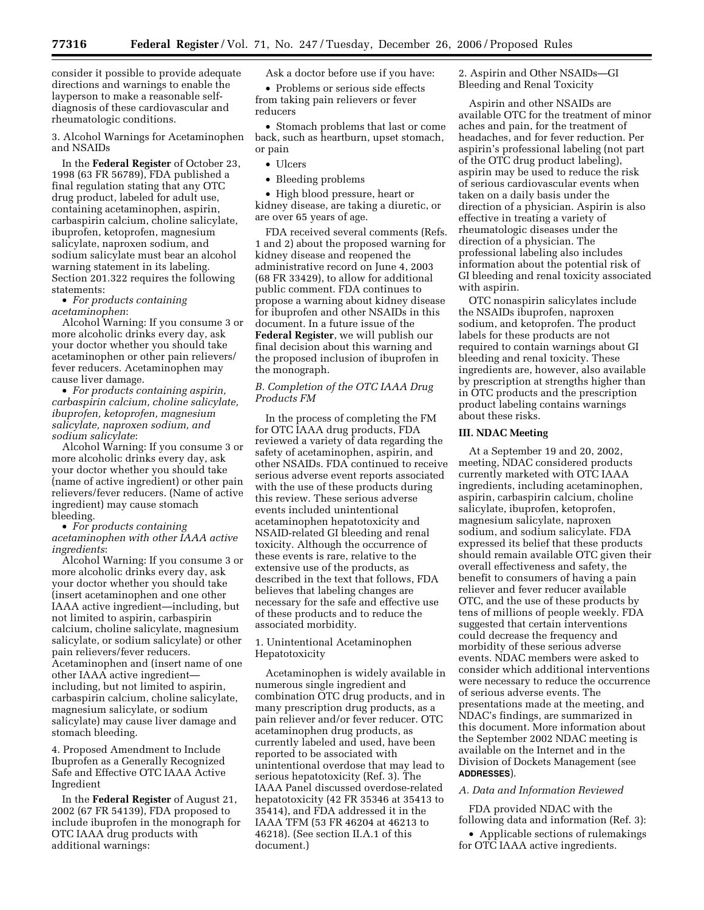consider it possible to provide adequate directions and warnings to enable the layperson to make a reasonable self-diagnosis of these cardiovascular and rheumatologic conditions.

3. Alcohol Warnings for Acetaminophen and NSAIDs

In the **Federal Register** of October 23, 1998 (63 FR 56789), FDA published a final regulation stating that any OTC drug product, labeled for adult use, containing acetaminophen, aspirin, carbaspirin calcium, choline salicylate, ibuprofen, ketoprofen, magnesium salicylate, naproxen sodium, and sodium salicylate must bear an alcohol warning statement in its labeling. Section 201.322 requires the following statements:

• *For products containing acetaminophen*:

Alcohol Warning: If you consume 3 or more alcoholic drinks every day, ask your doctor whether you should take acetaminophen or other pain relievers/fever reducers. Acetaminophen may cause liver damage.

• *For products containing aspirin, carbaspirin calcium, choline salicylate, ibuprofen, ketoprofen, magnesium salicylate, naproxen sodium, and sodium salicylate*:

Alcohol Warning: If you consume 3 or more alcoholic drinks every day, ask your doctor whether you should take (name of active ingredient) or other pain relievers/fever reducers. (Name of active ingredient) may cause stomach bleeding.

• *For products containing acetaminophen with other IAAA active ingredients*:

Alcohol Warning: If you consume 3 or more alcoholic drinks every day, ask your doctor whether you should take (insert acetaminophen and one other IAAA active ingredient—including, but not limited to aspirin, carbaspirin calcium, choline salicylate, magnesium salicylate, or sodium salicylate) or other pain relievers/fever reducers. Acetaminophen and (insert name of one other IAAA active ingredient—including, but not limited to aspirin, carbaspirin calcium, choline salicylate, magnesium salicylate, or sodium salicylate) may cause liver damage and stomach bleeding.

4. Proposed Amendment to Include Ibuprofen as a Generally Recognized Safe and Effective OTC IAAA Active Ingredient

In the **Federal Register** of August 21, 2002 (67 FR 54139), FDA proposed to include ibuprofen in the monograph for OTC IAAA drug products with additional warnings:

Ask a doctor before use if you have:

• Problems or serious side effects from taking pain relievers or fever reducers

• Stomach problems that last or come back, such as heartburn, upset stomach, or pain

• Ulcers

• Bleeding problems

• High blood pressure, heart or kidney disease, are taking a diuretic, or are over 65 years of age.

FDA received several comments (Refs. 1 and 2) about the proposed warning for kidney disease and reopened the administrative record on June 4, 2003 (68 FR 33429), to allow for additional public comment. FDA continues to propose a warning about kidney disease for ibuprofen and other NSAIDs in this document. In a future issue of the **Federal Register**, we will publish our final decision about this warning and the proposed inclusion of ibuprofen in the monograph.

*B. Completion of the OTC IAAA Drug Products FM*

In the process of completing the FM for OTC IAAA drug products, FDA reviewed a variety of data regarding the safety of acetaminophen, aspirin, and other NSAIDs. FDA continued to receive serious adverse event reports associated with the use of these products during this review. These serious adverse events included unintentional acetaminophen hepatotoxicity and NSAID-related GI bleeding and renal toxicity. Although the occurrence of these events is rare, relative to the extensive use of the products, as described in the text that follows, FDA believes that labeling changes are necessary for the safe and effective use of these products and to reduce the associated morbidity.

1. Unintentional Acetaminophen Hepatotoxicity

Acetaminophen is widely available in numerous single ingredient and combination OTC drug products, and in many prescription drug products, as a pain reliever and/or fever reducer. OTC acetaminophen drug products, as currently labeled and used, have been reported to be associated with unintentional overdose that may lead to serious hepatotoxicity (Ref. 3). The IAAA Panel discussed overdose-related hepatotoxicity (42 FR 35346 at 35413 to 35414), and FDA addressed it in the IAAA TFM (53 FR 46204 at 46213 to 46218). (See section II.A.1 of this document.)

2. Aspirin and Other NSAIDs—GI Bleeding and Renal Toxicity

Aspirin and other NSAIDs are available OTC for the treatment of minor aches and pain, for the treatment of headaches, and for fever reduction. Per aspirin's professional labeling (not part of the OTC drug product labeling), aspirin may be used to reduce the risk of serious cardiovascular events when taken on a daily basis under the direction of a physician. Aspirin is also effective in treating a variety of rheumatologic diseases under the direction of a physician. The professional labeling also includes information about the potential risk of GI bleeding and renal toxicity associated with aspirin.

OTC nonaspirin salicylates include the NSAIDs ibuprofen, naproxen sodium, and ketoprofen. The product labels for these products are not required to contain warnings about GI bleeding and renal toxicity. These ingredients are, however, also available by prescription at strengths higher than in OTC products and the prescription product labeling contains warnings about these risks.

## III. NDAC Meeting

At a September 19 and 20, 2002, meeting, NDAC considered products currently marketed with OTC IAAA ingredients, including acetaminophen, aspirin, carbaspirin calcium, choline salicylate, ibuprofen, ketoprofen, magnesium salicylate, naproxen sodium, and sodium salicylate. FDA expressed its belief that these products should remain available OTC given their overall effectiveness and safety, the benefit to consumers of having a pain reliever and fever reducer available OTC, and the use of these products by tens of millions of people weekly. FDA suggested that certain interventions could decrease the frequency and morbidity of these serious adverse events. NDAC members were asked to consider which additional interventions were necessary to reduce the occurrence of serious adverse events. The presentations made at the meeting, and NDAC's findings, are summarized in this document. More information about the September 2002 NDAC meeting is available on the Internet and in the Division of Dockets Management (see **ADDRESSES**).

*A. Data and Information Reviewed*

FDA provided NDAC with the following data and information (Ref. 3):

• Applicable sections of rulemakings for OTC IAAA active ingredients.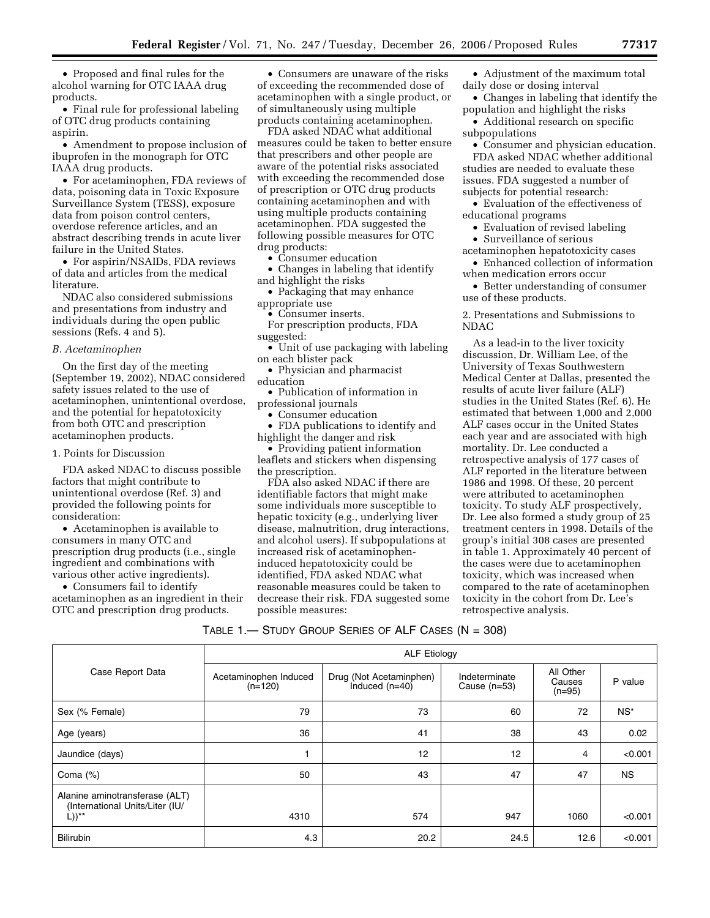- Proposed and final rules for the alcohol warning for OTC IAAA drug products.
- Final rule for professional labeling of OTC drug products containing aspirin.
- Amendment to propose inclusion of ibuprofen in the monograph for OTC IAAA drug products.
- For acetaminophen, FDA reviews of data, poisoning data in Toxic Exposure Surveillance System (TESS), exposure data from poison control centers, overdose reference articles, and an abstract describing trends in acute liver failure in the United States.
- For aspirin/NSAIDs, FDA reviews of data and articles from the medical literature.

NDAC also considered submissions and presentations from industry and individuals during the open public sessions (Refs. 4 and 5).

*B. Acetaminophen*

On the first day of the meeting (September 19, 2002), NDAC considered safety issues related to the use of acetaminophen, unintentional overdose, and the potential for hepatotoxicity from both OTC and prescription acetaminophen products.

1. Points for Discussion

FDA asked NDAC to discuss possible factors that might contribute to unintentional overdose (Ref. 3) and provided the following points for consideration:

- Acetaminophen is available to consumers in many OTC and prescription drug products (i.e., single ingredient and combinations with various other active ingredients).
- Consumers fail to identify acetaminophen as an ingredient in their OTC and prescription drug products.
- Consumers are unaware of the risks of exceeding the recommended dose of acetaminophen with a single product, or of simultaneously using multiple products containing acetaminophen.

FDA asked NDAC what additional measures could be taken to better ensure that prescribers and other people are aware of the potential risks associated with exceeding the recommended dose of prescription or OTC drug products containing acetaminophen and with using multiple products containing acetaminophen. FDA suggested the following possible measures for OTC drug products:

- Consumer education
- Changes in labeling that identify and highlight the risks
- Packaging that may enhance appropriate use
- Consumer inserts.

For prescription products, FDA suggested:

- Unit of use packaging with labeling on each blister pack
- Physician and pharmacist education
- Publication of information in professional journals
- Consumer education
- FDA publications to identify and highlight the danger and risk
- Providing patient information leaflets and stickers when dispensing the prescription.

FDA also asked NDAC if there are identifiable factors that might make some individuals more susceptible to hepatic toxicity (e.g., underlying liver disease, malnutrition, drug interactions, and alcohol users). If subpopulations at increased risk of acetaminophen-induced hepatotoxicity could be identified, FDA asked NDAC what reasonable measures could be taken to decrease their risk. FDA suggested some possible measures:

- Adjustment of the maximum total daily dose or dosing interval
- Changes in labeling that identify the population and highlight the risks
- Additional research on specific subpopulations
- Consumer and physician education.

FDA asked NDAC whether additional studies are needed to evaluate these issues. FDA suggested a number of subjects for potential research:

- Evaluation of the effectiveness of educational programs
- Evaluation of revised labeling
- Surveillance of serious acetaminophen hepatotoxicity cases
- Enhanced collection of information when medication errors occur
- Better understanding of consumer use of these products.

2. Presentations and Submissions to NDAC

As a lead-in to the liver toxicity discussion, Dr. William Lee, of the University of Texas Southwestern Medical Center at Dallas, presented the results of acute liver failure (ALF) studies in the United States (Ref. 6). He estimated that between 1,000 and 2,000 ALF cases occur in the United States each year and are associated with high mortality. Dr. Lee conducted a retrospective analysis of 177 cases of ALF reported in the literature between 1986 and 1998. Of these, 20 percent were attributed to acetaminophen toxicity. To study ALF prospectively, Dr. Lee also formed a study group of 25 treatment centers in 1998. Details of the group's initial 308 cases are presented in table 1. Approximately 40 percent of the cases were due to acetaminophen toxicity, which was increased when compared to the rate of acetaminophen toxicity in the cohort from Dr. Lee's retrospective analysis.

TABLE 1.— STUDY GROUP SERIES OF ALF CASES (N = 308)

| Case Report Data | ALF Etiology | | | | |
|---|---|---|---|---|---|
| | Acetaminophen Induced (n=120) | Drug (Not Acetaminphen) Induced (n=40) | Indeterminate Cause (n=53) | All Other Causes (n=95) | P value |
| Sex (% Female) | 79 | 73 | 60 | 72 | NS* |
| Age (years) | 36 | 41 | 38 | 43 | 0.02 |
| Jaundice (days) | 1 | 12 | 12 | 4 | <0.001 |
| Coma (%) | 50 | 43 | 47 | 47 | NS |
| Alanine aminotransferase (ALT) (International Units/Liter (IU/L))** | 4310 | 574 | 947 | 1060 | <0.001 |
| Bilirubin | 4.3 | 20.2 | 24.5 | 12.6 | <0.001 |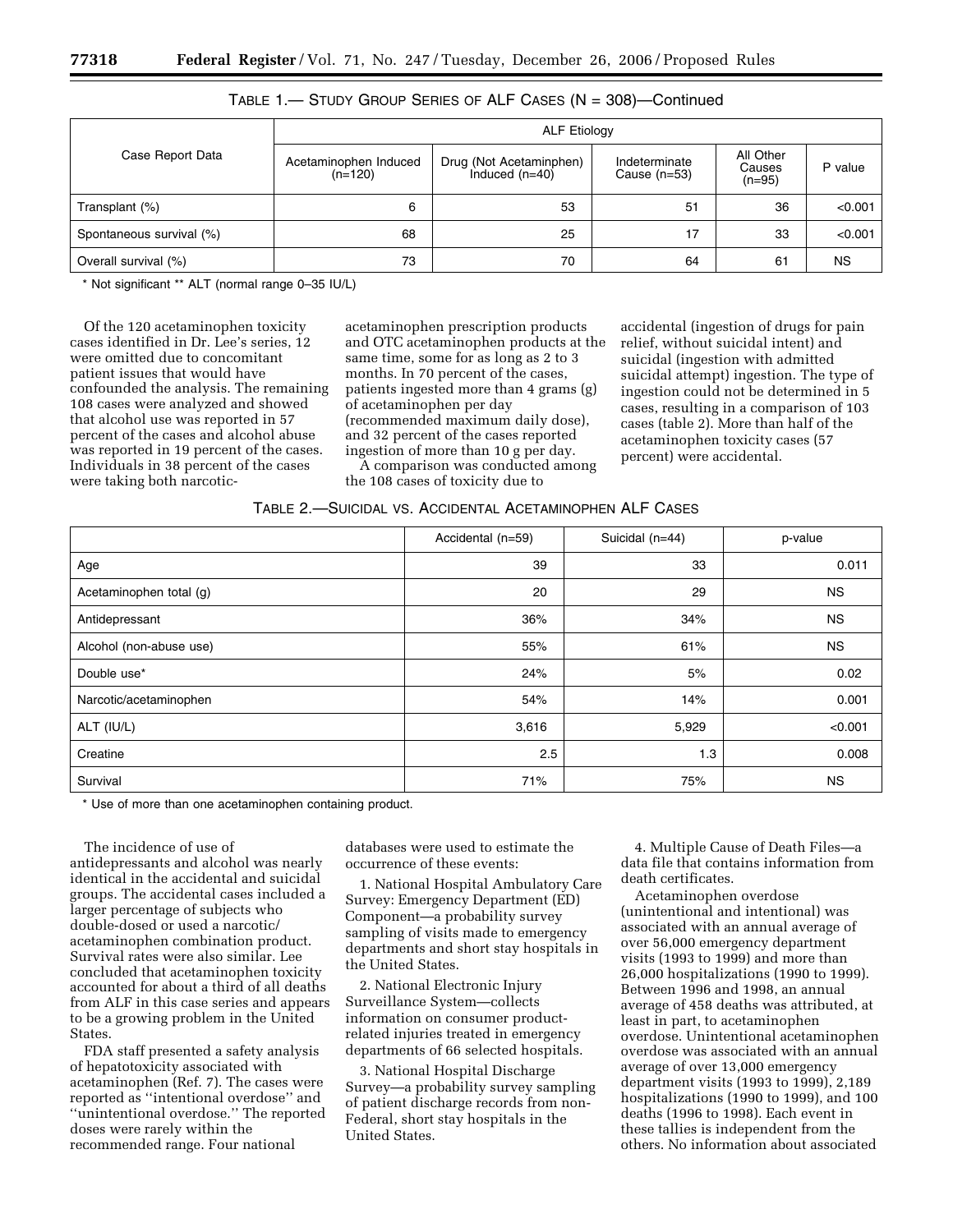TABLE 1.— STUDY GROUP SERIES OF ALF CASES (N = 308)—Continued

| Case Report Data | ALF Etiology | | | | |
|---|---|---|---|---|---|
| | Acetaminophen Induced (n=120) | Drug (Not Acetaminphen) Induced (n=40) | Indeterminate Cause (n=53) | All Other Causes (n=95) | P value |
| Transplant (%) | 6 | 53 | 51 | 36 | <0.001 |
| Spontaneous survival (%) | 68 | 25 | 17 | 33 | <0.001 |
| Overall survival (%) | 73 | 70 | 64 | 61 | NS |

* Not significant ** ALT (normal range 0–35 IU/L)

Of the 120 acetaminophen toxicity cases identified in Dr. Lee's series, 12 were omitted due to concomitant patient issues that would have confounded the analysis. The remaining 108 cases were analyzed and showed that alcohol use was reported in 57 percent of the cases and alcohol abuse was reported in 19 percent of the cases. Individuals in 38 percent of the cases were taking both narcotic-acetaminophen prescription products and OTC acetaminophen products at the same time, some for as long as 2 to 3 months. In 70 percent of the cases, patients ingested more than 4 grams (g) of acetaminophen per day (recommended maximum daily dose), and 32 percent of the cases reported ingestion of more than 10 g per day.

A comparison was conducted among the 108 cases of toxicity due to accidental (ingestion of drugs for pain relief, without suicidal intent) and suicidal (ingestion with admitted suicidal attempt) ingestion. The type of ingestion could not be determined in 5 cases, resulting in a comparison of 103 cases (table 2). More than half of the acetaminophen toxicity cases (57 percent) were accidental.

TABLE 2.—SUICIDAL VS. ACCIDENTAL ACETAMINOPHEN ALF CASES

| | Accidental (n=59) | Suicidal (n=44) | p-value |
|---|---|---|---|
| Age | 39 | 33 | 0.011 |
| Acetaminophen total (g) | 20 | 29 | NS |
| Antidepressant | 36% | 34% | NS |
| Alcohol (non-abuse use) | 55% | 61% | NS |
| Double use* | 24% | 5% | 0.02 |
| Narcotic/acetaminophen | 54% | 14% | 0.001 |
| ALT (IU/L) | 3,616 | 5,929 | <0.001 |
| Creatine | 2.5 | 1.3 | 0.008 |
| Survival | 71% | 75% | NS |

* Use of more than one acetaminophen containing product.

The incidence of use of antidepressants and alcohol was nearly identical in the accidental and suicidal groups. The accidental cases included a larger percentage of subjects who double-dosed or used a narcotic/acetaminophen combination product. Survival rates were also similar. Lee concluded that acetaminophen toxicity accounted for about a third of all deaths from ALF in this case series and appears to be a growing problem in the United States.

FDA staff presented a safety analysis of hepatotoxicity associated with acetaminophen (Ref. 7). The cases were reported as ''intentional overdose'' and ''unintentional overdose.'' The reported doses were rarely within the recommended range. Four national databases were used to estimate the occurrence of these events:

1. National Hospital Ambulatory Care Survey: Emergency Department (ED) Component—a probability survey sampling of visits made to emergency departments and short stay hospitals in the United States.

2. National Electronic Injury Surveillance System—collects information on consumer product-related injuries treated in emergency departments of 66 selected hospitals.

3. National Hospital Discharge Survey—a probability survey sampling of patient discharge records from non-Federal, short stay hospitals in the United States.

4. Multiple Cause of Death Files—a data file that contains information from death certificates.

Acetaminophen overdose (unintentional and intentional) was associated with an annual average of over 56,000 emergency department visits (1993 to 1999) and more than 26,000 hospitalizations (1990 to 1999). Between 1996 and 1998, an annual average of 458 deaths was attributed, at least in part, to acetaminophen overdose. Unintentional acetaminophen overdose was associated with an annual average of over 13,000 emergency department visits (1993 to 1999), 2,189 hospitalizations (1990 to 1999), and 100 deaths (1996 to 1998). Each event in these tallies is independent from the others. No information about associated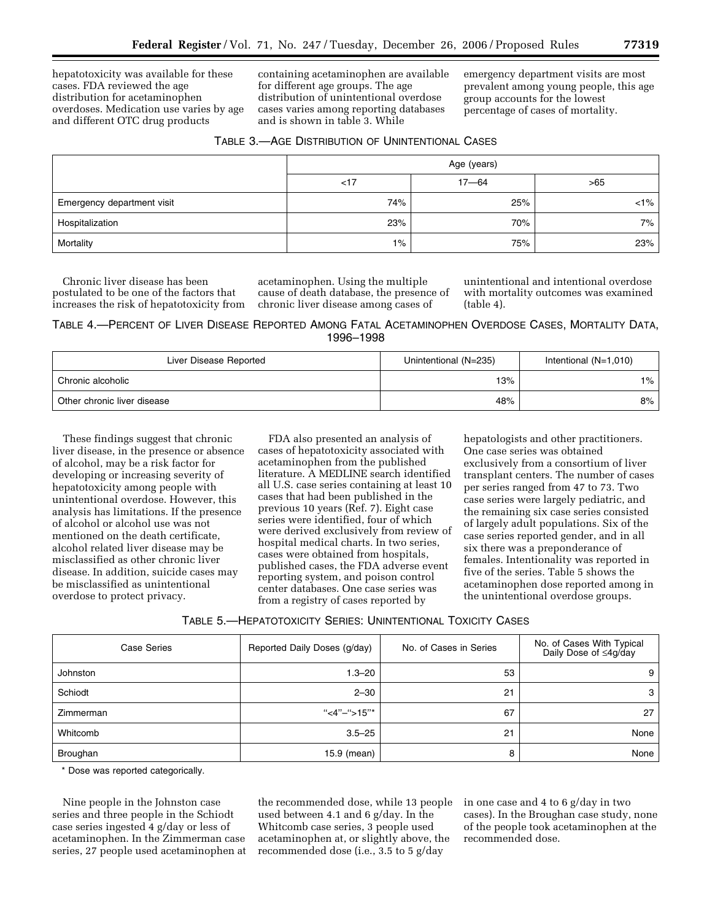hepatotoxicity was available for these cases. FDA reviewed the age distribution for acetaminophen overdoses. Medication use varies by age and different OTC drug products containing acetaminophen are available for different age groups. The age distribution of unintentional overdose cases varies among reporting databases and is shown in table 3. While emergency department visits are most prevalent among young people, this age group accounts for the lowest percentage of cases of mortality.

TABLE 3.—AGE DISTRIBUTION OF UNINTENTIONAL CASES

| | Age (years) | | |
|---|---|---|---|
| | <17 | 17—64 | >65 |
| Emergency department visit | 74% | 25% | <1% |
| Hospitalization | 23% | 70% | 7% |
| Mortality | 1% | 75% | 23% |

Chronic liver disease has been postulated to be one of the factors that increases the risk of hepatotoxicity from acetaminophen. Using the multiple cause of death database, the presence of chronic liver disease among cases of unintentional and intentional overdose with mortality outcomes was examined (table 4).

TABLE 4.—PERCENT OF LIVER DISEASE REPORTED AMONG FATAL ACETAMINOPHEN OVERDOSE CASES, MORTALITY DATA, 1996–1998

| Liver Disease Reported | Unintentional (N=235) | Intentional (N=1,010) |
|---|---|---|
| Chronic alcoholic | 13% | 1% |
| Other chronic liver disease | 48% | 8% |

These findings suggest that chronic liver disease, in the presence or absence of alcohol, may be a risk factor for developing or increasing severity of hepatotoxicity among people with unintentional overdose. However, this analysis has limitations. If the presence of alcohol or alcohol use was not mentioned on the death certificate, alcohol related liver disease may be misclassified as other chronic liver disease. In addition, suicide cases may be misclassified as unintentional overdose to protect privacy.

FDA also presented an analysis of cases of hepatotoxicity associated with acetaminophen from the published literature. A MEDLINE search identified all U.S. case series containing at least 10 cases that had been published in the previous 10 years (Ref. 7). Eight case series were identified, four of which were derived exclusively from review of hospital medical charts. In two series, cases were obtained from hospitals, published cases, the FDA adverse event reporting system, and poison control center databases. One case series was from a registry of cases reported by hepatologists and other practitioners. One case series was obtained exclusively from a consortium of liver transplant centers. The number of cases per series ranged from 47 to 73. Two case series were largely pediatric, and the remaining six case series consisted of largely adult populations. Six of the case series reported gender, and in all six there was a preponderance of females. Intentionality was reported in five of the series. Table 5 shows the acetaminophen dose reported among in the unintentional overdose groups.

TABLE 5.—HEPATOTOXICITY SERIES: UNINTENTIONAL TOXICITY CASES

| Case Series | Reported Daily Doses (g/day) | No. of Cases in Series | No. of Cases With Typical Daily Dose of ≤4g/day |
|---|---|---|---|
| Johnston | 1.3–20 | 53 | 9 |
| Schiodt | 2–30 | 21 | 3 |
| Zimmerman | "<4"–">15"* | 67 | 27 |
| Whitcomb | 3.5–25 | 21 | None |
| Broughan | 15.9 (mean) | 8 | None |

\* Dose was reported categorically.

Nine people in the Johnston case series and three people in the Schiodt case series ingested 4 g/day or less of acetaminophen. In the Zimmerman case series, 27 people used acetaminophen at the recommended dose, while 13 people used between 4.1 and 6 g/day. In the Whitcomb case series, 3 people used acetaminophen at, or slightly above, the recommended dose (i.e., 3.5 to 5 g/day in one case and 4 to 6 g/day in two cases). In the Broughan case study, none of the people took acetaminophen at the recommended dose.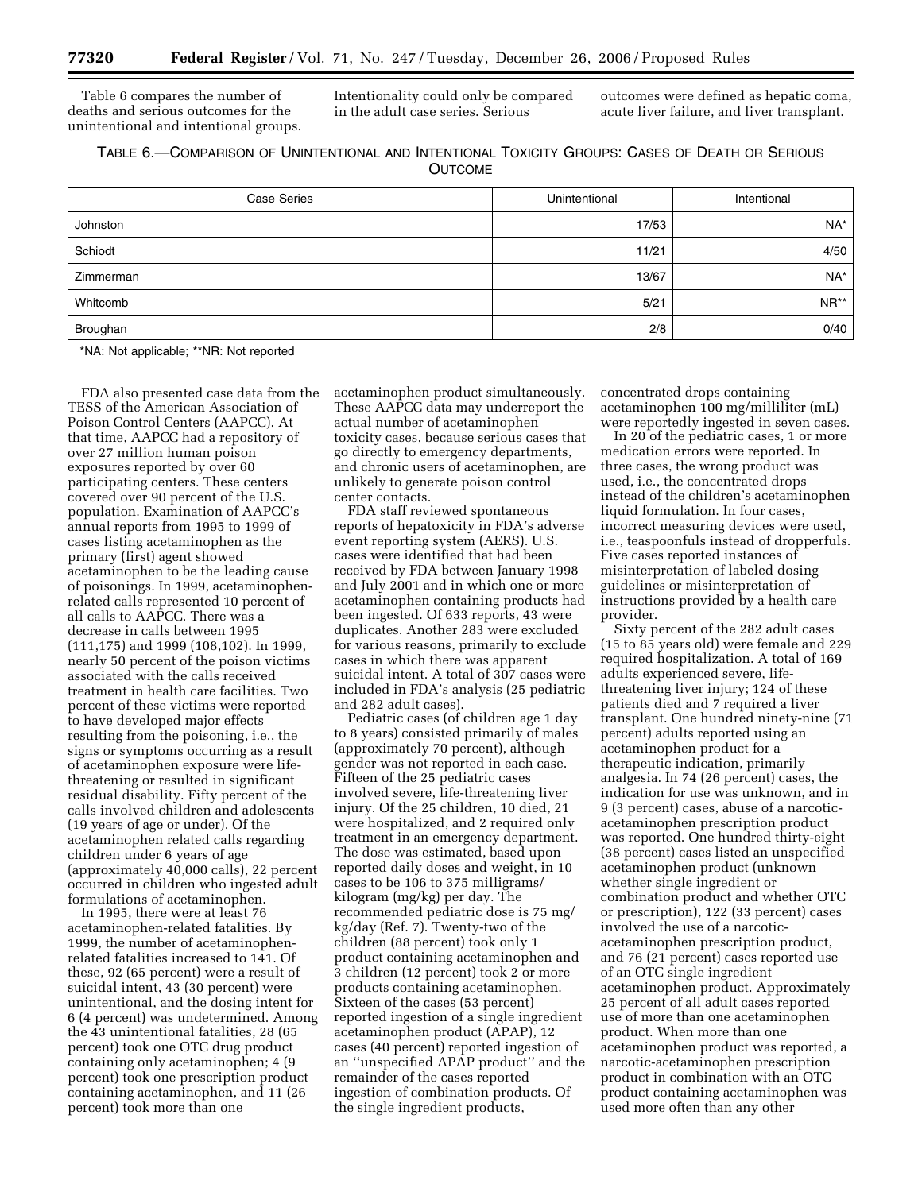Table 6 compares the number of deaths and serious outcomes for the unintentional and intentional groups. Intentionality could only be compared in the adult case series. Serious outcomes were defined as hepatic coma, acute liver failure, and liver transplant.

TABLE 6.—COMPARISON OF UNINTENTIONAL AND INTENTIONAL TOXICITY GROUPS: CASES OF DEATH OR SERIOUS OUTCOME

| Case Series | Unintentional | Intentional |
|---|---|---|
| Johnston | 17/53 | NA* |
| Schiodt | 11/21 | 4/50 |
| Zimmerman | 13/67 | NA* |
| Whitcomb | 5/21 | NR** |
| Broughan | 2/8 | 0/40 |

*NA: Not applicable; **NR: Not reported

FDA also presented case data from the TESS of the American Association of Poison Control Centers (AAPCC). At that time, AAPCC had a repository of over 27 million human poison exposures reported by over 60 participating centers. These centers covered over 90 percent of the U.S. population. Examination of AAPCC's annual reports from 1995 to 1999 of cases listing acetaminophen as the primary (first) agent showed acetaminophen to be the leading cause of poisonings. In 1999, acetaminophen-related calls represented 10 percent of all calls to AAPCC. There was a decrease in calls between 1995 (111,175) and 1999 (108,102). In 1999, nearly 50 percent of the poison victims associated with the calls received treatment in health care facilities. Two percent of these victims were reported to have developed major effects resulting from the poisoning, i.e., the signs or symptoms occurring as a result of acetaminophen exposure were life-threatening or resulted in significant residual disability. Fifty percent of the calls involved children and adolescents (19 years of age or under). Of the acetaminophen related calls regarding children under 6 years of age (approximately 40,000 calls), 22 percent occurred in children who ingested adult formulations of acetaminophen.

In 1995, there were at least 76 acetaminophen-related fatalities. By 1999, the number of acetaminophen-related fatalities increased to 141. Of these, 92 (65 percent) were a result of suicidal intent, 43 (30 percent) were unintentional, and the dosing intent for 6 (4 percent) was undetermined. Among the 43 unintentional fatalities, 28 (65 percent) took one OTC drug product containing only acetaminophen; 4 (9 percent) took one prescription product containing acetaminophen, and 11 (26 percent) took more than one acetaminophen product simultaneously. These AAPCC data may underreport the actual number of acetaminophen toxicity cases, because serious cases that go directly to emergency departments, and chronic users of acetaminophen, are unlikely to generate poison control center contacts.

FDA staff reviewed spontaneous reports of hepatoxicity in FDA's adverse event reporting system (AERS). U.S. cases were identified that had been received by FDA between January 1998 and July 2001 and in which one or more acetaminophen containing products had been ingested. Of 633 reports, 43 were duplicates. Another 283 were excluded for various reasons, primarily to exclude cases in which there was apparent suicidal intent. A total of 307 cases were included in FDA's analysis (25 pediatric and 282 adult cases).

Pediatric cases (of children age 1 day to 8 years) consisted primarily of males (approximately 70 percent), although gender was not reported in each case. Fifteen of the 25 pediatric cases involved severe, life-threatening liver injury. Of the 25 children, 10 died, 21 were hospitalized, and 2 required only treatment in an emergency department. The dose was estimated, based upon reported daily doses and weight, in 10 cases to be 106 to 375 milligrams/kilogram (mg/kg) per day. The recommended pediatric dose is 75 mg/kg/day (Ref. 7). Twenty-two of the children (88 percent) took only 1 product containing acetaminophen and 3 children (12 percent) took 2 or more products containing acetaminophen. Sixteen of the cases (53 percent) reported ingestion of a single ingredient acetaminophen product (APAP), 12 cases (40 percent) reported ingestion of an ''unspecified APAP product'' and the remainder of the cases reported ingestion of combination products. Of the single ingredient products, concentrated drops containing acetaminophen 100 mg/milliliter (mL) were reportedly ingested in seven cases.

In 20 of the pediatric cases, 1 or more medication errors were reported. In three cases, the wrong product was used, i.e., the concentrated drops instead of the children's acetaminophen liquid formulation. In four cases, incorrect measuring devices were used, i.e., teaspoonfuls instead of dropperfuls. Five cases reported instances of misinterpretation of labeled dosing guidelines or misinterpretation of instructions provided by a health care provider.

Sixty percent of the 282 adult cases (15 to 85 years old) were female and 229 required hospitalization. A total of 169 adults experienced severe, life-threatening liver injury; 124 of these patients died and 7 required a liver transplant. One hundred ninety-nine (71 percent) adults reported using an acetaminophen product for a therapeutic indication, primarily analgesia. In 74 (26 percent) cases, the indication for use was unknown, and in 9 (3 percent) cases, abuse of a narcotic-acetaminophen prescription product was reported. One hundred thirty-eight (38 percent) cases listed an unspecified acetaminophen product (unknown whether single ingredient or combination product and whether OTC or prescription), 122 (33 percent) cases involved the use of a narcotic-acetaminophen prescription product, and 76 (21 percent) cases reported use of an OTC single ingredient acetaminophen product. Approximately 25 percent of all adult cases reported use of more than one acetaminophen product. When more than one acetaminophen product was reported, a narcotic-acetaminophen prescription product in combination with an OTC product containing acetaminophen was used more often than any other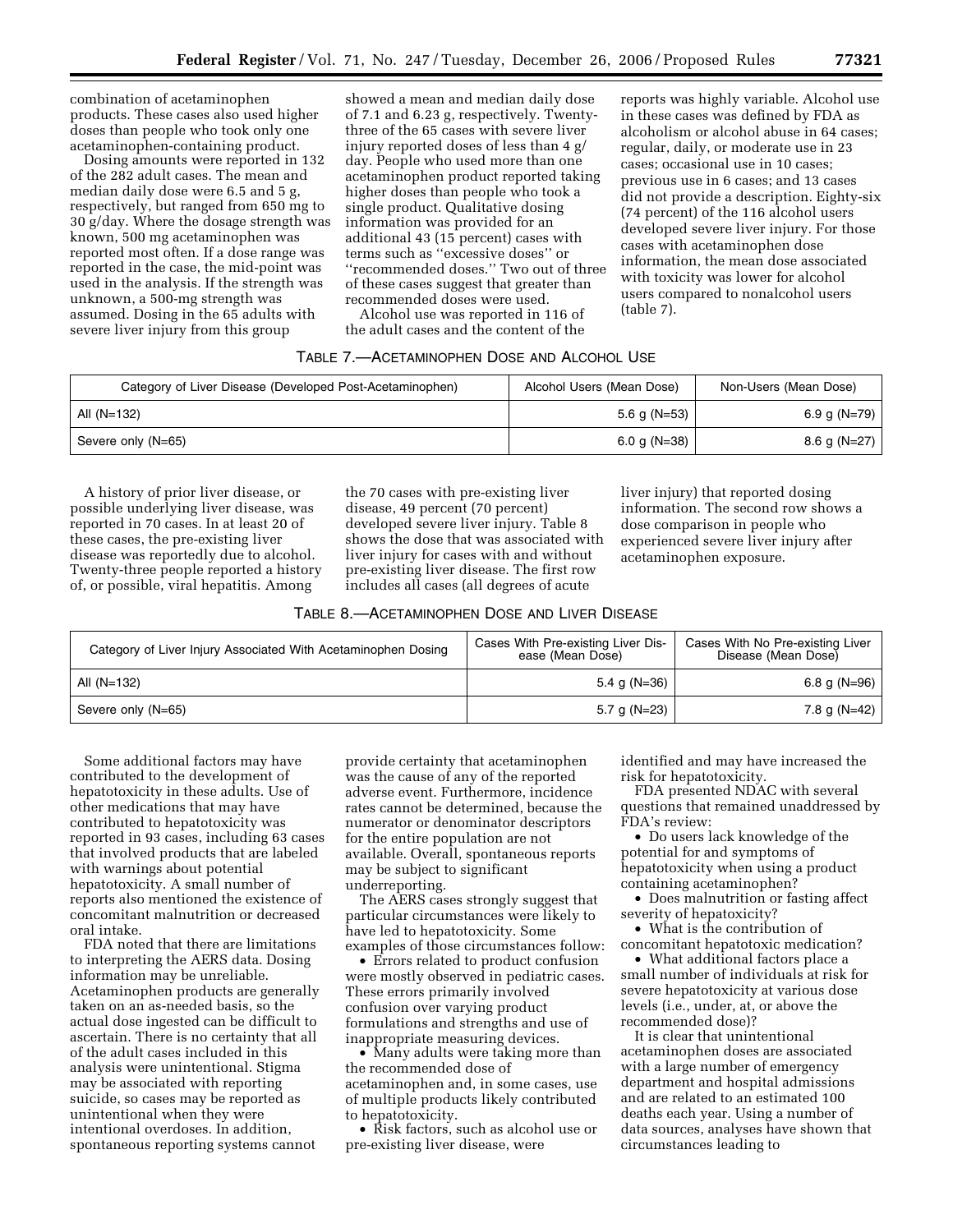combination of acetaminophen products. These cases also used higher doses than people who took only one acetaminophen-containing product.

Dosing amounts were reported in 132 of the 282 adult cases. The mean and median daily dose were 6.5 and 5 g, respectively, but ranged from 650 mg to 30 g/day. Where the dosage strength was known, 500 mg acetaminophen was reported most often. If a dose range was reported in the case, the mid-point was used in the analysis. If the strength was unknown, a 500-mg strength was assumed. Dosing in the 65 adults with severe liver injury from this group showed a mean and median daily dose of 7.1 and 6.23 g, respectively. Twenty-three of the 65 cases with severe liver injury reported doses of less than 4 g/day. People who used more than one acetaminophen product reported taking higher doses than people who took a single product. Qualitative dosing information was provided for an additional 43 (15 percent) cases with terms such as ''excessive doses'' or ''recommended doses.'' Two out of three of these cases suggest that greater than recommended doses were used.

Alcohol use was reported in 116 of the adult cases and the content of the reports was highly variable. Alcohol use in these cases was defined by FDA as alcoholism or alcohol abuse in 64 cases; regular, daily, or moderate use in 23 cases; occasional use in 10 cases; previous use in 6 cases; and 13 cases did not provide a description. Eighty-six (74 percent) of the 116 alcohol users developed severe liver injury. For those cases with acetaminophen dose information, the mean dose associated with toxicity was lower for alcohol users compared to nonalcohol users (table 7).

TABLE 7.—ACETAMINOPHEN DOSE AND ALCOHOL USE

| Category of Liver Disease (Developed Post-Acetaminophen) | Alcohol Users (Mean Dose) | Non-Users (Mean Dose) |
| --- | --- | --- |
| All (N=132) | 5.6 g (N=53) | 6.9 g (N=79) |
| Severe only (N=65) | 6.0 g (N=38) | 8.6 g (N=27) |

A history of prior liver disease, or possible underlying liver disease, was reported in 70 cases. In at least 20 of these cases, the pre-existing liver disease was reportedly due to alcohol. Twenty-three people reported a history of, or possible, viral hepatitis. Among the 70 cases with pre-existing liver disease, 49 percent (70 percent) developed severe liver injury. Table 8 shows the dose that was associated with liver injury for cases with and without pre-existing liver disease. The first row includes all cases (all degrees of acute liver injury) that reported dosing information. The second row shows a dose comparison in people who experienced severe liver injury after acetaminophen exposure.

TABLE 8.—ACETAMINOPHEN DOSE AND LIVER DISEASE

| Category of Liver Injury Associated With Acetaminophen Dosing | Cases With Pre-existing Liver Disease (Mean Dose) | Cases With No Pre-existing Liver Disease (Mean Dose) |
| --- | --- | --- |
| All (N=132) | 5.4 g (N=36) | 6.8 g (N=96) |
| Severe only (N=65) | 5.7 g (N=23) | 7.8 g (N=42) |

Some additional factors may have contributed to the development of hepatotoxicity in these adults. Use of other medications that may have contributed to hepatotoxicity was reported in 93 cases, including 63 cases that involved products that are labeled with warnings about potential hepatotoxicity. A small number of reports also mentioned the existence of concomitant malnutrition or decreased oral intake.

FDA noted that there are limitations to interpreting the AERS data. Dosing information may be unreliable. Acetaminophen products are generally taken on an as-needed basis, so the actual dose ingested can be difficult to ascertain. There is no certainty that all of the adult cases included in this analysis were unintentional. Stigma may be associated with reporting suicide, so cases may be reported as unintentional when they were intentional overdoses. In addition, spontaneous reporting systems cannot provide certainty that acetaminophen was the cause of any of the reported adverse event. Furthermore, incidence rates cannot be determined, because the numerator or denominator descriptors for the entire population are not available. Overall, spontaneous reports may be subject to significant underreporting.

The AERS cases strongly suggest that particular circumstances were likely to have led to hepatotoxicity. Some examples of those circumstances follow:

- Errors related to product confusion were mostly observed in pediatric cases. These errors primarily involved confusion over varying product formulations and strengths and use of inappropriate measuring devices.
- Many adults were taking more than the recommended dose of acetaminophen and, in some cases, use of multiple products likely contributed to hepatotoxicity.
- Risk factors, such as alcohol use or pre-existing liver disease, were identified and may have increased the risk for hepatotoxicity.

FDA presented NDAC with several questions that remained unaddressed by FDA's review:

- Do users lack knowledge of the potential for and symptoms of hepatotoxicity when using a product containing acetaminophen?
- Does malnutrition or fasting affect severity of hepatotoxicity?
- What is the contribution of concomitant hepatotoxic medication?
- What additional factors place a small number of individuals at risk for severe hepatotoxicity at various dose levels (i.e., under, at, or above the recommended dose)?

It is clear that unintentional acetaminophen doses are associated with a large number of emergency department and hospital admissions and are related to an estimated 100 deaths each year. Using a number of data sources, analyses have shown that circumstances leading to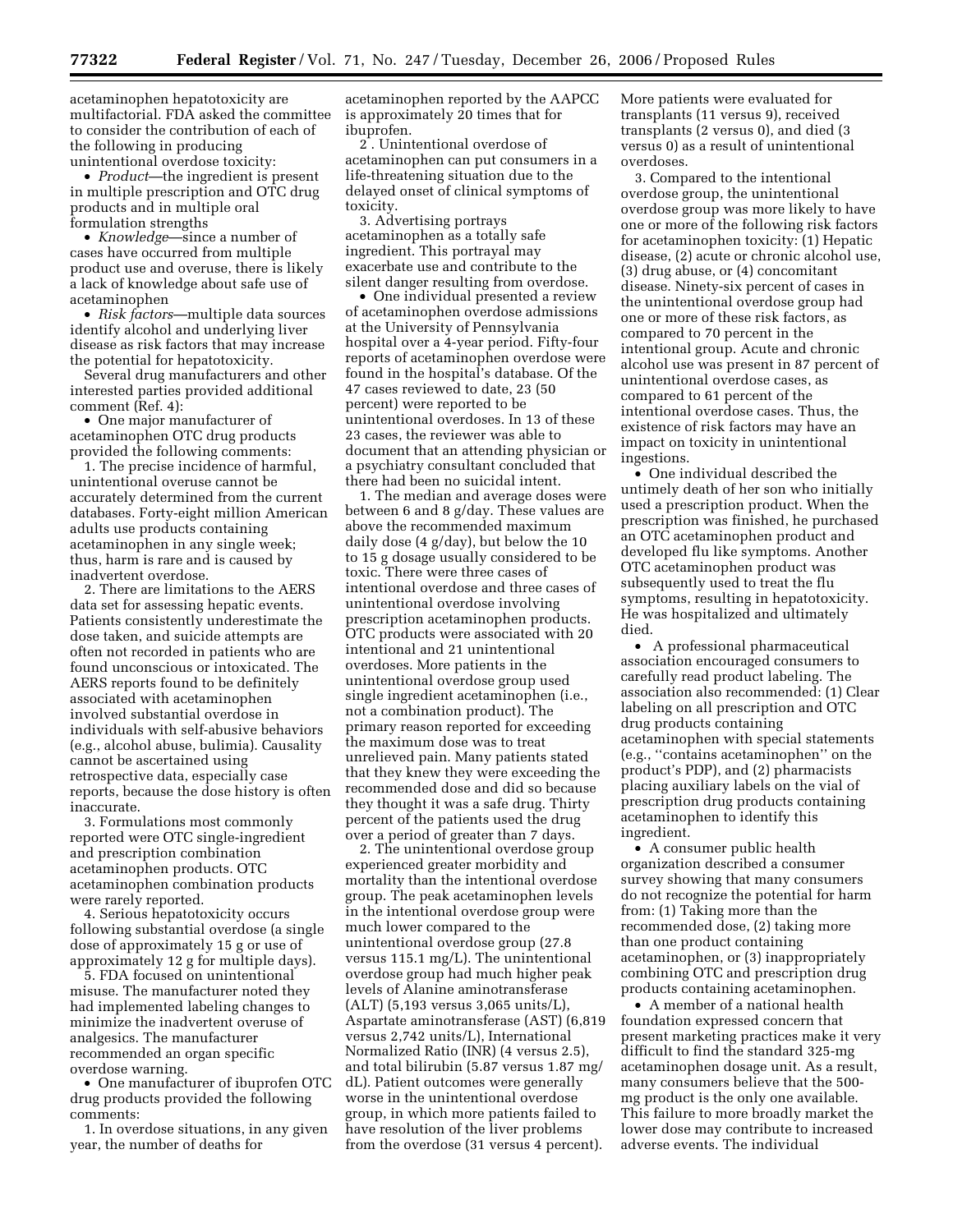acetaminophen hepatotoxicity are multifactorial. FDA asked the committee to consider the contribution of each of the following in producing unintentional overdose toxicity:

- *Product*—the ingredient is present in multiple prescription and OTC drug products and in multiple oral formulation strengths
- *Knowledge*—since a number of cases have occurred from multiple product use and overuse, there is likely a lack of knowledge about safe use of acetaminophen
- *Risk factors*—multiple data sources identify alcohol and underlying liver disease as risk factors that may increase the potential for hepatotoxicity.

Several drug manufacturers and other interested parties provided additional comment (Ref. 4):

- One major manufacturer of acetaminophen OTC drug products provided the following comments:

1. The precise incidence of harmful, unintentional overuse cannot be accurately determined from the current databases. Forty-eight million American adults use products containing acetaminophen in any single week; thus, harm is rare and is caused by inadvertent overdose.

2. There are limitations to the AERS data set for assessing hepatic events. Patients consistently underestimate the dose taken, and suicide attempts are often not recorded in patients who are found unconscious or intoxicated. The AERS reports found to be definitely associated with acetaminophen involved substantial overdose in individuals with self-abusive behaviors (e.g., alcohol abuse, bulimia). Causality cannot be ascertained using retrospective data, especially case reports, because the dose history is often inaccurate.

3. Formulations most commonly reported were OTC single-ingredient and prescription combination acetaminophen products. OTC acetaminophen combination products were rarely reported.

4. Serious hepatotoxicity occurs following substantial overdose (a single dose of approximately 15 g or use of approximately 12 g for multiple days).

5. FDA focused on unintentional misuse. The manufacturer noted they had implemented labeling changes to minimize the inadvertent overuse of analgesics. The manufacturer recommended an organ specific overdose warning.

- One manufacturer of ibuprofen OTC drug products provided the following comments:

1. In overdose situations, in any given year, the number of deaths for acetaminophen reported by the AAPCC is approximately 20 times that for ibuprofen.

2. Unintentional overdose of acetaminophen can put consumers in a life-threatening situation due to the delayed onset of clinical symptoms of toxicity.

3. Advertising portrays acetaminophen as a totally safe ingredient. This portrayal may exacerbate use and contribute to the silent danger resulting from overdose.

- One individual presented a review of acetaminophen overdose admissions at the University of Pennsylvania hospital over a 4-year period. Fifty-four reports of acetaminophen overdose were found in the hospital's database. Of the 47 cases reviewed to date, 23 (50 percent) were reported to be unintentional overdoses. In 13 of these 23 cases, the reviewer was able to document that an attending physician or a psychiatry consultant concluded that there had been no suicidal intent.

1. The median and average doses were between 6 and 8 g/day. These values are above the recommended maximum daily dose (4 g/day), but below the 10 to 15 g dosage usually considered to be toxic. There were three cases of intentional overdose and three cases of unintentional overdose involving prescription acetaminophen products. OTC products were associated with 20 intentional and 21 unintentional overdoses. More patients in the unintentional overdose group used single ingredient acetaminophen (i.e., not a combination product). The primary reason reported for exceeding the maximum dose was to treat unrelieved pain. Many patients stated that they knew they were exceeding the recommended dose and did so because they thought it was a safe drug. Thirty percent of the patients used the drug over a period of greater than 7 days.

2. The unintentional overdose group experienced greater morbidity and mortality than the intentional overdose group. The peak acetaminophen levels in the intentional overdose group were much lower compared to the unintentional overdose group (27.8 versus 115.1 mg/L). The unintentional overdose group had much higher peak levels of Alanine aminotransferase (ALT) (5,193 versus 3,065 units/L), Aspartate aminotransferase (AST) (6,819 versus 2,742 units/L), International Normalized Ratio (INR) (4 versus 2.5), and total bilirubin (5.87 versus 1.87 mg/dL). Patient outcomes were generally worse in the unintentional overdose group, in which more patients failed to have resolution of the liver problems from the overdose (31 versus 4 percent). More patients were evaluated for transplants (11 versus 9), received transplants (2 versus 0), and died (3 versus 0) as a result of unintentional overdoses.

3. Compared to the intentional overdose group, the unintentional overdose group was more likely to have one or more of the following risk factors for acetaminophen toxicity: (1) Hepatic disease, (2) acute or chronic alcohol use, (3) drug abuse, or (4) concomitant disease. Ninety-six percent of cases in the unintentional overdose group had one or more of these risk factors, as compared to 70 percent in the intentional group. Acute and chronic alcohol use was present in 87 percent of unintentional overdose cases, as compared to 61 percent of the intentional overdose cases. Thus, the existence of risk factors may have an impact on toxicity in unintentional ingestions.

- One individual described the untimely death of her son who initially used a prescription product. When the prescription was finished, he purchased an OTC acetaminophen product and developed flu like symptoms. Another OTC acetaminophen product was subsequently used to treat the flu symptoms, resulting in hepatotoxicity. He was hospitalized and ultimately died.

- A professional pharmaceutical association encouraged consumers to carefully read product labeling. The association also recommended: (1) Clear labeling on all prescription and OTC drug products containing acetaminophen with special statements (e.g., "contains acetaminophen" on the product's PDP), and (2) pharmacists placing auxiliary labels on the vial of prescription drug products containing acetaminophen to identify this ingredient.

- A consumer public health organization described a consumer survey showing that many consumers do not recognize the potential for harm from: (1) Taking more than the recommended dose, (2) taking more than one product containing acetaminophen, or (3) inappropriately combining OTC and prescription drug products containing acetaminophen.

- A member of a national health foundation expressed concern that present marketing practices make it very difficult to find the standard 325-mg acetaminophen dosage unit. As a result, many consumers believe that the 500-mg product is the only one available. This failure to more broadly market the lower dose may contribute to increased adverse events. The individual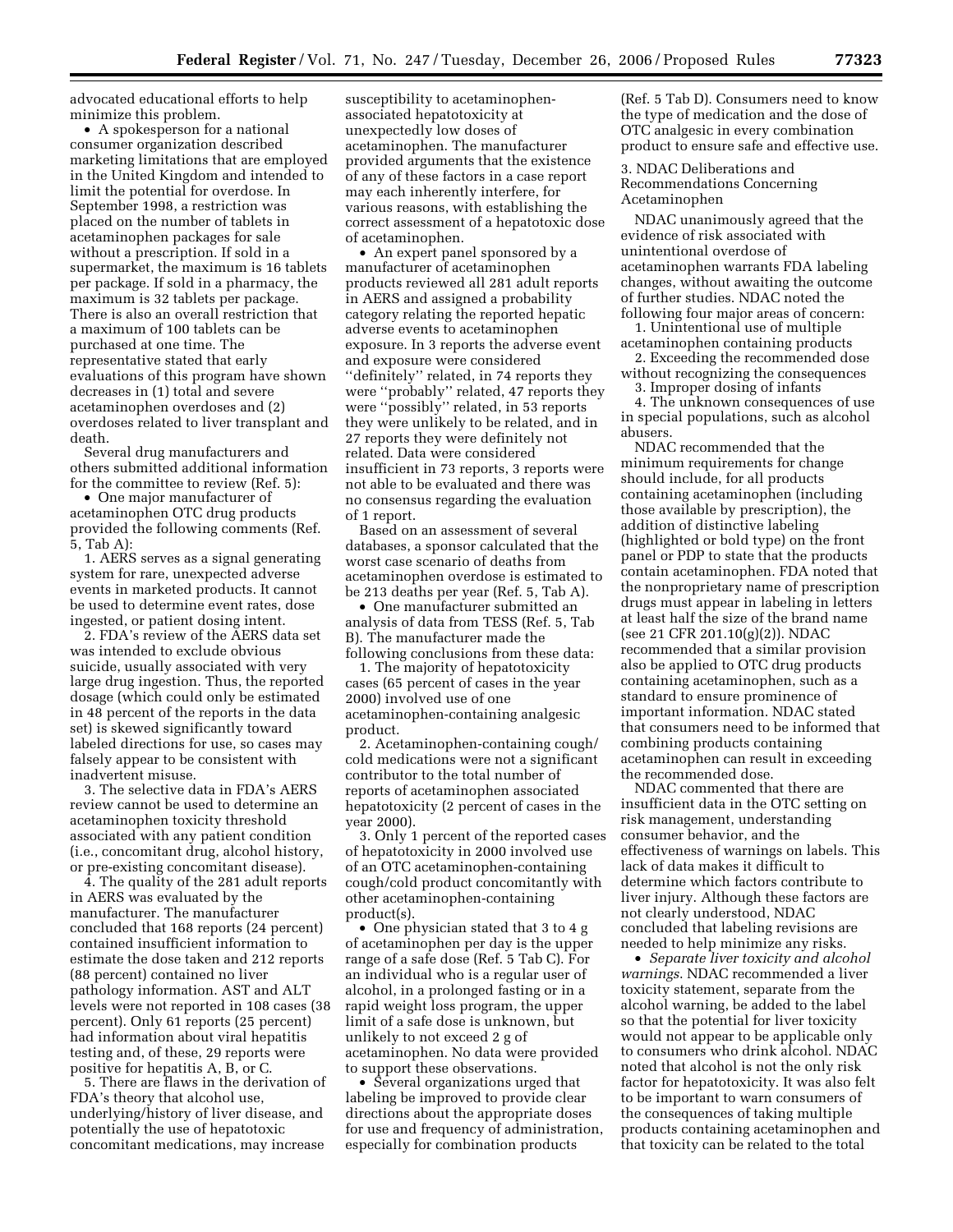advocated educational efforts to help minimize this problem.

- A spokesperson for a national consumer organization described marketing limitations that are employed in the United Kingdom and intended to limit the potential for overdose. In September 1998, a restriction was placed on the number of tablets in acetaminophen packages for sale without a prescription. If sold in a supermarket, the maximum is 16 tablets per package. If sold in a pharmacy, the maximum is 32 tablets per package. There is also an overall restriction that a maximum of 100 tablets can be purchased at one time. The representative stated that early evaluations of this program have shown decreases in (1) total and severe acetaminophen overdoses and (2) overdoses related to liver transplant and death.

Several drug manufacturers and others submitted additional information for the committee to review (Ref. 5):

- One major manufacturer of acetaminophen OTC drug products provided the following comments (Ref. 5, Tab A):

1. AERS serves as a signal generating system for rare, unexpected adverse events in marketed products. It cannot be used to determine event rates, dose ingested, or patient dosing intent.

2. FDA's review of the AERS data set was intended to exclude obvious suicide, usually associated with very large drug ingestion. Thus, the reported dosage (which could only be estimated in 48 percent of the reports in the data set) is skewed significantly toward labeled directions for use, so cases may falsely appear to be consistent with inadvertent misuse.

3. The selective data in FDA's AERS review cannot be used to determine an acetaminophen toxicity threshold associated with any patient condition (i.e., concomitant drug, alcohol history, or pre-existing concomitant disease).

4. The quality of the 281 adult reports in AERS was evaluated by the manufacturer. The manufacturer concluded that 168 reports (24 percent) contained insufficient information to estimate the dose taken and 212 reports (88 percent) contained no liver pathology information. AST and ALT levels were not reported in 108 cases (38 percent). Only 61 reports (25 percent) had information about viral hepatitis testing and, of these, 29 reports were positive for hepatitis A, B, or C.

5. There are flaws in the derivation of FDA's theory that alcohol use, underlying/history of liver disease, and potentially the use of hepatotoxic concomitant medications, may increase susceptibility to acetaminophen-associated hepatotoxicity at unexpectedly low doses of acetaminophen. The manufacturer provided arguments that the existence of any of these factors in a case report may each inherently interfere, for various reasons, with establishing the correct assessment of a hepatotoxic dose of acetaminophen.

- An expert panel sponsored by a manufacturer of acetaminophen products reviewed all 281 adult reports in AERS and assigned a probability category relating the reported hepatic adverse events to acetaminophen exposure. In 3 reports the adverse event and exposure were considered "definitely" related, in 74 reports they were "probably" related, 47 reports they were "possibly" related, in 53 reports they were unlikely to be related, and in 27 reports they were definitely not related. Data were considered insufficient in 73 reports, 3 reports were not able to be evaluated and there was no consensus regarding the evaluation of 1 report.

Based on an assessment of several databases, a sponsor calculated that the worst case scenario of deaths from acetaminophen overdose is estimated to be 213 deaths per year (Ref. 5, Tab A).

- One manufacturer submitted an analysis of data from TESS (Ref. 5, Tab B). The manufacturer made the following conclusions from these data:

1. The majority of hepatotoxicity cases (65 percent of cases in the year 2000) involved use of one acetaminophen-containing analgesic product.

2. Acetaminophen-containing cough/cold medications were not a significant contributor to the total number of reports of acetaminophen associated hepatotoxicity (2 percent of cases in the year 2000).

3. Only 1 percent of the reported cases of hepatotoxicity in 2000 involved use of an OTC acetaminophen-containing cough/cold product concomitantly with other acetaminophen-containing product(s).

- One physician stated that 3 to 4 g of acetaminophen per day is the upper range of a safe dose (Ref. 5 Tab C). For an individual who is a regular user of alcohol, in a prolonged fasting or in a rapid weight loss program, the upper limit of a safe dose is unknown, but unlikely to not exceed 2 g of acetaminophen. No data were provided to support these observations.

- Several organizations urged that labeling be improved to provide clear directions about the appropriate doses for use and frequency of administration, especially for combination products (Ref. 5 Tab D). Consumers need to know the type of medication and the dose of OTC analgesic in every combination product to ensure safe and effective use.

### 3. NDAC Deliberations and Recommendations Concerning Acetaminophen

NDAC unanimously agreed that the evidence of risk associated with unintentional overdose of acetaminophen warrants FDA labeling changes, without awaiting the outcome of further studies. NDAC noted the following four major areas of concern:

1. Unintentional use of multiple acetaminophen containing products
2. Exceeding the recommended dose without recognizing the consequences
3. Improper dosing of infants
4. The unknown consequences of use in special populations, such as alcohol abusers.

NDAC recommended that the minimum requirements for change should include, for all products containing acetaminophen (including those available by prescription), the addition of distinctive labeling (highlighted or bold type) on the front panel or PDP to state that the products contain acetaminophen. FDA noted that the nonproprietary name of prescription drugs must appear in labeling in letters at least half the size of the brand name (see 21 CFR 201.10(g)(2)). NDAC recommended that a similar provision also be applied to OTC drug products containing acetaminophen, such as a standard to ensure prominence of important information. NDAC stated that consumers need to be informed that combining products containing acetaminophen can result in exceeding the recommended dose.

NDAC commented that there are insufficient data in the OTC setting on risk management, understanding consumer behavior, and the effectiveness of warnings on labels. This lack of data makes it difficult to determine which factors contribute to liver injury. Although these factors are not clearly understood, NDAC concluded that labeling revisions are needed to help minimize any risks.

- *Separate liver toxicity and alcohol warnings.* NDAC recommended a liver toxicity statement, separate from the alcohol warning, be added to the label so that the potential for liver toxicity would not appear to be applicable only to consumers who drink alcohol. NDAC noted that alcohol is not the only risk factor for hepatotoxicity. It was also felt to be important to warn consumers of the consequences of taking multiple products containing acetaminophen and that toxicity can be related to the total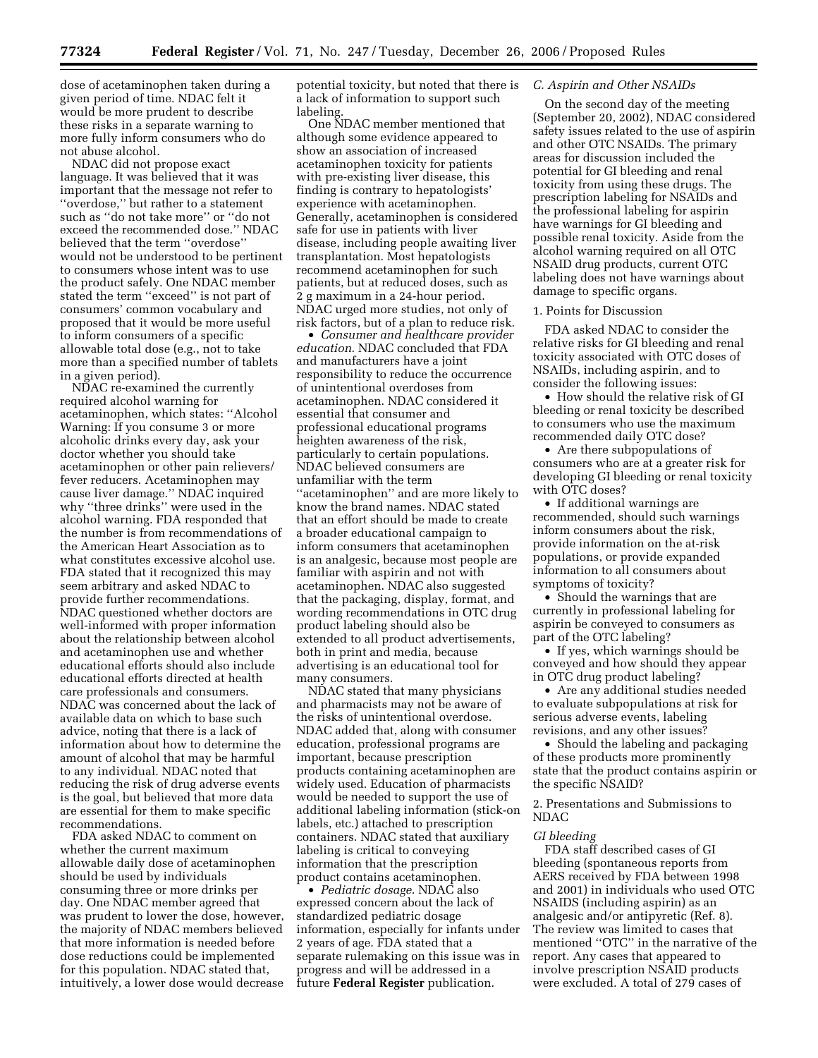dose of acetaminophen taken during a given period of time. NDAC felt it would be more prudent to describe these risks in a separate warning to more fully inform consumers who do not abuse alcohol.

NDAC did not propose exact language. It was believed that it was important that the message not refer to ''overdose,'' but rather to a statement such as ''do not take more'' or ''do not exceed the recommended dose.'' NDAC believed that the term ''overdose'' would not be understood to be pertinent to consumers whose intent was to use the product safely. One NDAC member stated the term ''exceed'' is not part of consumers' common vocabulary and proposed that it would be more useful to inform consumers of a specific allowable total dose (e.g., not to take more than a specified number of tablets in a given period).

NDAC re-examined the currently required alcohol warning for acetaminophen, which states: ''Alcohol Warning: If you consume 3 or more alcoholic drinks every day, ask your doctor whether you should take acetaminophen or other pain relievers/fever reducers. Acetaminophen may cause liver damage.'' NDAC inquired why ''three drinks'' were used in the alcohol warning. FDA responded that the number is from recommendations of the American Heart Association as to what constitutes excessive alcohol use. FDA stated that it recognized this may seem arbitrary and asked NDAC to provide further recommendations. NDAC questioned whether doctors are well-informed with proper information about the relationship between alcohol and acetaminophen use and whether educational efforts should also include educational efforts directed at health care professionals and consumers. NDAC was concerned about the lack of available data on which to base such advice, noting that there is a lack of information about how to determine the amount of alcohol that may be harmful to any individual. NDAC noted that reducing the risk of drug adverse events is the goal, but believed that more data are essential for them to make specific recommendations.

FDA asked NDAC to comment on whether the current maximum allowable daily dose of acetaminophen should be used by individuals consuming three or more drinks per day. One NDAC member agreed that was prudent to lower the dose, however, the majority of NDAC members believed that more information is needed before dose reductions could be implemented for this population. NDAC stated that, intuitively, a lower dose would decrease potential toxicity, but noted that there is a lack of information to support such labeling.

One NDAC member mentioned that although some evidence appeared to show an association of increased acetaminophen toxicity for patients with pre-existing liver disease, this finding is contrary to hepatologists' experience with acetaminophen. Generally, acetaminophen is considered safe for use in patients with liver disease, including people awaiting liver transplantation. Most hepatologists recommend acetaminophen for such patients, but at reduced doses, such as 2 g maximum in a 24-hour period. NDAC urged more studies, not only of risk factors, but of a plan to reduce risk.

- *Consumer and healthcare provider education.* NDAC concluded that FDA and manufacturers have a joint responsibility to reduce the occurrence of unintentional overdoses from acetaminophen. NDAC considered it essential that consumer and professional educational programs heighten awareness of the risk, particularly to certain populations. NDAC believed consumers are unfamiliar with the term ''acetaminophen'' and are more likely to know the brand names. NDAC stated that an effort should be made to create a broader educational campaign to inform consumers that acetaminophen is an analgesic, because most people are familiar with aspirin and not with acetaminophen. NDAC also suggested that the packaging, display, format, and wording recommendations in OTC drug product labeling should also be extended to all product advertisements, both in print and media, because advertising is an educational tool for many consumers.

NDAC stated that many physicians and pharmacists may not be aware of the risks of unintentional overdose. NDAC added that, along with consumer education, professional programs are important, because prescription products containing acetaminophen are widely used. Education of pharmacists would be needed to support the use of additional labeling information (stick-on labels, etc.) attached to prescription containers. NDAC stated that auxiliary labeling is critical to conveying information that the prescription product contains acetaminophen.

- *Pediatric dosage.* NDAC also expressed concern about the lack of standardized pediatric dosage information, especially for infants under 2 years of age. FDA stated that a separate rulemaking on this issue was in progress and will be addressed in a future **Federal Register** publication.

### *C. Aspirin and Other NSAIDs*

On the second day of the meeting (September 20, 2002), NDAC considered safety issues related to the use of aspirin and other OTC NSAIDs. The primary areas for discussion included the potential for GI bleeding and renal toxicity from using these drugs. The prescription labeling for NSAIDs and the professional labeling for aspirin have warnings for GI bleeding and possible renal toxicity. Aside from the alcohol warning required on all OTC NSAID drug products, current OTC labeling does not have warnings about damage to specific organs.

#### 1. Points for Discussion

FDA asked NDAC to consider the relative risks for GI bleeding and renal toxicity associated with OTC doses of NSAIDs, including aspirin, and to consider the following issues:

- How should the relative risk of GI bleeding or renal toxicity be described to consumers who use the maximum recommended daily OTC dose?
- Are there subpopulations of consumers who are at a greater risk for developing GI bleeding or renal toxicity with OTC doses?
- If additional warnings are recommended, should such warnings inform consumers about the risk, provide information on the at-risk populations, or provide expanded information to all consumers about symptoms of toxicity?
- Should the warnings that are currently in professional labeling for aspirin be conveyed to consumers as part of the OTC labeling?
- If yes, which warnings should be conveyed and how should they appear in OTC drug product labeling?
- Are any additional studies needed to evaluate subpopulations at risk for serious adverse events, labeling revisions, and any other issues?
- Should the labeling and packaging of these products more prominently state that the product contains aspirin or the specific NSAID?

#### 2. Presentations and Submissions to NDAC

*GI bleeding*

FDA staff described cases of GI bleeding (spontaneous reports from AERS received by FDA between 1998 and 2001) in individuals who used OTC NSAIDS (including aspirin) as an analgesic and/or antipyretic (Ref. 8). The review was limited to cases that mentioned ''OTC'' in the narrative of the report. Any cases that appeared to involve prescription NSAID products were excluded. A total of 279 cases of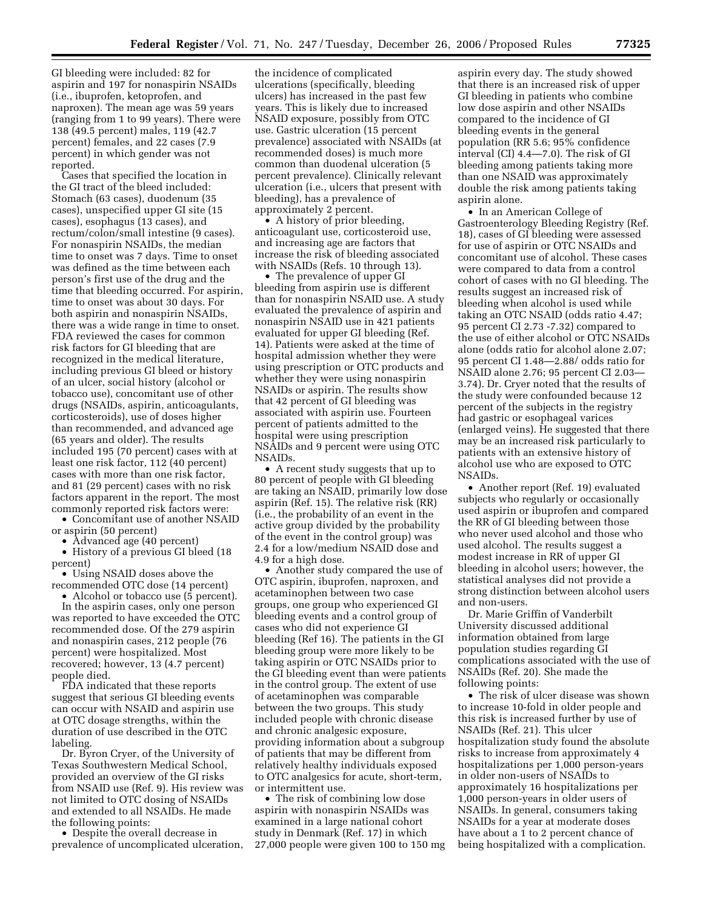GI bleeding were included: 82 for aspirin and 197 for nonaspirin NSAIDs (i.e., ibuprofen, ketoprofen, and naproxen). The mean age was 59 years (ranging from 1 to 99 years). There were 138 (49.5 percent) males, 119 (42.7 percent) females, and 22 cases (7.9 percent) in which gender was not reported.

Cases that specified the location in the GI tract of the bleed included: Stomach (63 cases), duodenum (35 cases), unspecified upper GI site (15 cases), esophagus (13 cases), and rectum/colon/small intestine (9 cases). For nonaspirin NSAIDs, the median time to onset was 7 days. Time to onset was defined as the time between each person's first use of the drug and the time that bleeding occurred. For aspirin, time to onset was about 30 days. For both aspirin and nonaspirin NSAIDs, there was a wide range in time to onset. FDA reviewed the cases for common risk factors for GI bleeding that are recognized in the medical literature, including previous GI bleed or history of an ulcer, social history (alcohol or tobacco use), concomitant use of other drugs (NSAIDs, aspirin, anticoagulants, corticosteroids), use of doses higher than recommended, and advanced age (65 years and older). The results included 195 (70 percent) cases with at least one risk factor, 112 (40 percent) cases with more than one risk factor, and 81 (29 percent) cases with no risk factors apparent in the report. The most commonly reported risk factors were:

- Concomitant use of another NSAID or aspirin (50 percent)
- Advanced age (40 percent)
- History of a previous GI bleed (18 percent)
- Using NSAID doses above the recommended OTC dose (14 percent)
- Alcohol or tobacco use (5 percent).

In the aspirin cases, only one person was reported to have exceeded the OTC recommended dose. Of the 279 aspirin and nonaspirin cases, 212 people (76 percent) were hospitalized. Most recovered; however, 13 (4.7 percent) people died.

FDA indicated that these reports suggest that serious GI bleeding events can occur with NSAID and aspirin use at OTC dosage strengths, within the duration of use described in the OTC labeling.

Dr. Byron Cryer, of the University of Texas Southwestern Medical School, provided an overview of the GI risks from NSAID use (Ref. 9). His review was not limited to OTC dosing of NSAIDs and extended to all NSAIDs. He made the following points:

- Despite the overall decrease in prevalence of uncomplicated ulceration, the incidence of complicated ulcerations (specifically, bleeding ulcers) has increased in the past few years. This is likely due to increased NSAID exposure, possibly from OTC use. Gastric ulceration (15 percent prevalence) associated with NSAIDs (at recommended doses) is much more common than duodenal ulceration (5 percent prevalence). Clinically relevant ulceration (i.e., ulcers that present with bleeding), has a prevalence of approximately 2 percent.
- A history of prior bleeding, anticoagulant use, corticosteroid use, and increasing age are factors that increase the risk of bleeding associated with NSAIDs (Refs. 10 through 13).
- The prevalence of upper GI bleeding from aspirin use is different than for nonaspirin NSAID use. A study evaluated the prevalence of aspirin and nonaspirin NSAID use in 421 patients evaluated for upper GI bleeding (Ref. 14). Patients were asked at the time of hospital admission whether they were using prescription or OTC products and whether they were using nonaspirin NSAIDs or aspirin. The results show that 42 percent of GI bleeding was associated with aspirin use. Fourteen percent of patients admitted to the hospital were using prescription NSAIDs and 9 percent were using OTC NSAIDs.
- A recent study suggests that up to 80 percent of people with GI bleeding are taking an NSAID, primarily low dose aspirin (Ref. 15). The relative risk (RR) (i.e., the probability of an event in the active group divided by the probability of the event in the control group) was 2.4 for a low/medium NSAID dose and 4.9 for a high dose.
- Another study compared the use of OTC aspirin, ibuprofen, naproxen, and acetaminophen between two case groups, one group who experienced GI bleeding events and a control group of cases who did not experience GI bleeding (Ref 16). The patients in the GI bleeding group were more likely to be taking aspirin or OTC NSAIDs prior to the GI bleeding event than were patients in the control group. The extent of use of acetaminophen was comparable between the two groups. This study included people with chronic disease and chronic analgesic exposure, providing information about a subgroup of patients that may be different from relatively healthy individuals exposed to OTC analgesics for acute, short-term, or intermittent use.
- The risk of combining low dose aspirin with nonaspirin NSAIDs was examined in a large national cohort study in Denmark (Ref. 17) in which 27,000 people were given 100 to 150 mg aspirin every day. The study showed that there is an increased risk of upper GI bleeding in patients who combine low dose aspirin and other NSAIDs compared to the incidence of GI bleeding events in the general population (RR 5.6; 95% confidence interval (CI) 4.4—7.0). The risk of GI bleeding among patients taking more than one NSAID was approximately double the risk among patients taking aspirin alone.
- In an American College of Gastroenterology Bleeding Registry (Ref. 18), cases of GI bleeding were assessed for use of aspirin or OTC NSAIDs and concomitant use of alcohol. These cases were compared to data from a control cohort of cases with no GI bleeding. The results suggest an increased risk of bleeding when alcohol is used while taking an OTC NSAID (odds ratio 4.47; 95 percent CI 2.73 -7.32) compared to the use of either alcohol or OTC NSAIDs alone (odds ratio for alcohol alone 2.07; 95 percent CI 1.48—2.88/ odds ratio for NSAID alone 2.76; 95 percent CI 2.03—3.74). Dr. Cryer noted that the results of the study were confounded because 12 percent of the subjects in the registry had gastric or esophageal varices (enlarged veins). He suggested that there may be an increased risk particularly to patients with an extensive history of alcohol use who are exposed to OTC NSAIDs.
- Another report (Ref. 19) evaluated subjects who regularly or occasionally used aspirin or ibuprofen and compared the RR of GI bleeding between those who never used alcohol and those who used alcohol. The results suggest a modest increase in RR of upper GI bleeding in alcohol users; however, the statistical analyses did not provide a strong distinction between alcohol users and non-users.

Dr. Marie Griffin of Vanderbilt University discussed additional information obtained from large population studies regarding GI complications associated with the use of NSAIDs (Ref. 20). She made the following points:

- The risk of ulcer disease was shown to increase 10-fold in older people and this risk is increased further by use of NSAIDs (Ref. 21). This ulcer hospitalization study found the absolute risks to increase from approximately 4 hospitalizations per 1,000 person-years in older non-users of NSAIDs to approximately 16 hospitalizations per 1,000 person-years in older users of NSAIDs. In general, consumers taking NSAIDs for a year at moderate doses have about a 1 to 2 percent chance of being hospitalized with a complication.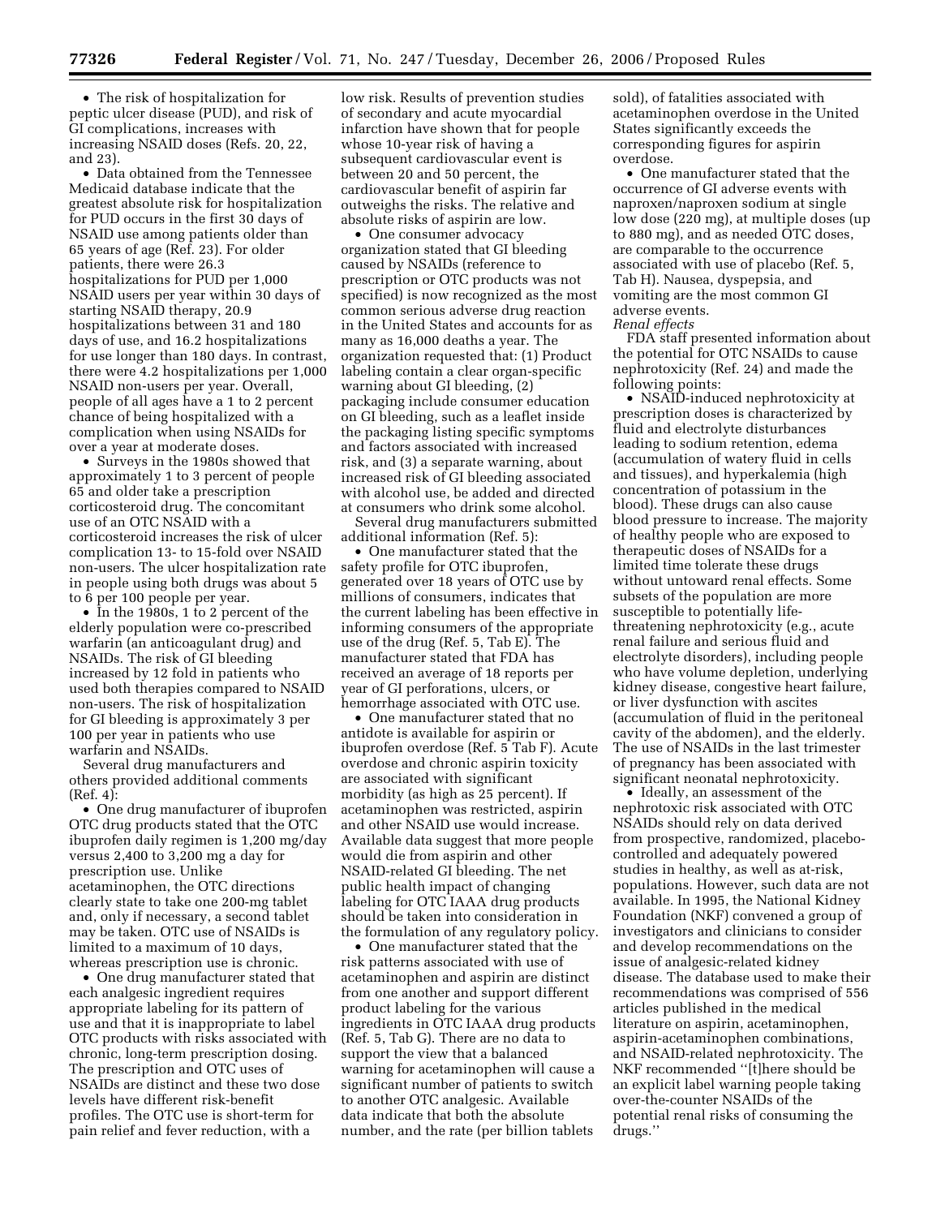- The risk of hospitalization for peptic ulcer disease (PUD), and risk of GI complications, increases with increasing NSAID doses (Refs. 20, 22, and 23).
- Data obtained from the Tennessee Medicaid database indicate that the greatest absolute risk for hospitalization for PUD occurs in the first 30 days of NSAID use among patients older than 65 years of age (Ref. 23). For older patients, there were 26.3 hospitalizations for PUD per 1,000 NSAID users per year within 30 days of starting NSAID therapy, 20.9 hospitalizations between 31 and 180 days of use, and 16.2 hospitalizations for use longer than 180 days. In contrast, there were 4.2 hospitalizations per 1,000 NSAID non-users per year. Overall, people of all ages have a 1 to 2 percent chance of being hospitalized with a complication when using NSAIDs for over a year at moderate doses.
- Surveys in the 1980s showed that approximately 1 to 3 percent of people 65 and older take a prescription corticosteroid drug. The concomitant use of an OTC NSAID with a corticosteroid increases the risk of ulcer complication 13- to 15-fold over NSAID non-users. The ulcer hospitalization rate in people using both drugs was about 5 to 6 per 100 people per year.
- In the 1980s, 1 to 2 percent of the elderly population were co-prescribed warfarin (an anticoagulant drug) and NSAIDs. The risk of GI bleeding increased by 12 fold in patients who used both therapies compared to NSAID non-users. The risk of hospitalization for GI bleeding is approximately 3 per 100 per year in patients who use warfarin and NSAIDs.

Several drug manufacturers and others provided additional comments (Ref. 4):

- One drug manufacturer of ibuprofen OTC drug products stated that the OTC ibuprofen daily regimen is 1,200 mg/day versus 2,400 to 3,200 mg a day for prescription use. Unlike acetaminophen, the OTC directions clearly state to take one 200-mg tablet and, only if necessary, a second tablet may be taken. OTC use of NSAIDs is limited to a maximum of 10 days, whereas prescription use is chronic.
- One drug manufacturer stated that each analgesic ingredient requires appropriate labeling for its pattern of use and that it is inappropriate to label OTC products with risks associated with chronic, long-term prescription dosing. The prescription and OTC uses of NSAIDs are distinct and these two dose levels have different risk-benefit profiles. The OTC use is short-term for pain relief and fever reduction, with a low risk. Results of prevention studies of secondary and acute myocardial infarction have shown that for people whose 10-year risk of having a subsequent cardiovascular event is between 20 and 50 percent, the cardiovascular benefit of aspirin far outweighs the risks. The relative and absolute risks of aspirin are low.
- One consumer advocacy organization stated that GI bleeding caused by NSAIDs (reference to prescription or OTC products was not specified) is now recognized as the most common serious adverse drug reaction in the United States and accounts for as many as 16,000 deaths a year. The organization requested that: (1) Product labeling contain a clear organ-specific warning about GI bleeding, (2) packaging include consumer education on GI bleeding, such as a leaflet inside the packaging listing specific symptoms and factors associated with increased risk, and (3) a separate warning, about increased risk of GI bleeding associated with alcohol use, be added and directed at consumers who drink some alcohol.

Several drug manufacturers submitted additional information (Ref. 5):

- One manufacturer stated that the safety profile for OTC ibuprofen, generated over 18 years of OTC use by millions of consumers, indicates that the current labeling has been effective in informing consumers of the appropriate use of the drug (Ref. 5, Tab E). The manufacturer stated that FDA has received an average of 18 reports per year of GI perforations, ulcers, or hemorrhage associated with OTC use.
- One manufacturer stated that no antidote is available for aspirin or ibuprofen overdose (Ref. 5 Tab F). Acute overdose and chronic aspirin toxicity are associated with significant morbidity (as high as 25 percent). If acetaminophen was restricted, aspirin and other NSAID use would increase. Available data suggest that more people would die from aspirin and other NSAID-related GI bleeding. The net public health impact of changing labeling for OTC IAAA drug products should be taken into consideration in the formulation of any regulatory policy.
- One manufacturer stated that the risk patterns associated with use of acetaminophen and aspirin are distinct from one another and support different product labeling for the various ingredients in OTC IAAA drug products (Ref. 5, Tab G). There are no data to support the view that a balanced warning for acetaminophen will cause a significant number of patients to switch to another OTC analgesic. Available data indicate that both the absolute number, and the rate (per billion tablets sold), of fatalities associated with acetaminophen overdose in the United States significantly exceeds the corresponding figures for aspirin overdose.
- One manufacturer stated that the occurrence of GI adverse events with naproxen/naproxen sodium at single low dose (220 mg), at multiple doses (up to 880 mg), and as needed OTC doses, are comparable to the occurrence associated with use of placebo (Ref. 5, Tab H). Nausea, dyspepsia, and vomiting are the most common GI adverse events.

*Renal effects*

FDA staff presented information about the potential for OTC NSAIDs to cause nephrotoxicity (Ref. 24) and made the following points:

- NSAID-induced nephrotoxicity at prescription doses is characterized by fluid and electrolyte disturbances leading to sodium retention, edema (accumulation of watery fluid in cells and tissues), and hyperkalemia (high concentration of potassium in the blood). These drugs can also cause blood pressure to increase. The majority of healthy people who are exposed to therapeutic doses of NSAIDs for a limited time tolerate these drugs without untoward renal effects. Some subsets of the population are more susceptible to potentially life-threatening nephrotoxicity (e.g., acute renal failure and serious fluid and electrolyte disorders), including people who have volume depletion, underlying kidney disease, congestive heart failure, or liver dysfunction with ascites (accumulation of fluid in the peritoneal cavity of the abdomen), and the elderly. The use of NSAIDs in the last trimester of pregnancy has been associated with significant neonatal nephrotoxicity.
- Ideally, an assessment of the nephrotoxic risk associated with OTC NSAIDs should rely on data derived from prospective, randomized, placebo-controlled and adequately powered studies in healthy, as well as at-risk, populations. However, such data are not available. In 1995, the National Kidney Foundation (NKF) convened a group of investigators and clinicians to consider and develop recommendations on the issue of analgesic-related kidney disease. The database used to make their recommendations was comprised of 556 articles published in the medical literature on aspirin, acetaminophen, aspirin-acetaminophen combinations, and NSAID-related nephrotoxicity. The NKF recommended "[t]here should be an explicit label warning people taking over-the-counter NSAIDs of the potential renal risks of consuming the drugs."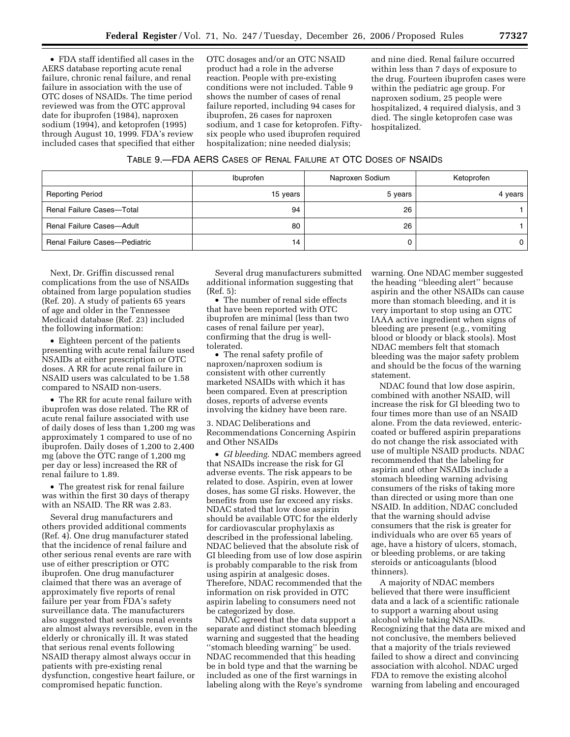• FDA staff identified all cases in the AERS database reporting acute renal failure, chronic renal failure, and renal failure in association with the use of OTC doses of NSAIDs. The time period reviewed was from the OTC approval date for ibuprofen (1984), naproxen sodium (1994), and ketoprofen (1995) through August 10, 1999. FDA's review included cases that specified that either OTC dosages and/or an OTC NSAID product had a role in the adverse reaction. People with pre-existing conditions were not included. Table 9 shows the number of cases of renal failure reported, including 94 cases for ibuprofen, 26 cases for naproxen sodium, and 1 case for ketoprofen. Fifty-six people who used ibuprofen required hospitalization; nine needed dialysis; and nine died. Renal failure occurred within less than 7 days of exposure to the drug. Fourteen ibuprofen cases were within the pediatric age group. For naproxen sodium, 25 people were hospitalized, 4 required dialysis, and 3 died. The single ketoprofen case was hospitalized.

TABLE 9.—FDA AERS CASES OF RENAL FAILURE AT OTC DOSES OF NSAIDS

| | Ibuprofen | Naproxen Sodium | Ketoprofen |
|---|---|---|---|
| Reporting Period | 15 years | 5 years | 4 years |
| Renal Failure Cases—Total | 94 | 26 | 1 |
| Renal Failure Cases—Adult | 80 | 26 | 1 |
| Renal Failure Cases—Pediatric | 14 | 0 | 0 |

Next, Dr. Griffin discussed renal complications from the use of NSAIDs obtained from large population studies (Ref. 20). A study of patients 65 years of age and older in the Tennessee Medicaid database (Ref. 23) included the following information:

• Eighteen percent of the patients presenting with acute renal failure used NSAIDs at either prescription or OTC doses. A RR for acute renal failure in NSAID users was calculated to be 1.58 compared to NSAID non-users.

• The RR for acute renal failure with ibuprofen was dose related. The RR of acute renal failure associated with use of daily doses of less than 1,200 mg was approximately 1 compared to use of no ibuprofen. Daily doses of 1,200 to 2,400 mg (above the OTC range of 1,200 mg per day or less) increased the RR of renal failure to 1.89.

• The greatest risk for renal failure was within the first 30 days of therapy with an NSAID. The RR was 2.83.

Several drug manufacturers and others provided additional comments (Ref. 4). One drug manufacturer stated that the incidence of renal failure and other serious renal events are rare with use of either prescription or OTC ibuprofen. One drug manufacturer claimed that there was an average of approximately five reports of renal failure per year from FDA's safety surveillance data. The manufacturers also suggested that serious renal events are almost always reversible, even in the elderly or chronically ill. It was stated that serious renal events following NSAID therapy almost always occur in patients with pre-existing renal dysfunction, congestive heart failure, or compromised hepatic function.

Several drug manufacturers submitted additional information suggesting that (Ref. 5):

• The number of renal side effects that have been reported with OTC ibuprofen are minimal (less than two cases of renal failure per year), confirming that the drug is well-tolerated.

• The renal safety profile of naproxen/naproxen sodium is consistent with other currently marketed NSAIDs with which it has been compared. Even at prescription doses, reports of adverse events involving the kidney have been rare.

3. NDAC Deliberations and Recommendations Concerning Aspirin and Other NSAIDs

• *GI bleeding*. NDAC members agreed that NSAIDs increase the risk for GI adverse events. The risk appears to be related to dose. Aspirin, even at lower doses, has some GI risks. However, the benefits from use far exceed any risks. NDAC stated that low dose aspirin should be available OTC for the elderly for cardiovascular prophylaxis as described in the professional labeling. NDAC believed that the absolute risk of GI bleeding from use of low dose aspirin is probably comparable to the risk from using aspirin at analgesic doses. Therefore, NDAC recommended that the information on risk provided in OTC aspirin labeling to consumers need not be categorized by dose.

NDAC agreed that the data support a separate and distinct stomach bleeding warning and suggested that the heading ''stomach bleeding warning'' be used. NDAC recommended that this heading be in bold type and that the warning be included as one of the first warnings in labeling along with the Reye's syndrome warning. One NDAC member suggested the heading ''bleeding alert'' because aspirin and the other NSAIDs can cause more than stomach bleeding, and it is very important to stop using an OTC IAAA active ingredient when signs of bleeding are present (e.g., vomiting blood or bloody or black stools). Most NDAC members felt that stomach bleeding was the major safety problem and should be the focus of the warning statement.

NDAC found that low dose aspirin, combined with another NSAID, will increase the risk for GI bleeding two to four times more than use of an NSAID alone. From the data reviewed, enteric-coated or buffered aspirin preparations do not change the risk associated with use of multiple NSAID products. NDAC recommended that the labeling for aspirin and other NSAIDs include a stomach bleeding warning advising consumers of the risks of taking more than directed or using more than one NSAID. In addition, NDAC concluded that the warning should advise consumers that the risk is greater for individuals who are over 65 years of age, have a history of ulcers, stomach, or bleeding problems, or are taking steroids or anticoagulants (blood thinners).

A majority of NDAC members believed that there were insufficient data and a lack of a scientific rationale to support a warning about using alcohol while taking NSAIDs. Recognizing that the data are mixed and not conclusive, the members believed that a majority of the trials reviewed failed to show a direct and convincing association with alcohol. NDAC urged FDA to remove the existing alcohol warning from labeling and encouraged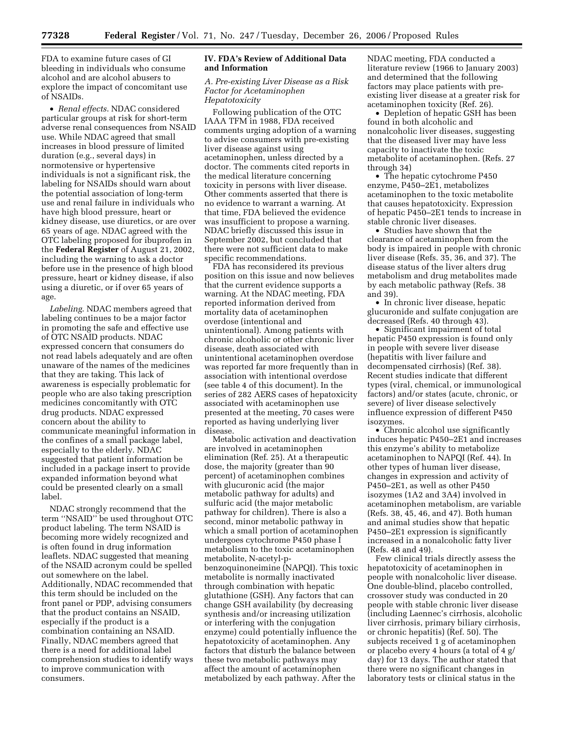FDA to examine future cases of GI bleeding in individuals who consume alcohol and are alcohol abusers to explore the impact of concomitant use of NSAIDs.

- *Renal effects*. NDAC considered particular groups at risk for short-term adverse renal consequences from NSAID use. While NDAC agreed that small increases in blood pressure of limited duration (e.g., several days) in normotensive or hypertensive individuals is not a significant risk, the labeling for NSAIDs should warn about the potential association of long-term use and renal failure in individuals who have high blood pressure, heart or kidney disease, use diuretics, or are over 65 years of age. NDAC agreed with the OTC labeling proposed for ibuprofen in the **Federal Register** of August 21, 2002, including the warning to ask a doctor before use in the presence of high blood pressure, heart or kidney disease, if also using a diuretic, or if over 65 years of age.

*Labeling*. NDAC members agreed that labeling continues to be a major factor in promoting the safe and effective use of OTC NSAID products. NDAC expressed concern that consumers do not read labels adequately and are often unaware of the names of the medicines that they are taking. This lack of awareness is especially problematic for people who are also taking prescription medicines concomitantly with OTC drug products. NDAC expressed concern about the ability to communicate meaningful information in the confines of a small package label, especially to the elderly. NDAC suggested that patient information be included in a package insert to provide expanded information beyond what could be presented clearly on a small label.

NDAC strongly recommend that the term ''NSAID'' be used throughout OTC product labeling. The term NSAID is becoming more widely recognized and is often found in drug information leaflets. NDAC suggested that meaning of the NSAID acronym could be spelled out somewhere on the label. Additionally, NDAC recommended that this term should be included on the front panel or PDP, advising consumers that the product contains an NSAID, especially if the product is a combination containing an NSAID. Finally, NDAC members agreed that there is a need for additional label comprehension studies to identify ways to improve communication with consumers.

## IV. FDA's Review of Additional Data and Information

### *A. Pre-existing Liver Disease as a Risk Factor for Acetaminophen Hepatotoxicity*

Following publication of the OTC IAAA TFM in 1988, FDA received comments urging adoption of a warning to advise consumers with pre-existing liver disease against using acetaminophen, unless directed by a doctor. The comments cited reports in the medical literature concerning toxicity in persons with liver disease. Other comments asserted that there is no evidence to warrant a warning. At that time, FDA believed the evidence was insufficient to propose a warning. NDAC briefly discussed this issue in September 2002, but concluded that there were not sufficient data to make specific recommendations.

FDA has reconsidered its previous position on this issue and now believes that the current evidence supports a warning. At the NDAC meeting, FDA reported information derived from mortality data of acetaminophen overdose (intentional and unintentional). Among patients with chronic alcoholic or other chronic liver disease, death associated with unintentional acetaminophen overdose was reported far more frequently than in association with intentional overdose (see table 4 of this document). In the series of 282 AERS cases of hepatotoxicity associated with acetaminophen use presented at the meeting, 70 cases were reported as having underlying liver disease.

Metabolic activation and deactivation are involved in acetaminophen elimination (Ref. 25). At a therapeutic dose, the majority (greater than 90 percent) of acetaminophen combines with glucuronic acid (the major metabolic pathway for adults) and sulfuric acid (the major metabolic pathway for children). There is also a second, minor metabolic pathway in which a small portion of acetaminophen undergoes cytochrome P450 phase I metabolism to the toxic acetaminophen metabolite, N-acetyl-p-benzoquinoneimine (NAPQI). This toxic metabolite is normally inactivated through combination with hepatic glutathione (GSH). Any factors that can change GSH availability (by decreasing synthesis and/or increasing utilization or interfering with the conjugation enzyme) could potentially influence the hepatotoxicity of acetaminophen. Any factors that disturb the balance between these two metabolic pathways may affect the amount of acetaminophen metabolized by each pathway. After the NDAC meeting, FDA conducted a literature review (1966 to January 2003) and determined that the following factors may place patients with pre-existing liver disease at a greater risk for acetaminophen toxicity (Ref. 26).

- Depletion of hepatic GSH has been found in both alcoholic and nonalcoholic liver diseases, suggesting that the diseased liver may have less capacity to inactivate the toxic metabolite of acetaminophen. (Refs. 27 through 34)
- The hepatic cytochrome P450 enzyme, P450–2E1, metabolizes acetaminophen to the toxic metabolite that causes hepatotoxicity. Expression of hepatic P450–2E1 tends to increase in stable chronic liver diseases.
- Studies have shown that the clearance of acetaminophen from the body is impaired in people with chronic liver disease (Refs. 35, 36, and 37). The disease status of the liver alters drug metabolism and drug metabolites made by each metabolic pathway (Refs. 38 and 39).
- In chronic liver disease, hepatic glucuronide and sulfate conjugation are decreased (Refs. 40 through 43).
- Significant impairment of total hepatic P450 expression is found only in people with severe liver disease (hepatitis with liver failure and decompensated cirrhosis) (Ref. 38). Recent studies indicate that different types (viral, chemical, or immunological factors) and/or states (acute, chronic, or severe) of liver disease selectively influence expression of different P450 isozymes.
- Chronic alcohol use significantly induces hepatic P450–2E1 and increases this enzyme's ability to metabolize acetaminophen to NAPQI (Ref. 44). In other types of human liver disease, changes in expression and activity of P450–2E1, as well as other P450 isozymes (1A2 and 3A4) involved in acetaminophen metabolism, are variable (Refs. 38, 45, 46, and 47). Both human and animal studies show that hepatic P450–2E1 expression is significantly increased in a nonalcoholic fatty liver (Refs. 48 and 49).

Few clinical trials directly assess the hepatotoxicity of acetaminophen in people with nonalcoholic liver disease. One double-blind, placebo controlled, crossover study was conducted in 20 people with stable chronic liver disease (including Laennec's cirrhosis, alcoholic liver cirrhosis, primary biliary cirrhosis, or chronic hepatitis) (Ref. 50). The subjects received 1 g of acetaminophen or placebo every 4 hours (a total of 4 g/day) for 13 days. The author stated that there were no significant changes in laboratory tests or clinical status in the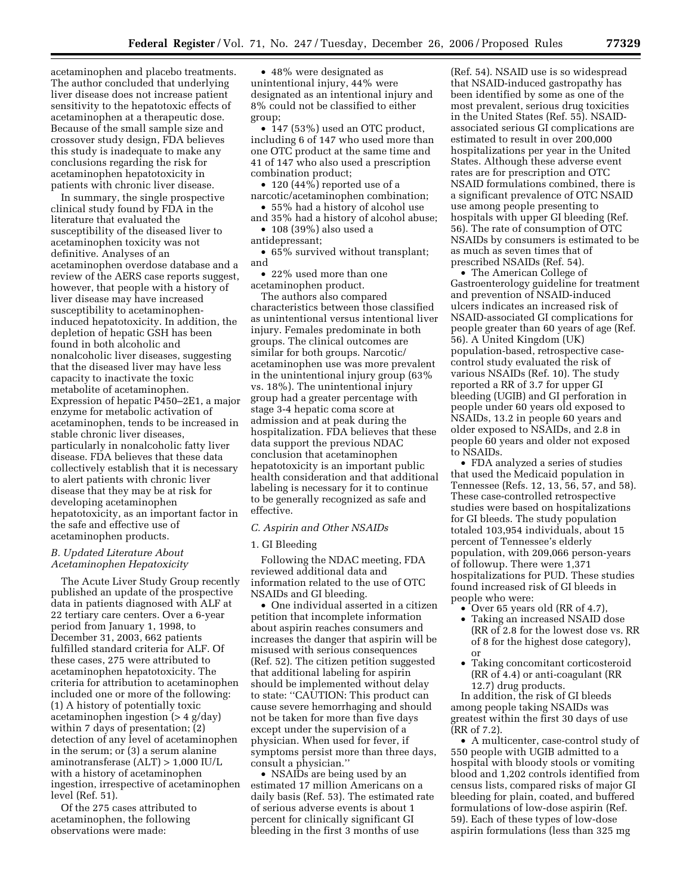acetaminophen and placebo treatments. The author concluded that underlying liver disease does not increase patient sensitivity to the hepatotoxic effects of acetaminophen at a therapeutic dose. Because of the small sample size and crossover study design, FDA believes this study is inadequate to make any conclusions regarding the risk for acetaminophen hepatotoxicity in patients with chronic liver disease.

In summary, the single prospective clinical study found by FDA in the literature that evaluated the susceptibility of the diseased liver to acetaminophen toxicity was not definitive. Analyses of an acetaminophen overdose database and a review of the AERS case reports suggest, however, that people with a history of liver disease may have increased susceptibility to acetaminophen-induced hepatotoxicity. In addition, the depletion of hepatic GSH has been found in both alcoholic and nonalcoholic liver diseases, suggesting that the diseased liver may have less capacity to inactivate the toxic metabolite of acetaminophen. Expression of hepatic P450–2E1, a major enzyme for metabolic activation of acetaminophen, tends to be increased in stable chronic liver diseases, particularly in nonalcoholic fatty liver disease. FDA believes that these data collectively establish that it is necessary to alert patients with chronic liver disease that they may be at risk for developing acetaminophen hepatotoxicity, as an important factor in the safe and effective use of acetaminophen products.

### B. Updated Literature About Acetaminophen Hepatotoxicity

The Acute Liver Study Group recently published an update of the prospective data in patients diagnosed with ALF at 22 tertiary care centers. Over a 6-year period from January 1, 1998, to December 31, 2003, 662 patients fulfilled standard criteria for ALF. Of these cases, 275 were attributed to acetaminophen hepatotoxicity. The criteria for attribution to acetaminophen included one or more of the following: (1) A history of potentially toxic acetaminophen ingestion (> 4 g/day) within 7 days of presentation; (2) detection of any level of acetaminophen in the serum; or (3) a serum alanine aminotransferase (ALT) > 1,000 IU/L with a history of acetaminophen ingestion, irrespective of acetaminophen level (Ref. 51).

Of the 275 cases attributed to acetaminophen, the following observations were made:

- 48% were designated as unintentional injury, 44% were designated as an intentional injury and 8% could not be classified to either group;
- 147 (53%) used an OTC product, including 6 of 147 who used more than one OTC product at the same time and 41 of 147 who also used a prescription combination product;
- 120 (44%) reported use of a narcotic/acetaminophen combination;
- 55% had a history of alcohol use and 35% had a history of alcohol abuse;
- 108 (39%) also used a antidepressant;
- 65% survived without transplant; and
- 22% used more than one acetaminophen product.

The authors also compared characteristics between those classified as unintentional versus intentional liver injury. Females predominate in both groups. The clinical outcomes are similar for both groups. Narcotic/acetaminophen use was more prevalent in the unintentional injury group (63% vs. 18%). The unintentional injury group had a greater percentage with stage 3-4 hepatic coma score at admission and at peak during the hospitalization. FDA believes that these data support the previous NDAC conclusion that acetaminophen hepatotoxicity is an important public health consideration and that additional labeling is necessary for it to continue to be generally recognized as safe and effective.

### C. Aspirin and Other NSAIDs

#### 1. GI Bleeding

Following the NDAC meeting, FDA reviewed additional data and information related to the use of OTC NSAIDs and GI bleeding.

- One individual asserted in a citizen petition that incomplete information about aspirin reaches consumers and increases the danger that aspirin will be misused with serious consequences (Ref. 52). The citizen petition suggested that additional labeling for aspirin should be implemented without delay to state: ''CAUTION: This product can cause severe hemorrhaging and should not be taken for more than five days except under the supervision of a physician. When used for fever, if symptoms persist more than three days, consult a physician.''
- NSAIDs are being used by an estimated 17 million Americans on a daily basis (Ref. 53). The estimated rate of serious adverse events is about 1 percent for clinically significant GI bleeding in the first 3 months of use (Ref. 54). NSAID use is so widespread that NSAID-induced gastropathy has been identified by some as one of the most prevalent, serious drug toxicities in the United States (Ref. 55). NSAID-associated serious GI complications are estimated to result in over 200,000 hospitalizations per year in the United States. Although these adverse event rates are for prescription and OTC NSAID formulations combined, there is a significant prevalence of OTC NSAID use among people presenting to hospitals with upper GI bleeding (Ref. 56). The rate of consumption of OTC NSAIDs by consumers is estimated to be as much as seven times that of prescribed NSAIDs (Ref. 54).
- The American College of Gastroenterology guideline for treatment and prevention of NSAID-induced ulcers indicates an increased risk of NSAID-associated GI complications for people greater than 60 years of age (Ref. 56). A United Kingdom (UK) population-based, retrospective case-control study evaluated the risk of various NSAIDs (Ref. 10). The study reported a RR of 3.7 for upper GI bleeding (UGIB) and GI perforation in people under 60 years old exposed to NSAIDs, 13.2 in people 60 years and older exposed to NSAIDs, and 2.8 in people 60 years and older not exposed to NSAIDs.
- FDA analyzed a series of studies that used the Medicaid population in Tennessee (Refs. 12, 13, 56, 57, and 58). These case-controlled retrospective studies were based on hospitalizations for GI bleeds. The study population totaled 103,954 individuals, about 15 percent of Tennessee's elderly population, with 209,066 person-years of followup. There were 1,371 hospitalizations for PUD. These studies found increased risk of GI bleeds in people who were:
  - Over 65 years old (RR of 4.7),
  - Taking an increased NSAID dose (RR of 2.8 for the lowest dose vs. RR of 8 for the highest dose category), or
  - Taking concomitant corticosteroid (RR of 4.4) or anti-coagulant (RR 12.7) drug products.

  In addition, the risk of GI bleeds among people taking NSAIDs was greatest within the first 30 days of use (RR of 7.2).
- A multicenter, case-control study of 550 people with UGIB admitted to a hospital with bloody stools or vomiting blood and 1,202 controls identified from census lists, compared risks of major GI bleeding for plain, coated, and buffered formulations of low-dose aspirin (Ref. 59). Each of these types of low-dose aspirin formulations (less than 325 mg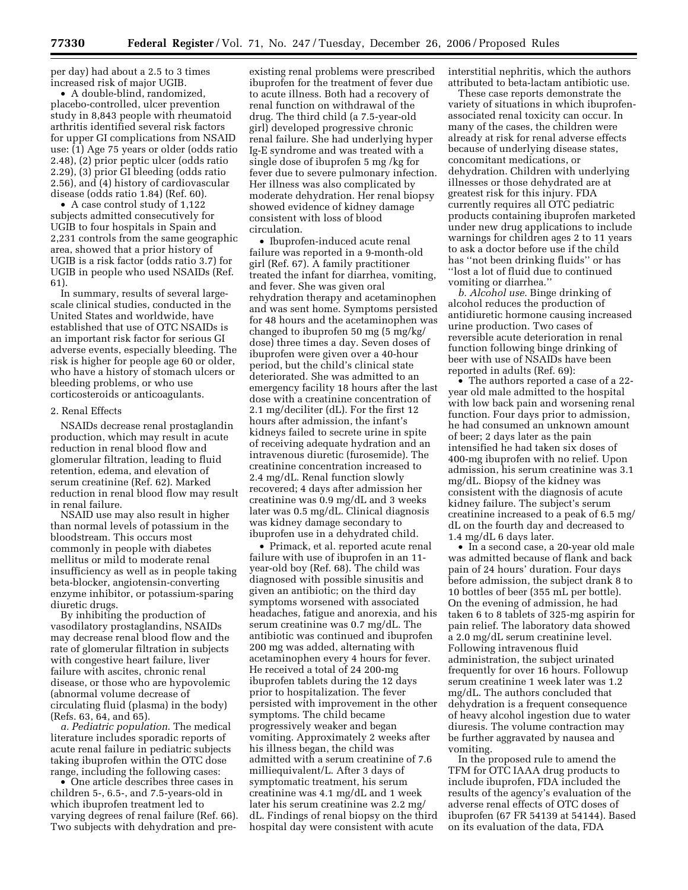per day) had about a 2.5 to 3 times increased risk of major UGIB.

- A double-blind, randomized, placebo-controlled, ulcer prevention study in 8,843 people with rheumatoid arthritis identified several risk factors for upper GI complications from NSAID use: (1) Age 75 years or older (odds ratio 2.48), (2) prior peptic ulcer (odds ratio 2.29), (3) prior GI bleeding (odds ratio 2.56), and (4) history of cardiovascular disease (odds ratio 1.84) (Ref. 60).
- A case control study of 1,122 subjects admitted consecutively for UGIB to four hospitals in Spain and 2,231 controls from the same geographic area, showed that a prior history of UGIB is a risk factor (odds ratio 3.7) for UGIB in people who used NSAIDs (Ref. 61).

In summary, results of several large-scale clinical studies, conducted in the United States and worldwide, have established that use of OTC NSAIDs is an important risk factor for serious GI adverse events, especially bleeding. The risk is higher for people age 60 or older, who have a history of stomach ulcers or bleeding problems, or who use corticosteroids or anticoagulants.

2. Renal Effects

NSAIDs decrease renal prostaglandin production, which may result in acute reduction in renal blood flow and glomerular filtration, leading to fluid retention, edema, and elevation of serum creatinine (Ref. 62). Marked reduction in renal blood flow may result in renal failure.

NSAID use may also result in higher than normal levels of potassium in the bloodstream. This occurs most commonly in people with diabetes mellitus or mild to moderate renal insufficiency as well as in people taking beta-blocker, angiotensin-converting enzyme inhibitor, or potassium-sparing diuretic drugs.

By inhibiting the production of vasodilatory prostaglandins, NSAIDs may decrease renal blood flow and the rate of glomerular filtration in subjects with congestive heart failure, liver failure with ascites, chronic renal disease, or those who are hypovolemic (abnormal volume decrease of circulating fluid (plasma) in the body) (Refs. 63, 64, and 65).

*a. Pediatric population*. The medical literature includes sporadic reports of acute renal failure in pediatric subjects taking ibuprofen within the OTC dose range, including the following cases:

- One article describes three cases in children 5-, 6.5-, and 7.5-years-old in which ibuprofen treatment led to varying degrees of renal failure (Ref. 66). Two subjects with dehydration and pre-existing renal problems were prescribed ibuprofen for the treatment of fever due to acute illness. Both had a recovery of renal function on withdrawal of the drug. The third child (a 7.5-year-old girl) developed progressive chronic renal failure. She had underlying hyper Ig-E syndrome and was treated with a single dose of ibuprofen 5 mg /kg for fever due to severe pulmonary infection. Her illness was also complicated by moderate dehydration. Her renal biopsy showed evidence of kidney damage consistent with loss of blood circulation.
- Ibuprofen-induced acute renal failure was reported in a 9-month-old girl (Ref. 67). A family practitioner treated the infant for diarrhea, vomiting, and fever. She was given oral rehydration therapy and acetaminophen and was sent home. Symptoms persisted for 48 hours and the acetaminophen was changed to ibuprofen 50 mg (5 mg/kg/dose) three times a day. Seven doses of ibuprofen were given over a 40-hour period, but the child's clinical state deteriorated. She was admitted to an emergency facility 18 hours after the last dose with a creatinine concentration of 2.1 mg/deciliter (dL). For the first 12 hours after admission, the infant's kidneys failed to secrete urine in spite of receiving adequate hydration and an intravenous diuretic (furosemide). The creatinine concentration increased to 2.4 mg/dL. Renal function slowly recovered; 4 days after admission her creatinine was 0.9 mg/dL and 3 weeks later was 0.5 mg/dL. Clinical diagnosis was kidney damage secondary to ibuprofen use in a dehydrated child.
- Primack, et al. reported acute renal failure with use of ibuprofen in an 11-year-old boy (Ref. 68). The child was diagnosed with possible sinusitis and given an antibiotic; on the third day symptoms worsened with associated headaches, fatigue and anorexia, and his serum creatinine was 0.7 mg/dL. The antibiotic was continued and ibuprofen 200 mg was added, alternating with acetaminophen every 4 hours for fever. He received a total of 24 200-mg ibuprofen tablets during the 12 days prior to hospitalization. The fever persisted with improvement in the other symptoms. The child became progressively weaker and began vomiting. Approximately 2 weeks after his illness began, the child was admitted with a serum creatinine of 7.6 milliequivalent/L. After 3 days of symptomatic treatment, his serum creatinine was 4.1 mg/dL and 1 week later his serum creatinine was 2.2 mg/dL. Findings of renal biopsy on the third hospital day were consistent with acute interstitial nephritis, which the authors attributed to beta-lactam antibiotic use.

These case reports demonstrate the variety of situations in which ibuprofen-associated renal toxicity can occur. In many of the cases, the children were already at risk for renal adverse effects because of underlying disease states, concomitant medications, or dehydration. Children with underlying illnesses or those dehydrated are at greatest risk for this injury. FDA currently requires all OTC pediatric products containing ibuprofen marketed under new drug applications to include warnings for children ages 2 to 11 years to ask a doctor before use if the child has "not been drinking fluids" or has "lost a lot of fluid due to continued vomiting or diarrhea."

*b. Alcohol use*. Binge drinking of alcohol reduces the production of antidiuretic hormone causing increased urine production. Two cases of reversible acute deterioration in renal function following binge drinking of beer with use of NSAIDs have been reported in adults (Ref. 69):

- The authors reported a case of a 22-year old male admitted to the hospital with low back pain and worsening renal function. Four days prior to admission, he had consumed an unknown amount of beer; 2 days later as the pain intensified he had taken six doses of 400-mg ibuprofen with no relief. Upon admission, his serum creatinine was 3.1 mg/dL. Biopsy of the kidney was consistent with the diagnosis of acute kidney failure. The subject's serum creatinine increased to a peak of 6.5 mg/dL on the fourth day and decreased to 1.4 mg/dL 6 days later.
- In a second case, a 20-year old male was admitted because of flank and back pain of 24 hours' duration. Four days before admission, the subject drank 8 to 10 bottles of beer (355 mL per bottle). On the evening of admission, he had taken 6 to 8 tablets of 325-mg aspirin for pain relief. The laboratory data showed a 2.0 mg/dL serum creatinine level. Following intravenous fluid administration, the subject urinated frequently for over 16 hours. Followup serum creatinine 1 week later was 1.2 mg/dL. The authors concluded that dehydration is a frequent consequence of heavy alcohol ingestion due to water diuresis. The volume contraction may be further aggravated by nausea and vomiting.

In the proposed rule to amend the TFM for OTC IAAA drug products to include ibuprofen, FDA included the results of the agency's evaluation of the adverse renal effects of OTC doses of ibuprofen (67 FR 54139 at 54144). Based on its evaluation of the data, FDA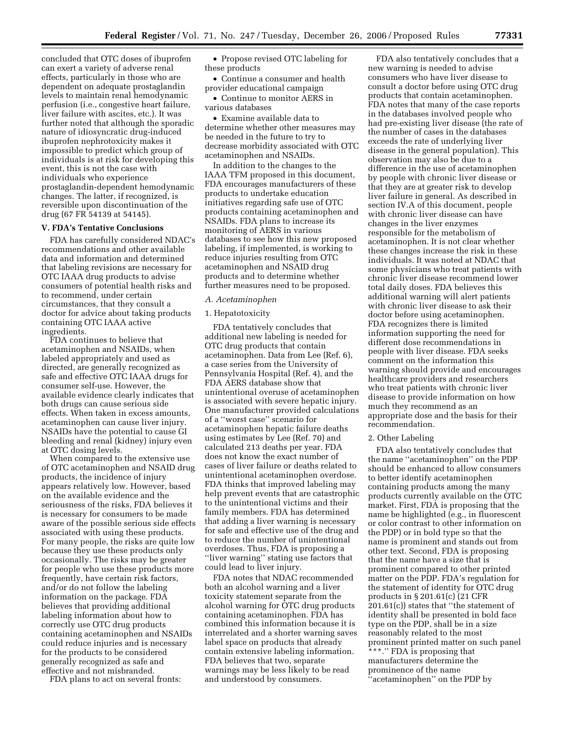concluded that OTC doses of ibuprofen can exert a variety of adverse renal effects, particularly in those who are dependent on adequate prostaglandin levels to maintain renal hemodynamic perfusion (i.e., congestive heart failure, liver failure with ascites, etc.). It was further noted that although the sporadic nature of idiosyncratic drug-induced ibuprofen nephrotoxicity makes it impossible to predict which group of individuals is at risk for developing this event, this is not the case with individuals who experience prostaglandin-dependent hemodynamic changes. The latter, if recognized, is reversible upon discontinuation of the drug (67 FR 54139 at 54145).

## V. FDA's Tentative Conclusions

FDA has carefully considered NDAC's recommendations and other available data and information and determined that labeling revisions are necessary for OTC IAAA drug products to advise consumers of potential health risks and to recommend, under certain circumstances, that they consult a doctor for advice about taking products containing OTC IAAA active ingredients.

FDA continues to believe that acetaminophen and NSAIDs, when labeled appropriately and used as directed, are generally recognized as safe and effective OTC IAAA drugs for consumer self-use. However, the available evidence clearly indicates that both drugs can cause serious side effects. When taken in excess amounts, acetaminophen can cause liver injury. NSAIDs have the potential to cause GI bleeding and renal (kidney) injury even at OTC dosing levels.

When compared to the extensive use of OTC acetaminophen and NSAID drug products, the incidence of injury appears relatively low. However, based on the available evidence and the seriousness of the risks, FDA believes it is necessary for consumers to be made aware of the possible serious side effects associated with using these products. For many people, the risks are quite low because they use these products only occasionally. The risks may be greater for people who use these products more frequently, have certain risk factors, and/or do not follow the labeling information on the package. FDA believes that providing additional labeling information about how to correctly use OTC drug products containing acetaminophen and NSAIDs could reduce injuries and is necessary for the products to be considered generally recognized as safe and effective and not misbranded.

FDA plans to act on several fronts:

- Propose revised OTC labeling for these products
- Continue a consumer and health provider educational campaign
- Continue to monitor AERS in various databases
- Examine available data to determine whether other measures may be needed in the future to try to decrease morbidity associated with OTC acetaminophen and NSAIDs.

In addition to the changes to the IAAA TFM proposed in this document, FDA encourages manufacturers of these products to undertake education initiatives regarding safe use of OTC products containing acetaminophen and NSAIDs. FDA plans to increase its monitoring of AERS in various databases to see how this new proposed labeling, if implemented, is working to reduce injuries resulting from OTC acetaminophen and NSAID drug products and to determine whether further measures need to be proposed.

### *A. Acetaminophen*

#### 1. Hepatotoxicity

FDA tentatively concludes that additional new labeling is needed for OTC drug products that contain acetaminophen. Data from Lee (Ref. 6), a case series from the University of Pennsylvania Hospital (Ref. 4), and the FDA AERS database show that unintentional overuse of acetaminophen is associated with severe hepatic injury. One manufacturer provided calculations of a ''worst case'' scenario for acetaminophen hepatic failure deaths using estimates by Lee (Ref. 70) and calculated 213 deaths per year. FDA does not know the exact number of cases of liver failure or deaths related to unintentional acetaminophen overdose. FDA thinks that improved labeling may help prevent events that are catastrophic to the unintentional victims and their family members. FDA has determined that adding a liver warning is necessary for safe and effective use of the drug and to reduce the number of unintentional overdoses. Thus, FDA is proposing a ''liver warning'' stating use factors that could lead to liver injury.

FDA notes that NDAC recommended both an alcohol warning and a liver toxicity statement separate from the alcohol warning for OTC drug products containing acetaminophen. FDA has combined this information because it is interrelated and a shorter warning saves label space on products that already contain extensive labeling information. FDA believes that two, separate warnings may be less likely to be read and understood by consumers.

FDA also tentatively concludes that a new warning is needed to advise consumers who have liver disease to consult a doctor before using OTC drug products that contain acetaminophen. FDA notes that many of the case reports in the databases involved people who had pre-existing liver disease (the rate of the number of cases in the databases exceeds the rate of underlying liver disease in the general population). This observation may also be due to a difference in the use of acetaminophen by people with chronic liver disease or that they are at greater risk to develop liver failure in general. As described in section IV.A of this document, people with chronic liver disease can have changes in the liver enzymes responsible for the metabolism of acetaminophen. It is not clear whether these changes increase the risk in these individuals. It was noted at NDAC that some physicians who treat patients with chronic liver disease recommend lower total daily doses. FDA believes this additional warning will alert patients with chronic liver disease to ask their doctor before using acetaminophen. FDA recognizes there is limited information supporting the need for different dose recommendations in people with liver disease. FDA seeks comment on the information this warning should provide and encourages healthcare providers and researchers who treat patients with chronic liver disease to provide information on how much they recommend as an appropriate dose and the basis for their recommendation.

#### 2. Other Labeling

FDA also tentatively concludes that the name ''acetaminophen'' on the PDP should be enhanced to allow consumers to better identify acetaminophen containing products among the many products currently available on the OTC market. First, FDA is proposing that the name be highlighted (e.g., in fluorescent or color contrast to other information on the PDP) or in bold type so that the name is prominent and stands out from other text. Second, FDA is proposing that the name have a size that is prominent compared to other printed matter on the PDP. FDA's regulation for the statement of identity for OTC drug products in § 201.61(c) (21 CFR 201.61(c)) states that ''the statement of identity shall be presented in bold face type on the PDP, shall be in a size reasonably related to the most prominent printed matter on such panel \* \* \*.'' FDA is proposing that manufacturers determine the prominence of the name ''acetaminophen'' on the PDP by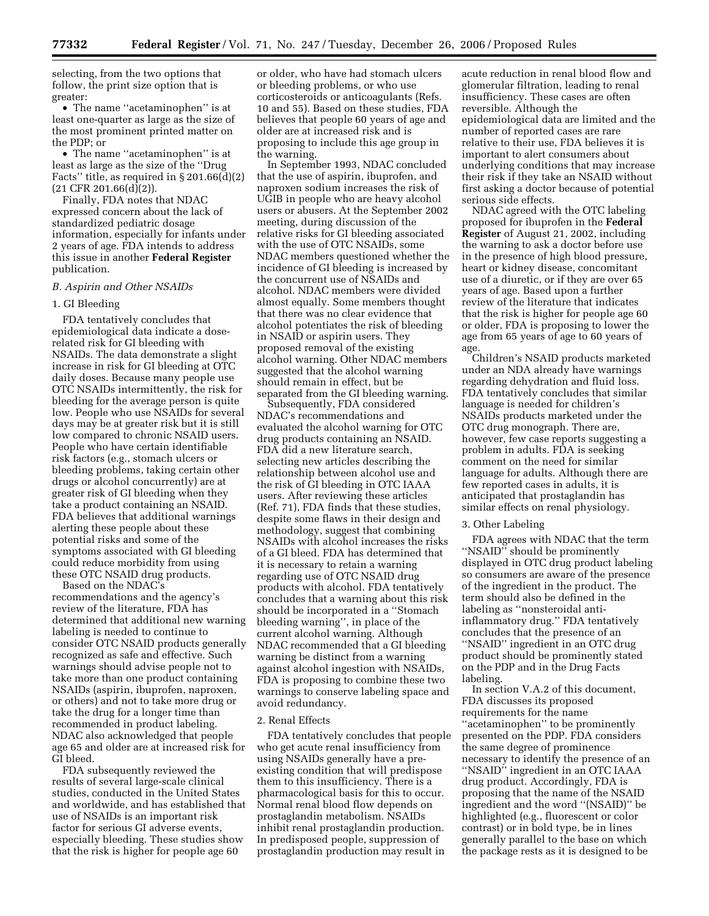selecting, from the two options that follow, the print size option that is greater:

- The name ''acetaminophen'' is at least one-quarter as large as the size of the most prominent printed matter on the PDP; or
- The name ''acetaminophen'' is at least as large as the size of the ''Drug Facts'' title, as required in § 201.66(d)(2) (21 CFR 201.66(d)(2)).

Finally, FDA notes that NDAC expressed concern about the lack of standardized pediatric dosage information, especially for infants under 2 years of age. FDA intends to address this issue in another **Federal Register** publication.

*B. Aspirin and Other NSAIDs*

1. GI Bleeding

FDA tentatively concludes that epidemiological data indicate a dose-related risk for GI bleeding with NSAIDs. The data demonstrate a slight increase in risk for GI bleeding at OTC daily doses. Because many people use OTC NSAIDs intermittently, the risk for bleeding for the average person is quite low. People who use NSAIDs for several days may be at greater risk but it is still low compared to chronic NSAID users. People who have certain identifiable risk factors (e.g., stomach ulcers or bleeding problems, taking certain other drugs or alcohol concurrently) are at greater risk of GI bleeding when they take a product containing an NSAID. FDA believes that additional warnings alerting these people about these potential risks and some of the symptoms associated with GI bleeding could reduce morbidity from using these OTC NSAID drug products.

Based on the NDAC's recommendations and the agency's review of the literature, FDA has determined that additional new warning labeling is needed to continue to consider OTC NSAID products generally recognized as safe and effective. Such warnings should advise people not to take more than one product containing NSAIDs (aspirin, ibuprofen, naproxen, or others) and not to take more drug or take the drug for a longer time than recommended in product labeling. NDAC also acknowledged that people age 65 and older are at increased risk for GI bleed.

FDA subsequently reviewed the results of several large-scale clinical studies, conducted in the United States and worldwide, and has established that use of NSAIDs is an important risk factor for serious GI adverse events, especially bleeding. These studies show that the risk is higher for people age 60 or older, who have had stomach ulcers or bleeding problems, or who use corticosteroids or anticoagulants (Refs. 10 and 55). Based on these studies, FDA believes that people 60 years of age and older are at increased risk and is proposing to include this age group in the warning.

In September 1993, NDAC concluded that the use of aspirin, ibuprofen, and naproxen sodium increases the risk of UGIB in people who are heavy alcohol users or abusers. At the September 2002 meeting, during discussion of the relative risks for GI bleeding associated with the use of OTC NSAIDs, some NDAC members questioned whether the incidence of GI bleeding is increased by the concurrent use of NSAIDs and alcohol. NDAC members were divided almost equally. Some members thought that there was no clear evidence that alcohol potentiates the risk of bleeding in NSAID or aspirin users. They proposed removal of the existing alcohol warning. Other NDAC members suggested that the alcohol warning should remain in effect, but be separated from the GI bleeding warning.

Subsequently, FDA considered NDAC's recommendations and evaluated the alcohol warning for OTC drug products containing an NSAID. FDA did a new literature search, selecting new articles describing the relationship between alcohol use and the risk of GI bleeding in OTC IAAA users. After reviewing these articles (Ref. 71), FDA finds that these studies, despite some flaws in their design and methodology, suggest that combining NSAIDs with alcohol increases the risks of a GI bleed. FDA has determined that it is necessary to retain a warning regarding use of OTC NSAID drug products with alcohol. FDA tentatively concludes that a warning about this risk should be incorporated in a ''Stomach bleeding warning'', in place of the current alcohol warning. Although NDAC recommended that a GI bleeding warning be distinct from a warning against alcohol ingestion with NSAIDs, FDA is proposing to combine these two warnings to conserve labeling space and avoid redundancy.

2. Renal Effects

FDA tentatively concludes that people who get acute renal insufficiency from using NSAIDs generally have a pre-existing condition that will predispose them to this insufficiency. There is a pharmacological basis for this to occur. Normal renal blood flow depends on prostaglandin metabolism. NSAIDs inhibit renal prostaglandin production. In predisposed people, suppression of prostaglandin production may result in acute reduction in renal blood flow and glomerular filtration, leading to renal insufficiency. These cases are often reversible. Although the epidemiological data are limited and the number of reported cases are rare relative to their use, FDA believes it is important to alert consumers about underlying conditions that may increase their risk if they take an NSAID without first asking a doctor because of potential serious side effects.

NDAC agreed with the OTC labeling proposed for ibuprofen in the **Federal Register** of August 21, 2002, including the warning to ask a doctor before use in the presence of high blood pressure, heart or kidney disease, concomitant use of a diuretic, or if they are over 65 years of age. Based upon a further review of the literature that indicates that the risk is higher for people age 60 or older, FDA is proposing to lower the age from 65 years of age to 60 years of age.

Children's NSAID products marketed under an NDA already have warnings regarding dehydration and fluid loss. FDA tentatively concludes that similar language is needed for children's NSAIDs products marketed under the OTC drug monograph. There are, however, few case reports suggesting a problem in adults. FDA is seeking comment on the need for similar language for adults. Although there are few reported cases in adults, it is anticipated that prostaglandin has similar effects on renal physiology.

3. Other Labeling

FDA agrees with NDAC that the term ''NSAID'' should be prominently displayed in OTC drug product labeling so consumers are aware of the presence of the ingredient in the product. The term should also be defined in the labeling as ''nonsteroidal anti-inflammatory drug.'' FDA tentatively concludes that the presence of an ''NSAID'' ingredient in an OTC drug product should be prominently stated on the PDP and in the Drug Facts labeling.

In section V.A.2 of this document, FDA discusses its proposed requirements for the name ''acetaminophen'' to be prominently presented on the PDP. FDA considers the same degree of prominence necessary to identify the presence of an ''NSAID'' ingredient in an OTC IAAA drug product. Accordingly, FDA is proposing that the name of the NSAID ingredient and the word ''(NSAID)'' be highlighted (e.g., fluorescent or color contrast) or in bold type, be in lines generally parallel to the base on which the package rests as it is designed to be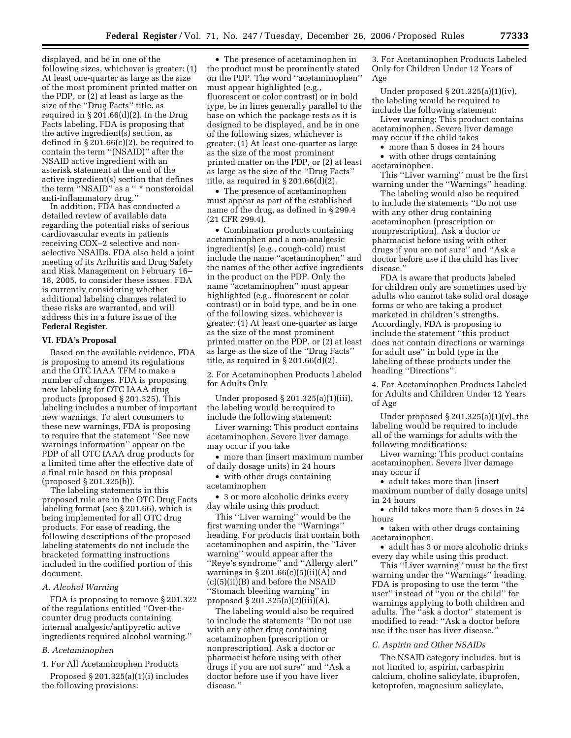displayed, and be in one of the following sizes, whichever is greater: (1) At least one-quarter as large as the size of the most prominent printed matter on the PDP, or (2) at least as large as the size of the ''Drug Facts'' title, as required in § 201.66(d)(2). In the Drug Facts labeling, FDA is proposing that the active ingredient(s) section, as defined in § 201.66(c)(2), be required to contain the term ''(NSAID)'' after the NSAID active ingredient with an asterisk statement at the end of the active ingredient(s) section that defines the term ''NSAID'' as a '' * nonsteroidal anti-inflammatory drug.''

In addition, FDA has conducted a detailed review of available data regarding the potential risks of serious cardiovascular events in patients receiving COX–2 selective and non-selective NSAIDs. FDA also held a joint meeting of its Arthritis and Drug Safety and Risk Management on February 16–18, 2005, to consider these issues. FDA is currently considering whether additional labeling changes related to these risks are warranted, and will address this in a future issue of the **Federal Register**.

## VI. FDA's Proposal

Based on the available evidence, FDA is proposing to amend its regulations and the OTC IAAA TFM to make a number of changes. FDA is proposing new labeling for OTC IAAA drug products (proposed § 201.325). This labeling includes a number of important new warnings. To alert consumers to these new warnings, FDA is proposing to require that the statement ''See new warnings information'' appear on the PDP of all OTC IAAA drug products for a limited time after the effective date of a final rule based on this proposal (proposed § 201.325(b)).

The labeling statements in this proposed rule are in the OTC Drug Facts labeling format (see § 201.66), which is being implemented for all OTC drug products. For ease of reading, the following descriptions of the proposed labeling statements do not include the bracketed formatting instructions included in the codified portion of this document.

### *A. Alcohol Warning*

FDA is proposing to remove § 201.322 of the regulations entitled ''Over-the-counter drug products containing internal analgesic/antipyretic active ingredients required alcohol warning.''

### *B. Acetaminophen*

1. For All Acetaminophen Products

Proposed § 201.325(a)(1)(i) includes the following provisions:

- The presence of acetaminophen in the product must be prominently stated on the PDP. The word ''acetaminophen'' must appear highlighted (e.g., fluorescent or color contrast) or in bold type, be in lines generally parallel to the base on which the package rests as it is designed to be displayed, and be in one of the following sizes, whichever is greater: (1) At least one-quarter as large as the size of the most prominent printed matter on the PDP, or (2) at least as large as the size of the ''Drug Facts'' title, as required in § 201.66(d)(2).
- The presence of acetaminophen must appear as part of the established name of the drug, as defined in § 299.4 (21 CFR 299.4).
- Combination products containing acetaminophen and a non-analgesic ingredient(s) (e.g., cough-cold) must include the name ''acetaminophen'' and the names of the other active ingredients in the product on the PDP. Only the name ''acetaminophen'' must appear highlighted (e.g., fluorescent or color contrast) or in bold type, and be in one of the following sizes, whichever is greater: (1) At least one-quarter as large as the size of the most prominent printed matter on the PDP, or (2) at least as large as the size of the ''Drug Facts'' title, as required in § 201.66(d)(2).

2. For Acetaminophen Products Labeled for Adults Only

Under proposed § 201.325(a)(1)(iii), the labeling would be required to include the following statement:

Liver warning: This product contains acetaminophen. Severe liver damage may occur if you take

- more than (insert maximum number of daily dosage units) in 24 hours
- with other drugs containing acetaminophen
- 3 or more alcoholic drinks every day while using this product.

This ''Liver warning'' would be the first warning under the ''Warnings'' heading. For products that contain both acetaminophen and aspirin, the ''Liver warning'' would appear after the ''Reye's syndrome'' and ''Allergy alert'' warnings in § 201.66(c)(5)(ii)(A) and (c)(5)(ii)(B) and before the NSAID ''Stomach bleeding warning'' in proposed § 201.325(a)(2)(iii)(A).

The labeling would also be required to include the statements ''Do not use with any other drug containing acetaminophen (prescription or nonprescription). Ask a doctor or pharmacist before using with other drugs if you are not sure'' and ''Ask a doctor before use if you have liver disease.''

3. For Acetaminophen Products Labeled Only for Children Under 12 Years of Age

Under proposed § 201.325(a)(1)(iv), the labeling would be required to include the following statement:

Liver warning: This product contains acetaminophen. Severe liver damage may occur if the child takes

- more than 5 doses in 24 hours
- with other drugs containing acetaminophen.

This ''Liver warning'' must be the first warning under the ''Warnings'' heading.

The labeling would also be required to include the statements ''Do not use with any other drug containing acetaminophen (prescription or nonprescription). Ask a doctor or pharmacist before using with other drugs if you are not sure'' and ''Ask a doctor before use if the child has liver disease.''

FDA is aware that products labeled for children only are sometimes used by adults who cannot take solid oral dosage forms or who are taking a product marketed in children's strengths. Accordingly, FDA is proposing to include the statement ''this product does not contain directions or warnings for adult use'' in bold type in the labeling of these products under the heading ''Directions''.

4. For Acetaminophen Products Labeled for Adults and Children Under 12 Years of Age

Under proposed § 201.325(a)(1)(v), the labeling would be required to include all of the warnings for adults with the following modifications:

Liver warning: This product contains acetaminophen. Severe liver damage may occur if

- adult takes more than [insert maximum number of daily dosage units] in 24 hours
- child takes more than 5 doses in 24 hours
- taken with other drugs containing acetaminophen.
- adult has 3 or more alcoholic drinks every day while using this product.

This ''Liver warning'' must be the first warning under the ''Warnings'' heading. FDA is proposing to use the term ''the user'' instead of ''you or the child'' for warnings applying to both children and adults. The ''ask a doctor'' statement is modified to read: ''Ask a doctor before use if the user has liver disease.''

### *C. Aspirin and Other NSAIDs*

The NSAID category includes, but is not limited to, aspirin, carbaspirin calcium, choline salicylate, ibuprofen, ketoprofen, magnesium salicylate,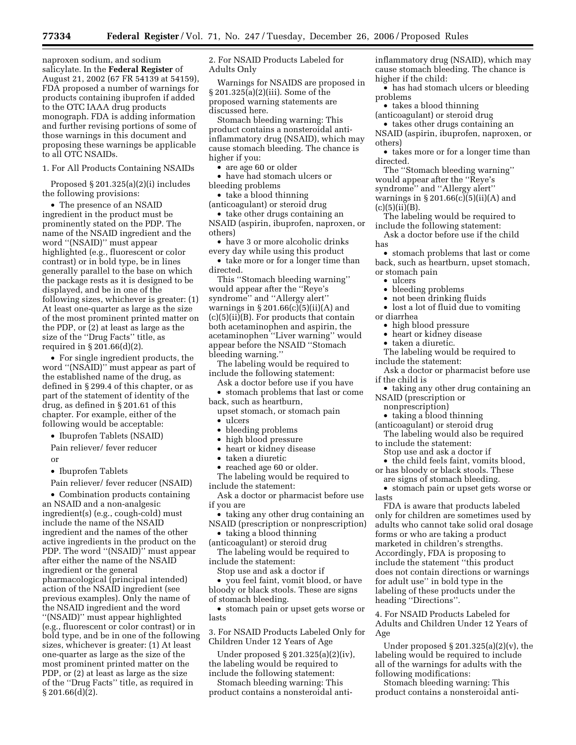naproxen sodium, and sodium salicylate. In the **Federal Register** of August 21, 2002 (67 FR 54139 at 54159), FDA proposed a number of warnings for products containing ibuprofen if added to the OTC IAAA drug products monograph. FDA is adding information and further revising portions of some of those warnings in this document and proposing these warnings be applicable to all OTC NSAIDs.

1. For All Products Containing NSAIDs

Proposed § 201.325(a)(2)(i) includes the following provisions:

- The presence of an NSAID ingredient in the product must be prominently stated on the PDP. The name of the NSAID ingredient and the word ''(NSAID)'' must appear highlighted (e.g., fluorescent or color contrast) or in bold type, be in lines generally parallel to the base on which the package rests as it is designed to be displayed, and be in one of the following sizes, whichever is greater: (1) At least one-quarter as large as the size of the most prominent printed matter on the PDP, or (2) at least as large as the size of the ''Drug Facts'' title, as required in § 201.66(d)(2).
- For single ingredient products, the word ''(NSAID)'' must appear as part of the established name of the drug, as defined in § 299.4 of this chapter, or as part of the statement of identity of the drug, as defined in § 201.61 of this chapter. For example, either of the following would be acceptable:
  - Ibuprofen Tablets (NSAID)

    Pain reliever/ fever reducer

    or
  - Ibuprofen Tablets

    Pain reliever/ fever reducer (NSAID)
- Combination products containing an NSAID and a non-analgesic ingredient(s) (e.g., cough-cold) must include the name of the NSAID ingredient and the names of the other active ingredients in the product on the PDP. The word ''(NSAID)'' must appear after either the name of the NSAID ingredient or the general pharmacological (principal intended) action of the NSAID ingredient (see previous examples). Only the name of the NSAID ingredient and the word ''(NSAID)'' must appear highlighted (e.g., fluorescent or color contrast) or in bold type, and be in one of the following sizes, whichever is greater: (1) At least one-quarter as large as the size of the most prominent printed matter on the PDP, or (2) at least as large as the size of the ''Drug Facts'' title, as required in § 201.66(d)(2).

2. For NSAID Products Labeled for Adults Only

Warnings for NSAIDS are proposed in § 201.325(a)(2)(iii). Some of the proposed warning statements are discussed here.

Stomach bleeding warning: This product contains a nonsteroidal anti-inflammatory drug (NSAID), which may cause stomach bleeding. The chance is higher if you:

- are age 60 or older
- have had stomach ulcers or bleeding problems
- take a blood thinning (anticoagulant) or steroid drug
- take other drugs containing an NSAID (aspirin, ibuprofen, naproxen, or others)
- have 3 or more alcoholic drinks every day while using this product
- take more or for a longer time than directed.

This ''Stomach bleeding warning'' would appear after the ''Reye's syndrome'' and ''Allergy alert'' warnings in § 201.66(c)(5)(ii)(A) and (c)(5)(ii)(B). For products that contain both acetaminophen and aspirin, the acetaminophen ''Liver warning'' would appear before the NSAID ''Stomach bleeding warning.''

The labeling would be required to include the following statement:

Ask a doctor before use if you have

- stomach problems that last or come back, such as heartburn, upset stomach, or stomach pain
- ulcers
- bleeding problems
- high blood pressure
- heart or kidney disease
- taken a diuretic
- reached age 60 or older.

The labeling would be required to include the statement:

Ask a doctor or pharmacist before use if you are

- taking any other drug containing an NSAID (prescription or nonprescription)
- taking a blood thinning (anticoagulant) or steroid drug

The labeling would be required to include the statement:

Stop use and ask a doctor if

- you feel faint, vomit blood, or have bloody or black stools. These are signs of stomach bleeding.
- stomach pain or upset gets worse or lasts

3. For NSAID Products Labeled Only for Children Under 12 Years of Age

Under proposed § 201.325(a)(2)(iv), the labeling would be required to include the following statement:

Stomach bleeding warning: This product contains a nonsteroidal anti-inflammatory drug (NSAID), which may cause stomach bleeding. The chance is higher if the child:

- has had stomach ulcers or bleeding problems
- takes a blood thinning (anticoagulant) or steroid drug
- takes other drugs containing an NSAID (aspirin, ibuprofen, naproxen, or others)
- takes more or for a longer time than directed.

The ''Stomach bleeding warning'' would appear after the ''Reye's syndrome'' and ''Allergy alert'' warnings in § 201.66(c)(5)(ii)(A) and (c)(5)(ii)(B).

The labeling would be required to include the following statement:

Ask a doctor before use if the child has

- stomach problems that last or come back, such as heartburn, upset stomach, or stomach pain
- ulcers
- bleeding problems
- not been drinking fluids
- lost a lot of fluid due to vomiting or diarrhea
- high blood pressure
- heart or kidney disease
- taken a diuretic.

The labeling would be required to include the statement:

Ask a doctor or pharmacist before use if the child is

- taking any other drug containing an NSAID (prescription or nonprescription)
- taking a blood thinning (anticoagulant) or steroid drug

The labeling would also be required to include the statement:

Stop use and ask a doctor if

- the child feels faint, vomits blood, or has bloody or black stools. These are signs of stomach bleeding.
- stomach pain or upset gets worse or lasts

FDA is aware that products labeled only for children are sometimes used by adults who cannot take solid oral dosage forms or who are taking a product marketed in children's strengths. Accordingly, FDA is proposing to include the statement ''this product does not contain directions or warnings for adult use'' in bold type in the labeling of these products under the heading ''Directions''.

4. For NSAID Products Labeled for Adults and Children Under 12 Years of Age

Under proposed § 201.325(a)(2)(v), the labeling would be required to include all of the warnings for adults with the following modifications:

Stomach bleeding warning: This product contains a nonsteroidal anti-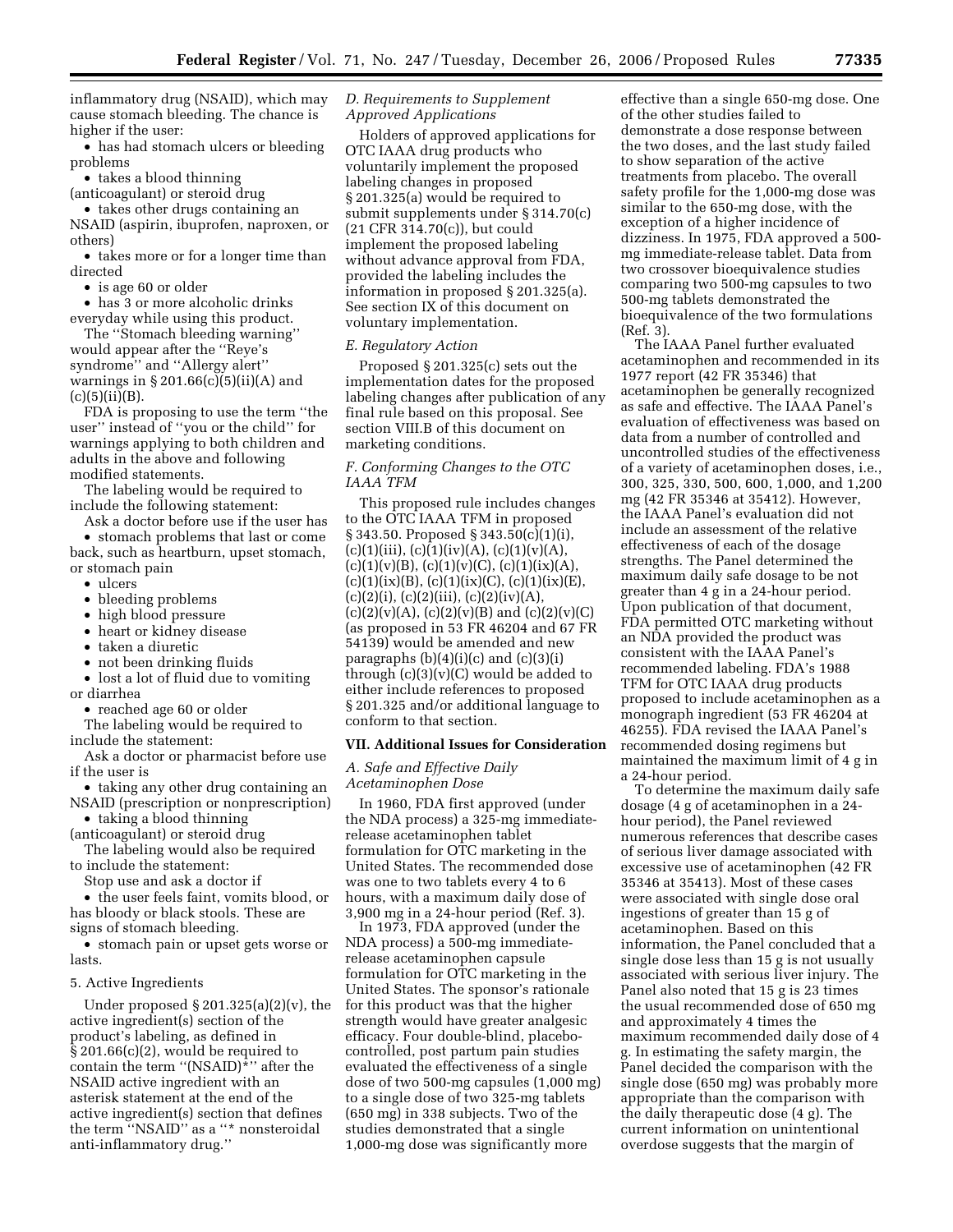inflammatory drug (NSAID), which may cause stomach bleeding. The chance is higher if the user:

- has had stomach ulcers or bleeding problems
- takes a blood thinning (anticoagulant) or steroid drug
- takes other drugs containing an NSAID (aspirin, ibuprofen, naproxen, or others)
- takes more or for a longer time than directed
- is age 60 or older
- has 3 or more alcoholic drinks everyday while using this product.

The ''Stomach bleeding warning'' would appear after the ''Reye's syndrome'' and ''Allergy alert'' warnings in § 201.66(c)(5)(ii)(A) and (c)(5)(ii)(B).

FDA is proposing to use the term ''the user'' instead of ''you or the child'' for warnings applying to both children and adults in the above and following modified statements.

The labeling would be required to include the following statement:

Ask a doctor before use if the user has

- stomach problems that last or come back, such as heartburn, upset stomach, or stomach pain
- ulcers
- bleeding problems
- high blood pressure
- heart or kidney disease
- taken a diuretic
- not been drinking fluids
- lost a lot of fluid due to vomiting or diarrhea
- reached age 60 or older

The labeling would be required to include the statement:

Ask a doctor or pharmacist before use if the user is

- taking any other drug containing an NSAID (prescription or nonprescription)
- taking a blood thinning (anticoagulant) or steroid drug

The labeling would also be required to include the statement:

Stop use and ask a doctor if

- the user feels faint, vomits blood, or has bloody or black stools. These are signs of stomach bleeding.
- stomach pain or upset gets worse or lasts.

5. Active Ingredients

Under proposed § 201.325(a)(2)(v), the active ingredient(s) section of the product's labeling, as defined in § 201.66(c)(2), would be required to contain the term ''(NSAID)*'' after the NSAID active ingredient with an asterisk statement at the end of the active ingredient(s) section that defines the term ''NSAID'' as a ''* nonsteroidal anti-inflammatory drug.''

*D. Requirements to Supplement Approved Applications*

Holders of approved applications for OTC IAAA drug products who voluntarily implement the proposed labeling changes in proposed § 201.325(a) would be required to submit supplements under § 314.70(c) (21 CFR 314.70(c)), but could implement the proposed labeling without advance approval from FDA, provided the labeling includes the information in proposed § 201.325(a). See section IX of this document on voluntary implementation.

*E. Regulatory Action*

Proposed § 201.325(c) sets out the implementation dates for the proposed labeling changes after publication of any final rule based on this proposal. See section VIII.B of this document on marketing conditions.

*F. Conforming Changes to the OTC IAAA TFM*

This proposed rule includes changes to the OTC IAAA TFM in proposed § 343.50. Proposed § 343.50(c)(1)(i), (c)(1)(iii), (c)(1)(iv)(A), (c)(1)(v)(A), (c)(1)(v)(B), (c)(1)(v)(C), (c)(1)(ix)(A), (c)(1)(ix)(B), (c)(1)(ix)(C), (c)(1)(ix)(E), (c)(2)(i), (c)(2)(iii), (c)(2)(iv)(A), (c)(2)(v)(A), (c)(2)(v)(B) and (c)(2)(v)(C) (as proposed in 53 FR 46204 and 67 FR 54139) would be amended and new paragraphs (b)(4)(i)(c) and (c)(3)(i) through (c)(3)(v)(C) would be added to either include references to proposed § 201.325 and/or additional language to conform to that section.

## VII. Additional Issues for Consideration

*A. Safe and Effective Daily Acetaminophen Dose*

In 1960, FDA first approved (under the NDA process) a 325-mg immediate-release acetaminophen tablet formulation for OTC marketing in the United States. The recommended dose was one to two tablets every 4 to 6 hours, with a maximum daily dose of 3,900 mg in a 24-hour period (Ref. 3).

In 1973, FDA approved (under the NDA process) a 500-mg immediate-release acetaminophen capsule formulation for OTC marketing in the United States. The sponsor's rationale for this product was that the higher strength would have greater analgesic efficacy. Four double-blind, placebo-controlled, post partum pain studies evaluated the effectiveness of a single dose of two 500-mg capsules (1,000 mg) to a single dose of two 325-mg tablets (650 mg) in 338 subjects. Two of the studies demonstrated that a single 1,000-mg dose was significantly more effective than a single 650-mg dose. One of the other studies failed to demonstrate a dose response between the two doses, and the last study failed to show separation of the active treatments from placebo. The overall safety profile for the 1,000-mg dose was similar to the 650-mg dose, with the exception of a higher incidence of dizziness. In 1975, FDA approved a 500-mg immediate-release tablet. Data from two crossover bioequivalence studies comparing two 500-mg capsules to two 500-mg tablets demonstrated the bioequivalence of the two formulations (Ref. 3).

The IAAA Panel further evaluated acetaminophen and recommended in its 1977 report (42 FR 35346) that acetaminophen be generally recognized as safe and effective. The IAAA Panel's evaluation of effectiveness was based on data from a number of controlled and uncontrolled studies of the effectiveness of a variety of acetaminophen doses, i.e., 300, 325, 330, 500, 600, 1,000, and 1,200 mg (42 FR 35346 at 35412). However, the IAAA Panel's evaluation did not include an assessment of the relative effectiveness of each of the dosage strengths. The Panel determined the maximum daily safe dosage to be not greater than 4 g in a 24-hour period. Upon publication of that document, FDA permitted OTC marketing without an NDA provided the product was consistent with the IAAA Panel's recommended labeling. FDA's 1988 TFM for OTC IAAA drug products proposed to include acetaminophen as a monograph ingredient (53 FR 46204 at 46255). FDA revised the IAAA Panel's recommended dosing regimens but maintained the maximum limit of 4 g in a 24-hour period.

To determine the maximum daily safe dosage (4 g of acetaminophen in a 24-hour period), the Panel reviewed numerous references that describe cases of serious liver damage associated with excessive use of acetaminophen (42 FR 35346 at 35413). Most of these cases were associated with single dose oral ingestions of greater than 15 g of acetaminophen. Based on this information, the Panel concluded that a single dose less than 15 g is not usually associated with serious liver injury. The Panel also noted that 15 g is 23 times the usual recommended dose of 650 mg and approximately 4 times the maximum recommended daily dose of 4 g. In estimating the safety margin, the Panel decided the comparison with the single dose (650 mg) was probably more appropriate than the comparison with the daily therapeutic dose (4 g). The current information on unintentional overdose suggests that the margin of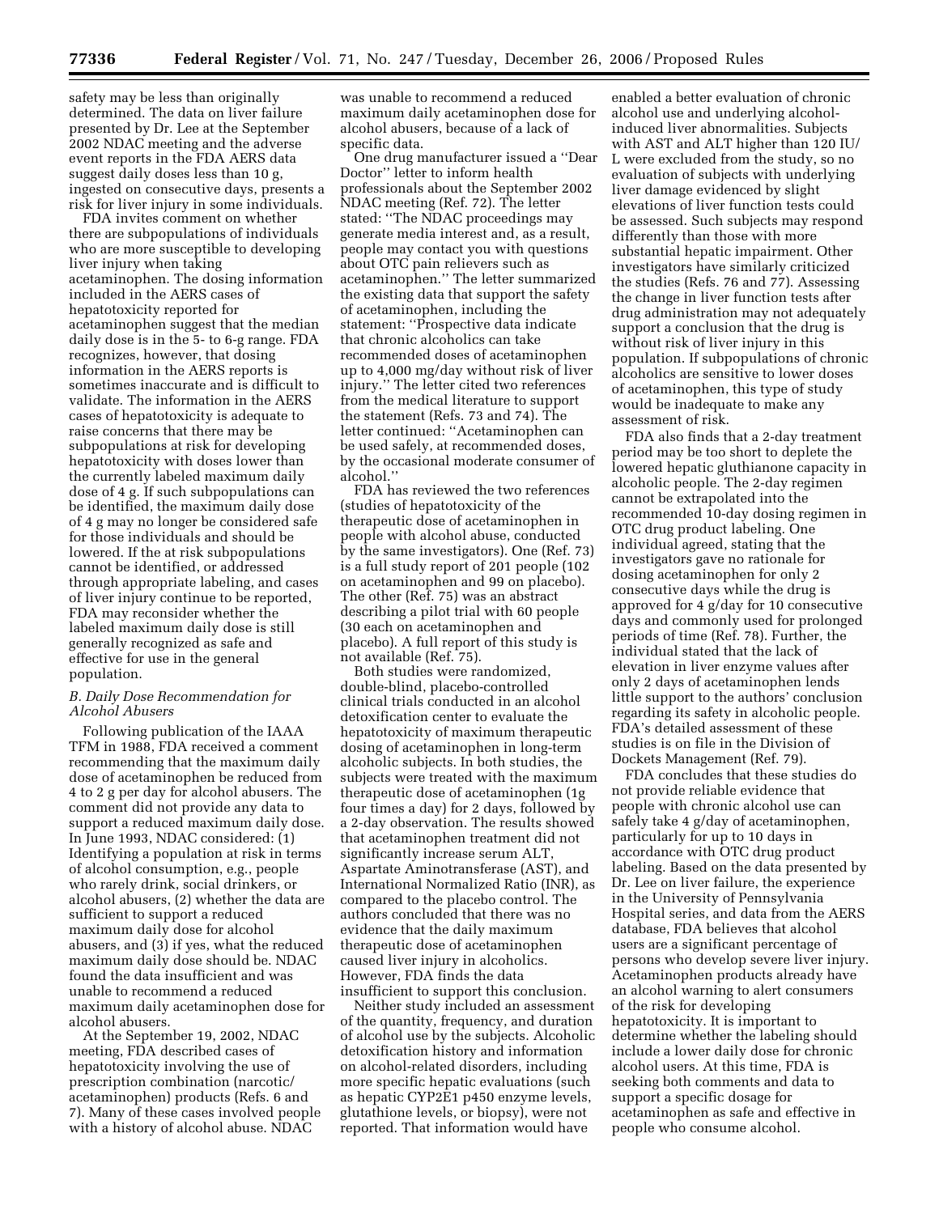safety may be less than originally determined. The data on liver failure presented by Dr. Lee at the September 2002 NDAC meeting and the adverse event reports in the FDA AERS data suggest daily doses less than 10 g, ingested on consecutive days, presents a risk for liver injury in some individuals.

FDA invites comment on whether there are subpopulations of individuals who are more susceptible to developing liver injury when taking acetaminophen. The dosing information included in the AERS cases of hepatotoxicity reported for acetaminophen suggest that the median daily dose is in the 5- to 6-g range. FDA recognizes, however, that dosing information in the AERS reports is sometimes inaccurate and is difficult to validate. The information in the AERS cases of hepatotoxicity is adequate to raise concerns that there may be subpopulations at risk for developing hepatotoxicity with doses lower than the currently labeled maximum daily dose of 4 g. If such subpopulations can be identified, the maximum daily dose of 4 g may no longer be considered safe for those individuals and should be lowered. If the at risk subpopulations cannot be identified, or addressed through appropriate labeling, and cases of liver injury continue to be reported, FDA may reconsider whether the labeled maximum daily dose is still generally recognized as safe and effective for use in the general population.

### *B. Daily Dose Recommendation for Alcohol Abusers*

Following publication of the IAAA TFM in 1988, FDA received a comment recommending that the maximum daily dose of acetaminophen be reduced from 4 to 2 g per day for alcohol abusers. The comment did not provide any data to support a reduced maximum daily dose. In June 1993, NDAC considered: (1) Identifying a population at risk in terms of alcohol consumption, e.g., people who rarely drink, social drinkers, or alcohol abusers, (2) whether the data are sufficient to support a reduced maximum daily dose for alcohol abusers, and (3) if yes, what the reduced maximum daily dose should be. NDAC found the data insufficient and was unable to recommend a reduced maximum daily acetaminophen dose for alcohol abusers.

At the September 19, 2002, NDAC meeting, FDA described cases of hepatotoxicity involving the use of prescription combination (narcotic/acetaminophen) products (Refs. 6 and 7). Many of these cases involved people with a history of alcohol abuse. NDAC was unable to recommend a reduced maximum daily acetaminophen dose for alcohol abusers, because of a lack of specific data.

One drug manufacturer issued a ''Dear Doctor'' letter to inform health professionals about the September 2002 NDAC meeting (Ref. 72). The letter stated: ''The NDAC proceedings may generate media interest and, as a result, people may contact you with questions about OTC pain relievers such as acetaminophen.'' The letter summarized the existing data that support the safety of acetaminophen, including the statement: ''Prospective data indicate that chronic alcoholics can take recommended doses of acetaminophen up to 4,000 mg/day without risk of liver injury.'' The letter cited two references from the medical literature to support the statement (Refs. 73 and 74). The letter continued: ''Acetaminophen can be used safely, at recommended doses, by the occasional moderate consumer of alcohol.''

FDA has reviewed the two references (studies of hepatotoxicity of the therapeutic dose of acetaminophen in people with alcohol abuse, conducted by the same investigators). One (Ref. 73) is a full study report of 201 people (102 on acetaminophen and 99 on placebo). The other (Ref. 75) was an abstract describing a pilot trial with 60 people (30 each on acetaminophen and placebo). A full report of this study is not available (Ref. 75).

Both studies were randomized, double-blind, placebo-controlled clinical trials conducted in an alcohol detoxification center to evaluate the hepatotoxicity of maximum therapeutic dosing of acetaminophen in long-term alcoholic subjects. In both studies, the subjects were treated with the maximum therapeutic dose of acetaminophen (1g four times a day) for 2 days, followed by a 2-day observation. The results showed that acetaminophen treatment did not significantly increase serum ALT, Aspartate Aminotransferase (AST), and International Normalized Ratio (INR), as compared to the placebo control. The authors concluded that there was no evidence that the daily maximum therapeutic dose of acetaminophen caused liver injury in alcoholics. However, FDA finds the data insufficient to support this conclusion.

Neither study included an assessment of the quantity, frequency, and duration of alcohol use by the subjects. Alcoholic detoxification history and information on alcohol-related disorders, including more specific hepatic evaluations (such as hepatic CYP2E1 p450 enzyme levels, glutathione levels, or biopsy), were not reported. That information would have enabled a better evaluation of chronic alcohol use and underlying alcohol-induced liver abnormalities. Subjects with AST and ALT higher than 120 IU/L were excluded from the study, so no evaluation of subjects with underlying liver damage evidenced by slight elevations of liver function tests could be assessed. Such subjects may respond differently than those with more substantial hepatic impairment. Other investigators have similarly criticized the studies (Refs. 76 and 77). Assessing the change in liver function tests after drug administration may not adequately support a conclusion that the drug is without risk of liver injury in this population. If subpopulations of chronic alcoholics are sensitive to lower doses of acetaminophen, this type of study would be inadequate to make any assessment of risk.

FDA also finds that a 2-day treatment period may be too short to deplete the lowered hepatic gluthianone capacity in alcoholic people. The 2-day regimen cannot be extrapolated into the recommended 10-day dosing regimen in OTC drug product labeling. One individual agreed, stating that the investigators gave no rationale for dosing acetaminophen for only 2 consecutive days while the drug is approved for 4 g/day for 10 consecutive days and commonly used for prolonged periods of time (Ref. 78). Further, the individual stated that the lack of elevation in liver enzyme values after only 2 days of acetaminophen lends little support to the authors' conclusion regarding its safety in alcoholic people. FDA's detailed assessment of these studies is on file in the Division of Dockets Management (Ref. 79).

FDA concludes that these studies do not provide reliable evidence that people with chronic alcohol use can safely take 4 g/day of acetaminophen, particularly for up to 10 days in accordance with OTC drug product labeling. Based on the data presented by Dr. Lee on liver failure, the experience in the University of Pennsylvania Hospital series, and data from the AERS database, FDA believes that alcohol users are a significant percentage of persons who develop severe liver injury. Acetaminophen products already have an alcohol warning to alert consumers of the risk for developing hepatotoxicity. It is important to determine whether the labeling should include a lower daily dose for chronic alcohol users. At this time, FDA is seeking both comments and data to support a specific dosage for acetaminophen as safe and effective in people who consume alcohol.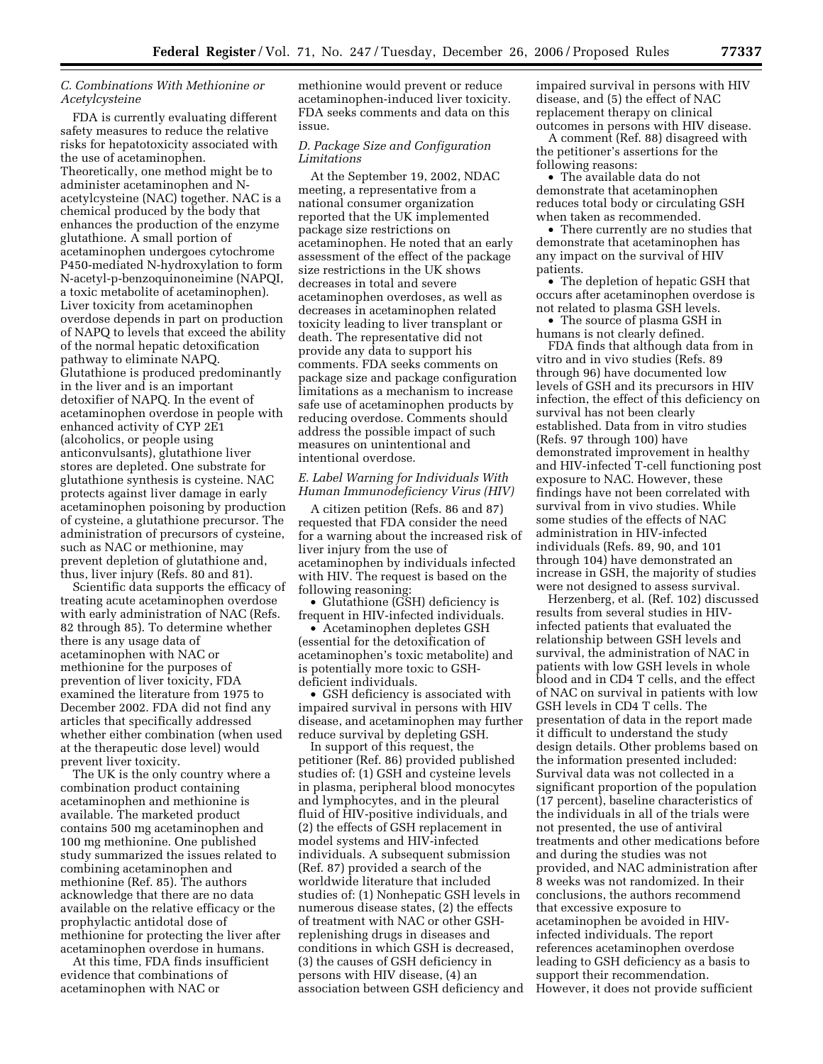### C. Combinations With Methionine or Acetylcysteine

FDA is currently evaluating different safety measures to reduce the relative risks for hepatotoxicity associated with the use of acetaminophen. Theoretically, one method might be to administer acetaminophen and N-acetylcysteine (NAC) together. NAC is a chemical produced by the body that enhances the production of the enzyme glutathione. A small portion of acetaminophen undergoes cytochrome P450-mediated N-hydroxylation to form N-acetyl-p-benzoquinoneimine (NAPQI, a toxic metabolite of acetaminophen). Liver toxicity from acetaminophen overdose depends in part on production of NAPQ to levels that exceed the ability of the normal hepatic detoxification pathway to eliminate NAPQ. Glutathione is produced predominantly in the liver and is an important detoxifier of NAPQ. In the event of acetaminophen overdose in people with enhanced activity of CYP 2E1 (alcoholics, or people using anticonvulsants), glutathione liver stores are depleted. One substrate for glutathione synthesis is cysteine. NAC protects against liver damage in early acetaminophen poisoning by production of cysteine, a glutathione precursor. The administration of precursors of cysteine, such as NAC or methionine, may prevent depletion of glutathione and, thus, liver injury (Refs. 80 and 81).

Scientific data supports the efficacy of treating acute acetaminophen overdose with early administration of NAC (Refs. 82 through 85). To determine whether there is any usage data of acetaminophen with NAC or methionine for the purposes of prevention of liver toxicity, FDA examined the literature from 1975 to December 2002. FDA did not find any articles that specifically addressed whether either combination (when used at the therapeutic dose level) would prevent liver toxicity.

The UK is the only country where a combination product containing acetaminophen and methionine is available. The marketed product contains 500 mg acetaminophen and 100 mg methionine. One published study summarized the issues related to combining acetaminophen and methionine (Ref. 85). The authors acknowledge that there are no data available on the relative efficacy or the prophylactic antidotal dose of methionine for protecting the liver after acetaminophen overdose in humans.

At this time, FDA finds insufficient evidence that combinations of acetaminophen with NAC or methionine would prevent or reduce acetaminophen-induced liver toxicity. FDA seeks comments and data on this issue.

### D. Package Size and Configuration Limitations

At the September 19, 2002, NDAC meeting, a representative from a national consumer organization reported that the UK implemented package size restrictions on acetaminophen. He noted that an early assessment of the effect of the package size restrictions in the UK shows decreases in total and severe acetaminophen overdoses, as well as decreases in acetaminophen related toxicity leading to liver transplant or death. The representative did not provide any data to support his comments. FDA seeks comments on package size and package configuration limitations as a mechanism to increase safe use of acetaminophen products by reducing overdose. Comments should address the possible impact of such measures on unintentional and intentional overdose.

### E. Label Warning for Individuals With Human Immunodeficiency Virus (HIV)

A citizen petition (Refs. 86 and 87) requested that FDA consider the need for a warning about the increased risk of liver injury from the use of acetaminophen by individuals infected with HIV. The request is based on the following reasoning:

- Glutathione (GSH) deficiency is frequent in HIV-infected individuals.
- Acetaminophen depletes GSH (essential for the detoxification of acetaminophen's toxic metabolite) and is potentially more toxic to GSH-deficient individuals.
- GSH deficiency is associated with impaired survival in persons with HIV disease, and acetaminophen may further reduce survival by depleting GSH.

In support of this request, the petitioner (Ref. 86) provided published studies of: (1) GSH and cysteine levels in plasma, peripheral blood monocytes and lymphocytes, and in the pleural fluid of HIV-positive individuals, and (2) the effects of GSH replacement in model systems and HIV-infected individuals. A subsequent submission (Ref. 87) provided a search of the worldwide literature that included studies of: (1) Nonhepatic GSH levels in numerous disease states, (2) the effects of treatment with NAC or other GSH-replenishing drugs in diseases and conditions in which GSH is decreased, (3) the causes of GSH deficiency in persons with HIV disease, (4) an association between GSH deficiency and impaired survival in persons with HIV disease, and (5) the effect of NAC replacement therapy on clinical outcomes in persons with HIV disease.

A comment (Ref. 88) disagreed with the petitioner's assertions for the following reasons:

- The available data do not demonstrate that acetaminophen reduces total body or circulating GSH when taken as recommended.
- There currently are no studies that demonstrate that acetaminophen has any impact on the survival of HIV patients.
- The depletion of hepatic GSH that occurs after acetaminophen overdose is not related to plasma GSH levels.
- The source of plasma GSH in humans is not clearly defined.

FDA finds that although data from in vitro and in vivo studies (Refs. 89 through 96) have documented low levels of GSH and its precursors in HIV infection, the effect of this deficiency on survival has not been clearly established. Data from in vitro studies (Refs. 97 through 100) have demonstrated improvement in healthy and HIV-infected T-cell functioning post exposure to NAC. However, these findings have not been correlated with survival from in vivo studies. While some studies of the effects of NAC administration in HIV-infected individuals (Refs. 89, 90, and 101 through 104) have demonstrated an increase in GSH, the majority of studies were not designed to assess survival.

Herzenberg, et al. (Ref. 102) discussed results from several studies in HIV-infected patients that evaluated the relationship between GSH levels and survival, the administration of NAC in patients with low GSH levels in whole blood and in CD4 T cells, and the effect of NAC on survival in patients with low GSH levels in CD4 T cells. The presentation of data in the report made it difficult to understand the study design details. Other problems based on the information presented included: Survival data was not collected in a significant proportion of the population (17 percent), baseline characteristics of the individuals in all of the trials were not presented, the use of antiviral treatments and other medications before and during the studies was not provided, and NAC administration after 8 weeks was not randomized. In their conclusions, the authors recommend that excessive exposure to acetaminophen be avoided in HIV-infected individuals. The report references acetaminophen overdose leading to GSH deficiency as a basis to support their recommendation. However, it does not provide sufficient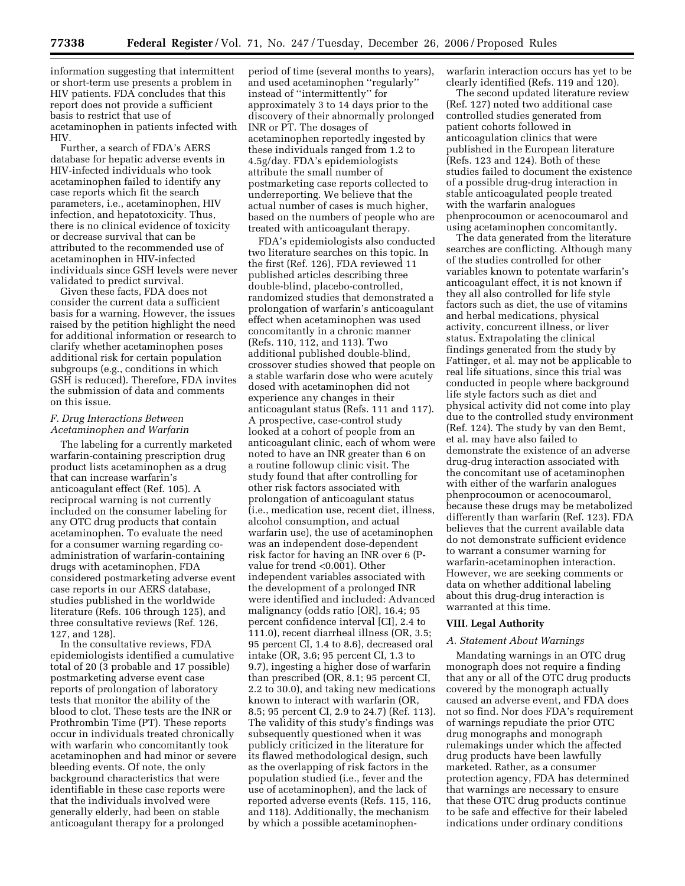information suggesting that intermittent or short-term use presents a problem in HIV patients. FDA concludes that this report does not provide a sufficient basis to restrict that use of acetaminophen in patients infected with HIV.

Further, a search of FDA's AERS database for hepatic adverse events in HIV-infected individuals who took acetaminophen failed to identify any case reports which fit the search parameters, i.e., acetaminophen, HIV infection, and hepatotoxicity. Thus, there is no clinical evidence of toxicity or decrease survival that can be attributed to the recommended use of acetaminophen in HIV-infected individuals since GSH levels were never validated to predict survival.

Given these facts, FDA does not consider the current data a sufficient basis for a warning. However, the issues raised by the petition highlight the need for additional information or research to clarify whether acetaminophen poses additional risk for certain population subgroups (e.g., conditions in which GSH is reduced). Therefore, FDA invites the submission of data and comments on this issue.

### *F. Drug Interactions Between Acetaminophen and Warfarin*

The labeling for a currently marketed warfarin-containing prescription drug product lists acetaminophen as a drug that can increase warfarin's anticoagulant effect (Ref. 105). A reciprocal warning is not currently included on the consumer labeling for any OTC drug products that contain acetaminophen. To evaluate the need for a consumer warning regarding co-administration of warfarin-containing drugs with acetaminophen, FDA considered postmarketing adverse event case reports in our AERS database, studies published in the worldwide literature (Refs. 106 through 125), and three consultative reviews (Ref. 126, 127, and 128).

In the consultative reviews, FDA epidemiologists identified a cumulative total of 20 (3 probable and 17 possible) postmarketing adverse event case reports of prolongation of laboratory tests that monitor the ability of the blood to clot. These tests are the INR or Prothrombin Time (PT). These reports occur in individuals treated chronically with warfarin who concomitantly took acetaminophen and had minor or severe bleeding events. Of note, the only background characteristics that were identifiable in these case reports were that the individuals involved were generally elderly, had been on stable anticoagulant therapy for a prolonged period of time (several months to years), and used acetaminophen "regularly" instead of "intermittently" for approximately 3 to 14 days prior to the discovery of their abnormally prolonged INR or PT. The dosages of acetaminophen reportedly ingested by these individuals ranged from 1.2 to 4.5g/day. FDA's epidemiologists attribute the small number of postmarketing case reports collected to underreporting. We believe that the actual number of cases is much higher, based on the numbers of people who are treated with anticoagulant therapy.

FDA's epidemiologists also conducted two literature searches on this topic. In the first (Ref. 126), FDA reviewed 11 published articles describing three double-blind, placebo-controlled, randomized studies that demonstrated a prolongation of warfarin's anticoagulant effect when acetaminophen was used concomitantly in a chronic manner (Refs. 110, 112, and 113). Two additional published double-blind, crossover studies showed that people on a stable warfarin dose who were acutely dosed with acetaminophen did not experience any changes in their anticoagulant status (Refs. 111 and 117). A prospective, case-control study looked at a cohort of people from an anticoagulant clinic, each of whom were noted to have an INR greater than 6 on a routine followup clinic visit. The study found that after controlling for other risk factors associated with prolongation of anticoagulant status (i.e., medication use, recent diet, illness, alcohol consumption, and actual warfarin use), the use of acetaminophen was an independent dose-dependent risk factor for having an INR over 6 (P-value for trend <0.001). Other independent variables associated with the development of a prolonged INR were identified and included: Advanced malignancy (odds ratio [OR], 16.4; 95 percent confidence interval [CI], 2.4 to 111.0), recent diarrheal illness (OR, 3.5; 95 percent CI, 1.4 to 8.6), decreased oral intake (OR, 3.6; 95 percent CI, 1.3 to 9.7), ingesting a higher dose of warfarin than prescribed (OR, 8.1; 95 percent CI, 2.2 to 30.0), and taking new medications known to interact with warfarin (OR, 8.5; 95 percent CI, 2.9 to 24.7) (Ref. 113). The validity of this study's findings was subsequently questioned when it was publicly criticized in the literature for its flawed methodological design, such as the overlapping of risk factors in the population studied (i.e., fever and the use of acetaminophen), and the lack of reported adverse events (Refs. 115, 116, and 118). Additionally, the mechanism by which a possible acetaminophen-warfarin interaction occurs has yet to be clearly identified (Refs. 119 and 120).

The second updated literature review (Ref. 127) noted two additional case controlled studies generated from patient cohorts followed in anticoagulation clinics that were published in the European literature (Refs. 123 and 124). Both of these studies failed to document the existence of a possible drug-drug interaction in stable anticoagulated people treated with the warfarin analogues phenprocoumon or acenocoumarol and using acetaminophen concomitantly.

The data generated from the literature searches are conflicting. Although many of the studies controlled for other variables known to potentate warfarin's anticoagulant effect, it is not known if they all also controlled for life style factors such as diet, the use of vitamins and herbal medications, physical activity, concurrent illness, or liver status. Extrapolating the clinical findings generated from the study by Fattinger, et al. may not be applicable to real life situations, since this trial was conducted in people where background life style factors such as diet and physical activity did not come into play due to the controlled study environment (Ref. 124). The study by van den Bemt, et al. may have also failed to demonstrate the existence of an adverse drug-drug interaction associated with the concomitant use of acetaminophen with either of the warfarin analogues phenprocoumon or acenocoumarol, because these drugs may be metabolized differently than warfarin (Ref. 123). FDA believes that the current available data do not demonstrate sufficient evidence to warrant a consumer warning for warfarin-acetaminophen interaction. However, we are seeking comments or data on whether additional labeling about this drug-drug interaction is warranted at this time.

## VIII. Legal Authority

### *A. Statement About Warnings*

Mandating warnings in an OTC drug monograph does not require a finding that any or all of the OTC drug products covered by the monograph actually caused an adverse event, and FDA does not so find. Nor does FDA's requirement of warnings repudiate the prior OTC drug monographs and monograph rulemakings under which the affected drug products have been lawfully marketed. Rather, as a consumer protection agency, FDA has determined that warnings are necessary to ensure that these OTC drug products continue to be safe and effective for their labeled indications under ordinary conditions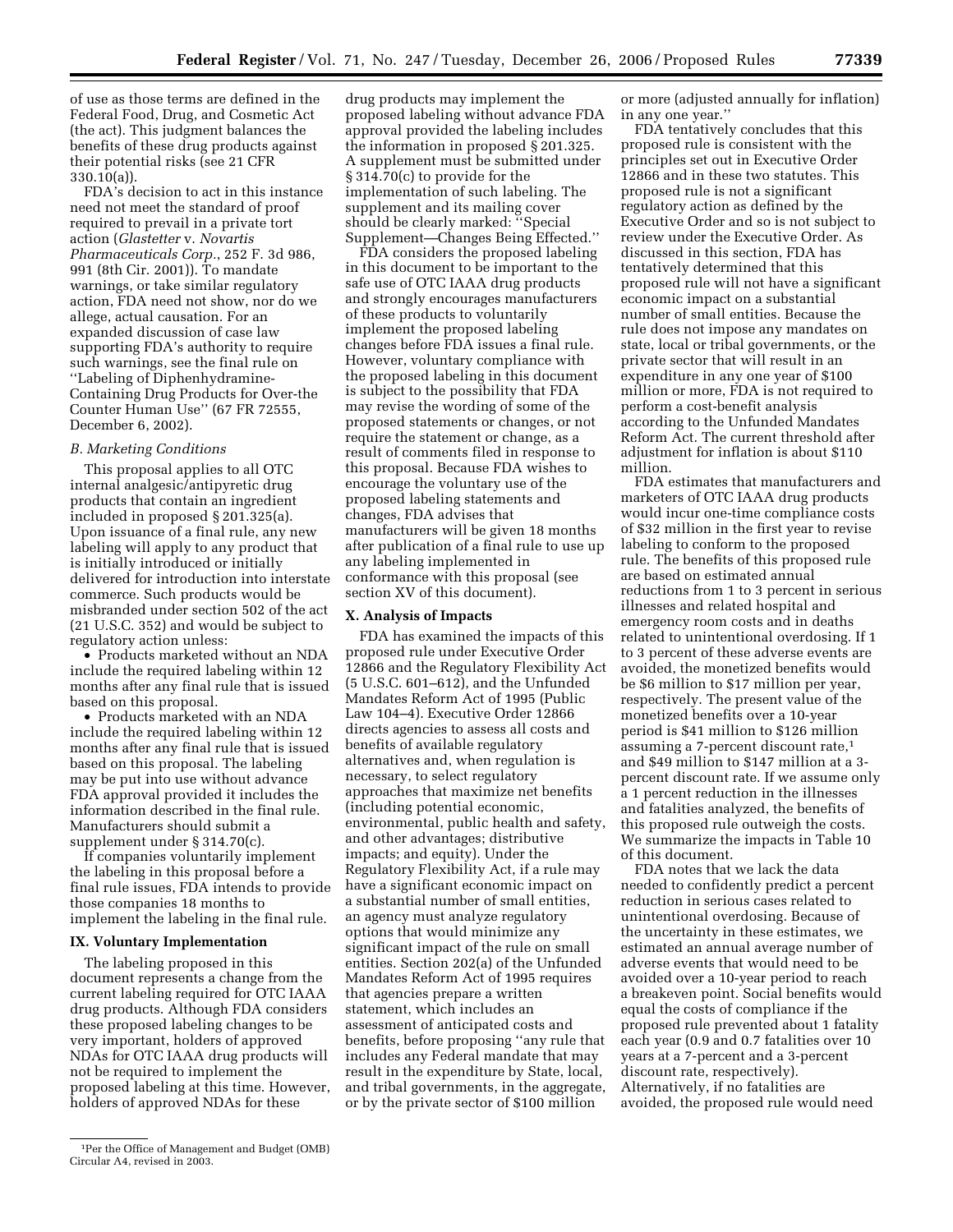of use as those terms are defined in the Federal Food, Drug, and Cosmetic Act (the act). This judgment balances the benefits of these drug products against their potential risks (see 21 CFR 330.10(a)).

FDA's decision to act in this instance need not meet the standard of proof required to prevail in a private tort action (*Glastetter* v. *Novartis Pharmaceuticals Corp.*, 252 F. 3d 986, 991 (8th Cir. 2001)). To mandate warnings, or take similar regulatory action, FDA need not show, nor do we allege, actual causation. For an expanded discussion of case law supporting FDA's authority to require such warnings, see the final rule on ''Labeling of Diphenhydramine-Containing Drug Products for Over-the Counter Human Use'' (67 FR 72555, December 6, 2002).

### *B. Marketing Conditions*

This proposal applies to all OTC internal analgesic/antipyretic drug products that contain an ingredient included in proposed § 201.325(a). Upon issuance of a final rule, any new labeling will apply to any product that is initially introduced or initially delivered for introduction into interstate commerce. Such products would be misbranded under section 502 of the act (21 U.S.C. 352) and would be subject to regulatory action unless:

- Products marketed without an NDA include the required labeling within 12 months after any final rule that is issued based on this proposal.
- Products marketed with an NDA include the required labeling within 12 months after any final rule that is issued based on this proposal. The labeling may be put into use without advance FDA approval provided it includes the information described in the final rule. Manufacturers should submit a supplement under § 314.70(c).

If companies voluntarily implement the labeling in this proposal before a final rule issues, FDA intends to provide those companies 18 months to implement the labeling in the final rule.

## IX. Voluntary Implementation

The labeling proposed in this document represents a change from the current labeling required for OTC IAAA drug products. Although FDA considers these proposed labeling changes to be very important, holders of approved NDAs for OTC IAAA drug products will not be required to implement the proposed labeling at this time. However, holders of approved NDAs for these drug products may implement the proposed labeling without advance FDA approval provided the labeling includes the information in proposed § 201.325. A supplement must be submitted under § 314.70(c) to provide for the implementation of such labeling. The supplement and its mailing cover should be clearly marked: ''Special Supplement—Changes Being Effected.''

FDA considers the proposed labeling in this document to be important to the safe use of OTC IAAA drug products and strongly encourages manufacturers of these products to voluntarily implement the proposed labeling changes before FDA issues a final rule. However, voluntary compliance with the proposed labeling in this document is subject to the possibility that FDA may revise the wording of some of the proposed statements or changes, or not require the statement or change, as a result of comments filed in response to this proposal. Because FDA wishes to encourage the voluntary use of the proposed labeling statements and changes, FDA advises that manufacturers will be given 18 months after publication of a final rule to use up any labeling implemented in conformance with this proposal (see section XV of this document).

## X. Analysis of Impacts

FDA has examined the impacts of this proposed rule under Executive Order 12866 and the Regulatory Flexibility Act (5 U.S.C. 601–612), and the Unfunded Mandates Reform Act of 1995 (Public Law 104–4). Executive Order 12866 directs agencies to assess all costs and benefits of available regulatory alternatives and, when regulation is necessary, to select regulatory approaches that maximize net benefits (including potential economic, environmental, public health and safety, and other advantages; distributive impacts; and equity). Under the Regulatory Flexibility Act, if a rule may have a significant economic impact on a substantial number of small entities, an agency must analyze regulatory options that would minimize any significant impact of the rule on small entities. Section 202(a) of the Unfunded Mandates Reform Act of 1995 requires that agencies prepare a written statement, which includes an assessment of anticipated costs and benefits, before proposing ''any rule that includes any Federal mandate that may result in the expenditure by State, local, and tribal governments, in the aggregate, or by the private sector of $100 million or more (adjusted annually for inflation) in any one year.''

FDA tentatively concludes that this proposed rule is consistent with the principles set out in Executive Order 12866 and in these two statutes. This proposed rule is not a significant regulatory action as defined by the Executive Order and so is not subject to review under the Executive Order. As discussed in this section, FDA has tentatively determined that this proposed rule will not have a significant economic impact on a substantial number of small entities. Because the rule does not impose any mandates on state, local or tribal governments, or the private sector that will result in an expenditure in any one year of $100 million or more, FDA is not required to perform a cost-benefit analysis according to the Unfunded Mandates Reform Act. The current threshold after adjustment for inflation is about $110 million.

FDA estimates that manufacturers and marketers of OTC IAAA drug products would incur one-time compliance costs of $32 million in the first year to revise labeling to conform to the proposed rule. The benefits of this proposed rule are based on estimated annual reductions from 1 to 3 percent in serious illnesses and related hospital and emergency room costs and in deaths related to unintentional overdosing. If 1 to 3 percent of these adverse events are avoided, the monetized benefits would be $6 million to $17 million per year, respectively. The present value of the monetized benefits over a 10-year period is $41 million to $126 million assuming a 7-percent discount rate,[1] and $49 million to $147 million at a 3-percent discount rate. If we assume only a 1 percent reduction in the illnesses and fatalities analyzed, the benefits of this proposed rule outweigh the costs. We summarize the impacts in Table 10 of this document.

FDA notes that we lack the data needed to confidently predict a percent reduction in serious cases related to unintentional overdosing. Because of the uncertainty in these estimates, we estimated an annual average number of adverse events that would need to be avoided over a 10-year period to reach a breakeven point. Social benefits would equal the costs of compliance if the proposed rule prevented about 1 fatality each year (0.9 and 0.7 fatalities over 10 years at a 7-percent and a 3-percent discount rate, respectively). Alternatively, if no fatalities are avoided, the proposed rule would need

[1] Per the Office of Management and Budget (OMB) Circular A4, revised in 2003.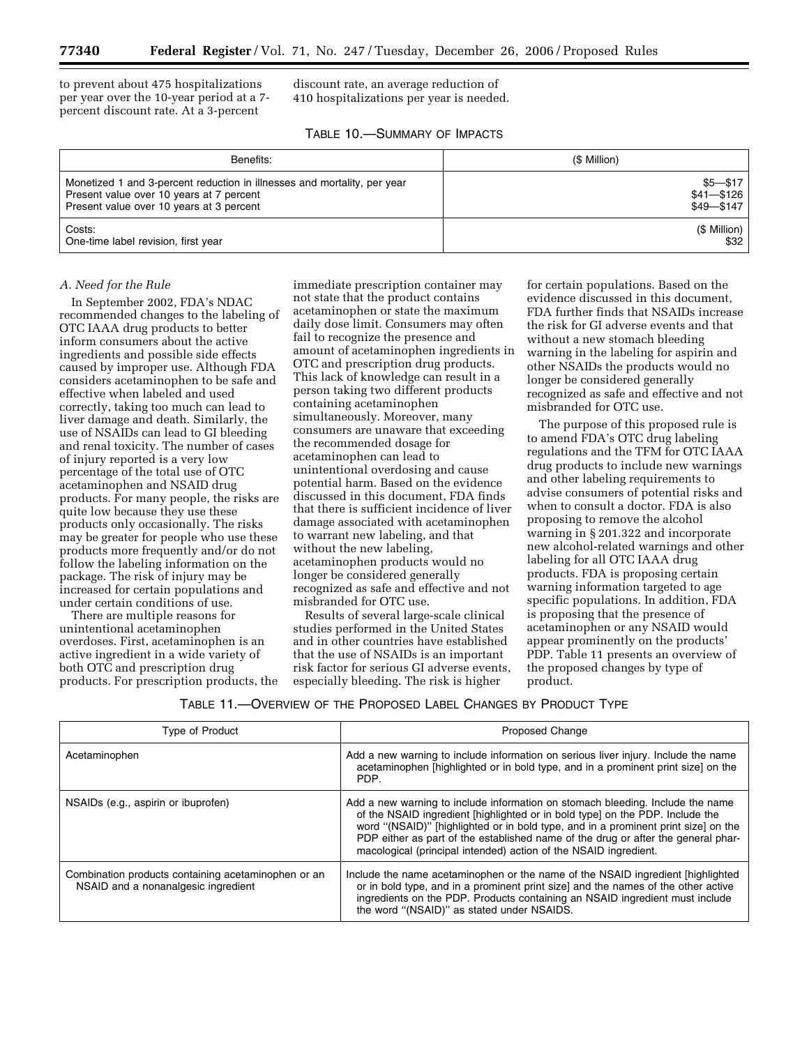to prevent about 475 hospitalizations per year over the 10-year period at a 7-percent discount rate. At a 3-percent discount rate, an average reduction of 410 hospitalizations per year is needed.

TABLE 10.—SUMMARY OF IMPACTS

| Benefits: | ($ Million) |
| --- | --- |
| Monetized 1 and 3-percent reduction in illnesses and mortality, per year<br>Present value over 10 years at 7 percent<br>Present value over 10 years at 3 percent | $5—$17<br>$41—$126<br>$49—$147 |
| Costs:<br>One-time label revision, first year | ($ Million)<br>$32 |

*A. Need for the Rule*

In September 2002, FDA's NDAC recommended changes to the labeling of OTC IAAA drug products to better inform consumers about the active ingredients and possible side effects caused by improper use. Although FDA considers acetaminophen to be safe and effective when labeled and used correctly, taking too much can lead to liver damage and death. Similarly, the use of NSAIDs can lead to GI bleeding and renal toxicity. The number of cases of injury reported is a very low percentage of the total use of OTC acetaminophen and NSAID drug products. For many people, the risks are quite low because they use these products only occasionally. The risks may be greater for people who use these products more frequently and/or do not follow the labeling information on the package. The risk of injury may be increased for certain populations and under certain conditions of use.

There are multiple reasons for unintentional acetaminophen overdoses. First, acetaminophen is an active ingredient in a wide variety of both OTC and prescription drug products. For prescription products, the immediate prescription container may not state that the product contains acetaminophen or state the maximum daily dose limit. Consumers may often fail to recognize the presence and amount of acetaminophen ingredients in OTC and prescription drug products. This lack of knowledge can result in a person taking two different products containing acetaminophen simultaneously. Moreover, many consumers are unaware that exceeding the recommended dosage for acetaminophen can lead to unintentional overdosing and cause potential harm. Based on the evidence discussed in this document, FDA finds that there is sufficient incidence of liver damage associated with acetaminophen to warrant new labeling, and that without the new labeling, acetaminophen products would no longer be considered generally recognized as safe and effective and not misbranded for OTC use.

Results of several large-scale clinical studies performed in the United States and in other countries have established that the use of NSAIDs is an important risk factor for serious GI adverse events, especially bleeding. The risk is higher for certain populations. Based on the evidence discussed in this document, FDA further finds that NSAIDs increase the risk for GI adverse events and that without a new stomach bleeding warning in the labeling for aspirin and other NSAIDs the products would no longer be considered generally recognized as safe and effective and not misbranded for OTC use.

The purpose of this proposed rule is to amend FDA's OTC drug labeling regulations and the TFM for OTC IAAA drug products to include new warnings and other labeling requirements to advise consumers of potential risks and when to consult a doctor. FDA is also proposing to remove the alcohol warning in § 201.322 and incorporate new alcohol-related warnings and other labeling for all OTC IAAA drug products. FDA is proposing certain warning information targeted to age specific populations. In addition, FDA is proposing that the presence of acetaminophen or any NSAID would appear prominently on the products' PDP. Table 11 presents an overview of the proposed changes by type of product.

TABLE 11.—OVERVIEW OF THE PROPOSED LABEL CHANGES BY PRODUCT TYPE

| Type of Product | Proposed Change |
| --- | --- |
| Acetaminophen | Add a new warning to include information on serious liver injury. Include the name acetaminophen [highlighted or in bold type, and in a prominent print size] on the PDP. |
| NSAIDs (e.g., aspirin or ibuprofen) | Add a new warning to include information on stomach bleeding. Include the name of the NSAID ingredient [highlighted or in bold type] on the PDP. Include the word "(NSAID)" [highlighted or in bold type, and in a prominent print size] on the PDP either as part of the established name of the drug or after the general pharmacological (principal intended) action of the NSAID ingredient. |
| Combination products containing acetaminophen or an NSAID and a nonanalgesic ingredient | Include the name acetaminophen or the name of the NSAID ingredient [highlighted or in bold type, and in a prominent print size] and the names of the other active ingredients on the PDP. Products containing an NSAID ingredient must include the word "(NSAID)" as stated under NSAIDS. |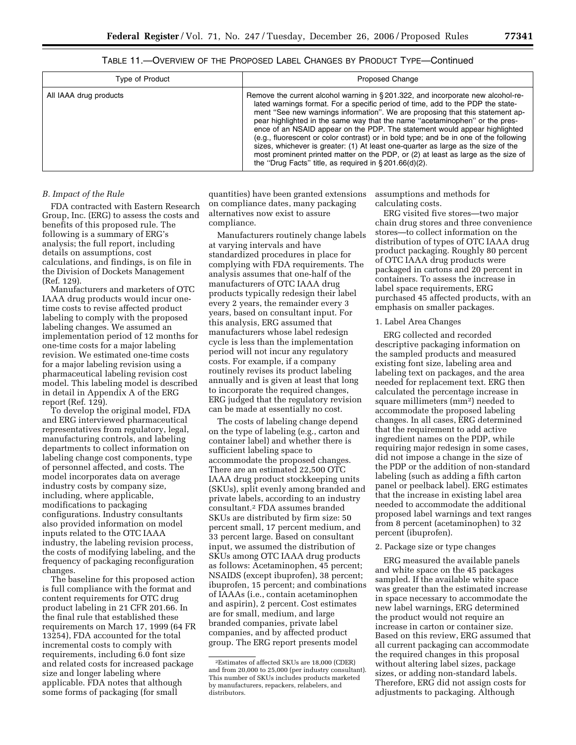TABLE 11.—OVERVIEW OF THE PROPOSED LABEL CHANGES BY PRODUCT TYPE—Continued

| Type of Product | Proposed Change |
| --- | --- |
| All IAAA drug products | Remove the current alcohol warning in § 201.322, and incorporate new alcohol-related warnings format. For a specific period of time, add to the PDP the statement "See new warnings information". We are proposing that this statement appear highlighted in the same way that the name "acetaminophen" or the presence of an NSAID appear on the PDP. The statement would appear highlighted (e.g., fluorescent or color contrast) or in bold type; and be in one of the following sizes, whichever is greater: (1) At least one-quarter as large as the size of the most prominent printed matter on the PDP, or (2) at least as large as the size of the "Drug Facts" title, as required in § 201.66(d)(2). |

### *B. Impact of the Rule*

FDA contracted with Eastern Research Group, Inc. (ERG) to assess the costs and benefits of this proposed rule. The following is a summary of ERG's analysis; the full report, including details on assumptions, cost calculations, and findings, is on file in the Division of Dockets Management (Ref. 129).

Manufacturers and marketers of OTC IAAA drug products would incur one-time costs to revise affected product labeling to comply with the proposed labeling changes. We assumed an implementation period of 12 months for one-time costs for a major labeling revision. We estimated one-time costs for a major labeling revision using a pharmaceutical labeling revision cost model. This labeling model is described in detail in Appendix A of the ERG report (Ref. 129).

To develop the original model, FDA and ERG interviewed pharmaceutical representatives from regulatory, legal, manufacturing controls, and labeling departments to collect information on labeling change cost components, type of personnel affected, and costs. The model incorporates data on average industry costs by company size, including, where applicable, modifications to packaging configurations. Industry consultants also provided information on model inputs related to the OTC IAAA industry, the labeling revision process, the costs of modifying labeling, and the frequency of packaging reconfiguration changes.

The baseline for this proposed action is full compliance with the format and content requirements for OTC drug product labeling in 21 CFR 201.66. In the final rule that established these requirements on March 17, 1999 (64 FR 13254), FDA accounted for the total incremental costs to comply with requirements, including 6.0 font size and related costs for increased package size and longer labeling where applicable. FDA notes that although some forms of packaging (for small quantities) have been granted extensions on compliance dates, many packaging alternatives now exist to assure compliance.

Manufacturers routinely change labels at varying intervals and have standardized procedures in place for complying with FDA requirements. The analysis assumes that one-half of the manufacturers of OTC IAAA drug products typically redesign their label every 2 years, the remainder every 3 years, based on consultant input. For this analysis, ERG assumed that manufacturers whose label redesign cycle is less than the implementation period will not incur any regulatory costs. For example, if a company routinely revises its product labeling annually and is given at least that long to incorporate the required changes, ERG judged that the regulatory revision can be made at essentially no cost.

The costs of labeling change depend on the type of labeling (e.g., carton and container label) and whether there is sufficient labeling space to accommodate the proposed changes. There are an estimated 22,500 OTC IAAA drug product stockkeeping units (SKUs), split evenly among branded and private labels, according to an industry consultant.[2] FDA assumes branded SKUs are distributed by firm size: 50 percent small, 17 percent medium, and 33 percent large. Based on consultant input, we assumed the distribution of SKUs among OTC IAAA drug products as follows: Acetaminophen, 45 percent; NSAIDS (except ibuprofen), 38 percent; ibuprofen, 15 percent; and combinations of IAAAs (i.e., contain acetaminophen and aspirin), 2 percent. Cost estimates are for small, medium, and large branded companies, private label companies, and by affected product group. The ERG report presents model assumptions and methods for calculating costs.

ERG visited five stores—two major chain drug stores and three convenience stores—to collect information on the distribution of types of OTC IAAA drug product packaging. Roughly 80 percent of OTC IAAA drug products were packaged in cartons and 20 percent in containers. To assess the increase in label space requirements, ERG purchased 45 affected products, with an emphasis on smaller packages.

1. Label Area Changes

ERG collected and recorded descriptive packaging information on the sampled products and measured existing font size, labeling area and labeling text on packages, and the area needed for replacement text. ERG then calculated the percentage increase in square millimeters ($mm^2$) needed to accommodate the proposed labeling changes. In all cases, ERG determined that the requirement to add active ingredient names on the PDP, while requiring major redesign in some cases, did not impose a change in the size of the PDP or the addition of non-standard labeling (such as adding a fifth carton panel or peelback label). ERG estimates that the increase in existing label area needed to accommodate the additional proposed label warnings and text ranges from 8 percent (acetaminophen) to 32 percent (ibuprofen).

2. Package size or type changes

ERG measured the available panels and white space on the 45 packages sampled. If the available white space was greater than the estimated increase in space necessary to accommodate the new label warnings, ERG determined the product would not require an increase in carton or container size. Based on this review, ERG assumed that all current packaging can accommodate the required changes in this proposal without altering label sizes, package sizes, or adding non-standard labels. Therefore, ERG did not assign costs for adjustments to packaging. Although

[2] Estimates of affected SKUs are 18,000 (CDER) and from 20,000 to 25,000 (per industry consultant). This number of SKUs includes products marketed by manufacturers, repackers, relabelers, and distributors.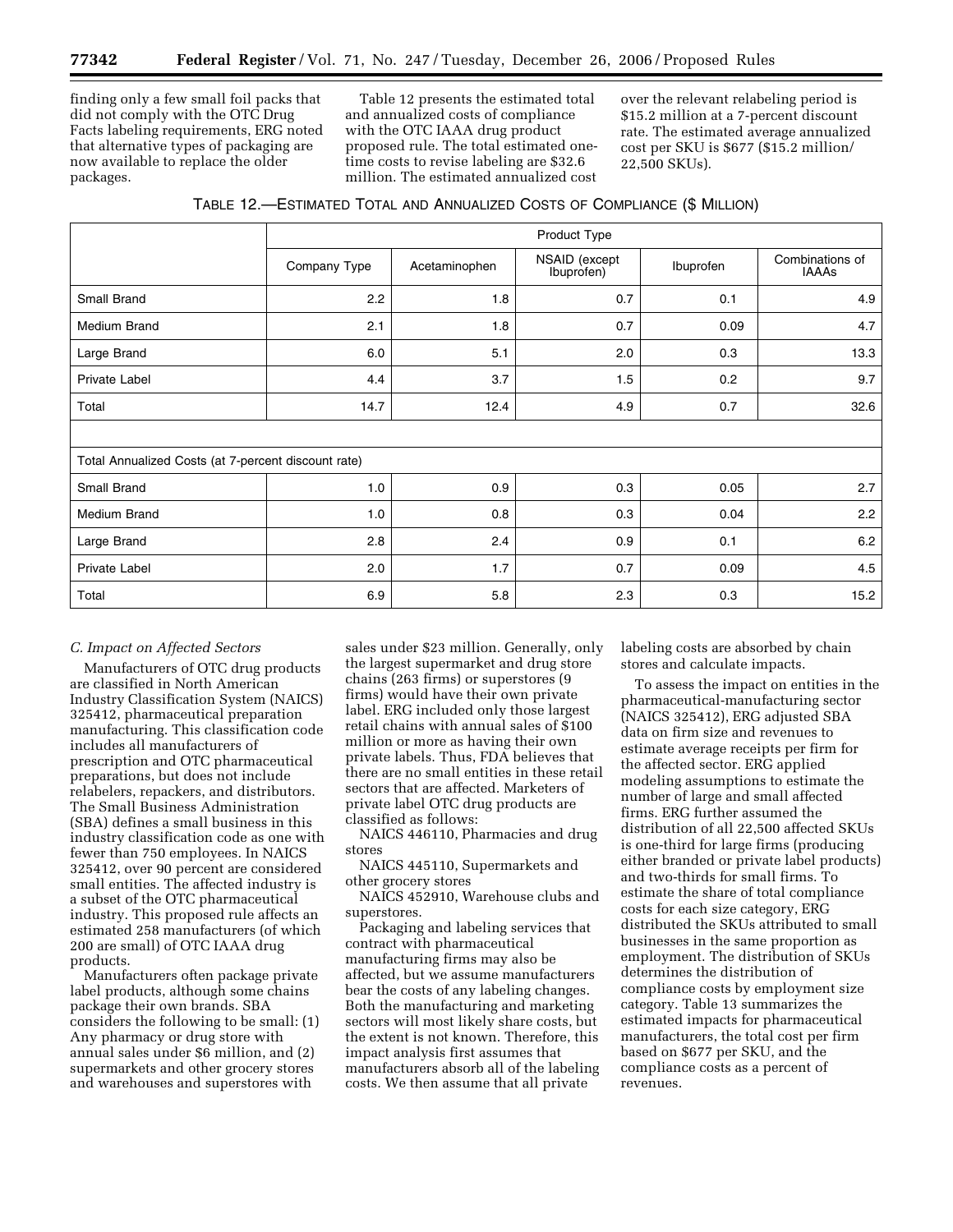finding only a few small foil packs that did not comply with the OTC Drug Facts labeling requirements, ERG noted that alternative types of packaging are now available to replace the older packages.

Table 12 presents the estimated total and annualized costs of compliance with the OTC IAAA drug product proposed rule. The total estimated one-time costs to revise labeling are $32.6 million. The estimated annualized cost over the relevant relabeling period is $15.2 million at a 7-percent discount rate. The estimated average annualized cost per SKU is $677 ($15.2 million/ 22,500 SKUs).

TABLE 12.—ESTIMATED TOTAL AND ANNUALIZED COSTS OF COMPLIANCE ($ MILLION)

| | Product Type | | | | |
|---|---|---|---|---|---|
| | Company Type | Acetaminophen | NSAID (except Ibuprofen) | Ibuprofen | Combinations of IAAAs |
| Small Brand | 2.2 | 1.8 | 0.7 | 0.1 | 4.9 |
| Medium Brand | 2.1 | 1.8 | 0.7 | 0.09 | 4.7 |
| Large Brand | 6.0 | 5.1 | 2.0 | 0.3 | 13.3 |
| Private Label | 4.4 | 3.7 | 1.5 | 0.2 | 9.7 |
| Total | 14.7 | 12.4 | 4.9 | 0.7 | 32.6 |
| | | | | | |
| Total Annualized Costs (at 7-percent discount rate) | | | | | |
| Small Brand | 1.0 | 0.9 | 0.3 | 0.05 | 2.7 |
| Medium Brand | 1.0 | 0.8 | 0.3 | 0.04 | 2.2 |
| Large Brand | 2.8 | 2.4 | 0.9 | 0.1 | 6.2 |
| Private Label | 2.0 | 1.7 | 0.7 | 0.09 | 4.5 |
| Total | 6.9 | 5.8 | 2.3 | 0.3 | 15.2 |

### *C. Impact on Affected Sectors*

Manufacturers of OTC drug products are classified in North American Industry Classification System (NAICS) 325412, pharmaceutical preparation manufacturing. This classification code includes all manufacturers of prescription and OTC pharmaceutical preparations, but does not include relabelers, repackers, and distributors. The Small Business Administration (SBA) defines a small business in this industry classification code as one with fewer than 750 employees. In NAICS 325412, over 90 percent are considered small entities. The affected industry is a subset of the OTC pharmaceutical industry. This proposed rule affects an estimated 258 manufacturers (of which 200 are small) of OTC IAAA drug products.

Manufacturers often package private label products, although some chains package their own brands. SBA considers the following to be small: (1) Any pharmacy or drug store with annual sales under $6 million, and (2) supermarkets and other grocery stores and warehouses and superstores with sales under $23 million. Generally, only the largest supermarket and drug store chains (263 firms) or superstores (9 firms) would have their own private label. ERG included only those largest retail chains with annual sales of $100 million or more as having their own private labels. Thus, FDA believes that there are no small entities in these retail sectors that are affected. Marketers of private label OTC drug products are classified as follows:

NAICS 446110, Pharmacies and drug stores

NAICS 445110, Supermarkets and other grocery stores

NAICS 452910, Warehouse clubs and superstores.

Packaging and labeling services that contract with pharmaceutical manufacturing firms may also be affected, but we assume manufacturers bear the costs of any labeling changes. Both the manufacturing and marketing sectors will most likely share costs, but the extent is not known. Therefore, this impact analysis first assumes that manufacturers absorb all of the labeling costs. We then assume that all private labeling costs are absorbed by chain stores and calculate impacts.

To assess the impact on entities in the pharmaceutical-manufacturing sector (NAICS 325412), ERG adjusted SBA data on firm size and revenues to estimate average receipts per firm for the affected sector. ERG applied modeling assumptions to estimate the number of large and small affected firms. ERG further assumed the distribution of all 22,500 affected SKUs is one-third for large firms (producing either branded or private label products) and two-thirds for small firms. To estimate the share of total compliance costs for each size category, ERG distributed the SKUs attributed to small businesses in the same proportion as employment. The distribution of SKUs determines the distribution of compliance costs by employment size category. Table 13 summarizes the estimated impacts for pharmaceutical manufacturers, the total cost per firm based on $677 per SKU, and the compliance costs as a percent of revenues.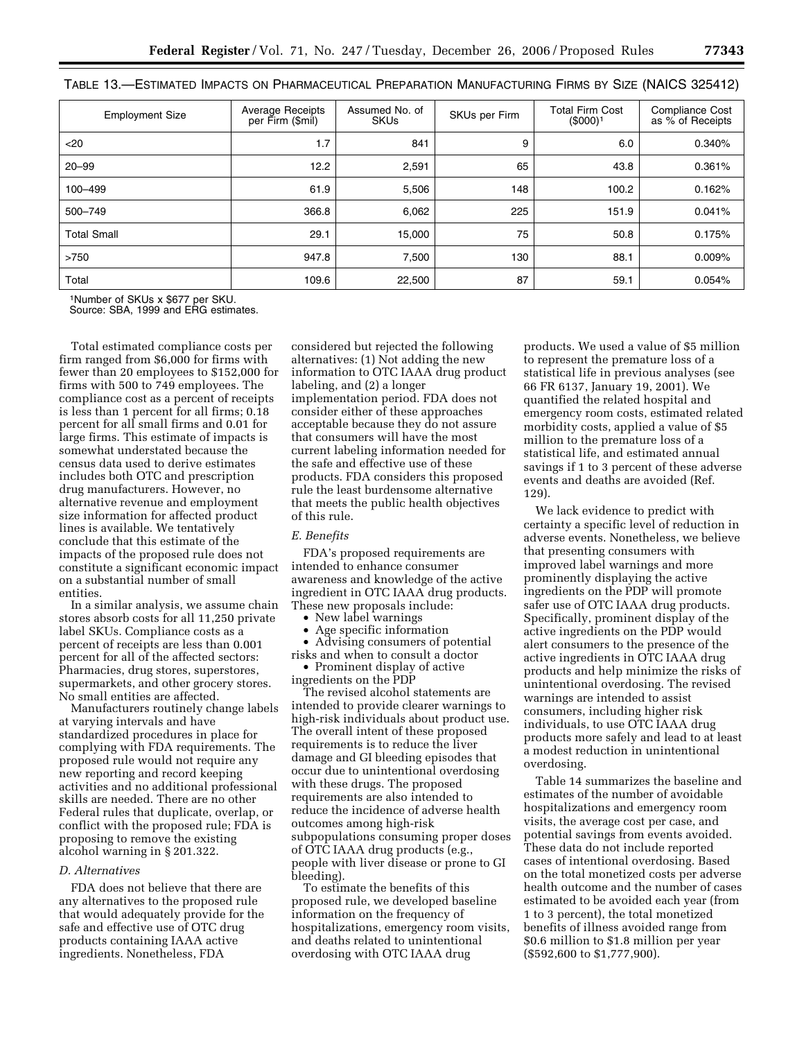TABLE 13.—ESTIMATED IMPACTS ON PHARMACEUTICAL PREPARATION MANUFACTURING FIRMS BY SIZE (NAICS 325412)

| Employment Size | Average Receipts per Firm ($mil) | Assumed No. of SKUs | SKUs per Firm | Total Firm Cost ($000)[1] | Compliance Cost as % of Receipts |
|---|---|---|---|---|---|
| <20 | 1.7 | 841 | 9 | 6.0 | 0.340% |
| 20–99 | 12.2 | 2,591 | 65 | 43.8 | 0.361% |
| 100–499 | 61.9 | 5,506 | 148 | 100.2 | 0.162% |
| 500–749 | 366.8 | 6,062 | 225 | 151.9 | 0.041% |
| Total Small | 29.1 | 15,000 | 75 | 50.8 | 0.175% |
| >750 | 947.8 | 7,500 | 130 | 88.1 | 0.009% |
| Total | 109.6 | 22,500 | 87 | 59.1 | 0.054% |

[1]Number of SKUs x $677 per SKU.
Source: SBA, 1999 and ERG estimates.

Total estimated compliance costs per firm ranged from $6,000 for firms with fewer than 20 employees to $152,000 for firms with 500 to 749 employees. The compliance cost as a percent of receipts is less than 1 percent for all firms; 0.18 percent for all small firms and 0.01 for large firms. This estimate of impacts is somewhat understated because the census data used to derive estimates includes both OTC and prescription drug manufacturers. However, no alternative revenue and employment size information for affected product lines is available. We tentatively conclude that this estimate of the impacts of the proposed rule does not constitute a significant economic impact on a substantial number of small entities.

In a similar analysis, we assume chain stores absorb costs for all 11,250 private label SKUs. Compliance costs as a percent of receipts are less than 0.001 percent for all of the affected sectors: Pharmacies, drug stores, superstores, supermarkets, and other grocery stores. No small entities are affected.

Manufacturers routinely change labels at varying intervals and have standardized procedures in place for complying with FDA requirements. The proposed rule would not require any new reporting and record keeping activities and no additional professional skills are needed. There are no other Federal rules that duplicate, overlap, or conflict with the proposed rule; FDA is proposing to remove the existing alcohol warning in § 201.322.

*D. Alternatives*

FDA does not believe that there are any alternatives to the proposed rule that would adequately provide for the safe and effective use of OTC drug products containing IAAA active ingredients. Nonetheless, FDA considered but rejected the following alternatives: (1) Not adding the new information to OTC IAAA drug product labeling, and (2) a longer implementation period. FDA does not consider either of these approaches acceptable because they do not assure that consumers will have the most current labeling information needed for the safe and effective use of these products. FDA considers this proposed rule the least burdensome alternative that meets the public health objectives of this rule.

*E. Benefits*

FDA's proposed requirements are intended to enhance consumer awareness and knowledge of the active ingredient in OTC IAAA drug products. These new proposals include:

- New label warnings
- Age specific information
- Advising consumers of potential risks and when to consult a doctor
- Prominent display of active ingredients on the PDP

The revised alcohol statements are intended to provide clearer warnings to high-risk individuals about product use. The overall intent of these proposed requirements is to reduce the liver damage and GI bleeding episodes that occur due to unintentional overdosing with these drugs. The proposed requirements are also intended to reduce the incidence of adverse health outcomes among high-risk subpopulations consuming proper doses of OTC IAAA drug products (e.g., people with liver disease or prone to GI bleeding).

To estimate the benefits of this proposed rule, we developed baseline information on the frequency of hospitalizations, emergency room visits, and deaths related to unintentional overdosing with OTC IAAA drug products. We used a value of $5 million to represent the premature loss of a statistical life in previous analyses (see 66 FR 6137, January 19, 2001). We quantified the related hospital and emergency room costs, estimated related morbidity costs, applied a value of $5 million to the premature loss of a statistical life, and estimated annual savings if 1 to 3 percent of these adverse events and deaths are avoided (Ref. 129).

We lack evidence to predict with certainty a specific level of reduction in adverse events. Nonetheless, we believe that presenting consumers with improved label warnings and more prominently displaying the active ingredients on the PDP will promote safer use of OTC IAAA drug products. Specifically, prominent display of the active ingredients on the PDP would alert consumers to the presence of the active ingredients in OTC IAAA drug products and help minimize the risks of unintentional overdosing. The revised warnings are intended to assist consumers, including higher risk individuals, to use OTC IAAA drug products more safely and lead to at least a modest reduction in unintentional overdosing.

Table 14 summarizes the baseline and estimates of the number of avoidable hospitalizations and emergency room visits, the average cost per case, and potential savings from events avoided. These data do not include reported cases of intentional overdosing. Based on the total monetized costs per adverse health outcome and the number of cases estimated to be avoided each year (from 1 to 3 percent), the total monetized benefits of illness avoided range from $0.6 million to $1.8 million per year ($592,600 to $1,777,900).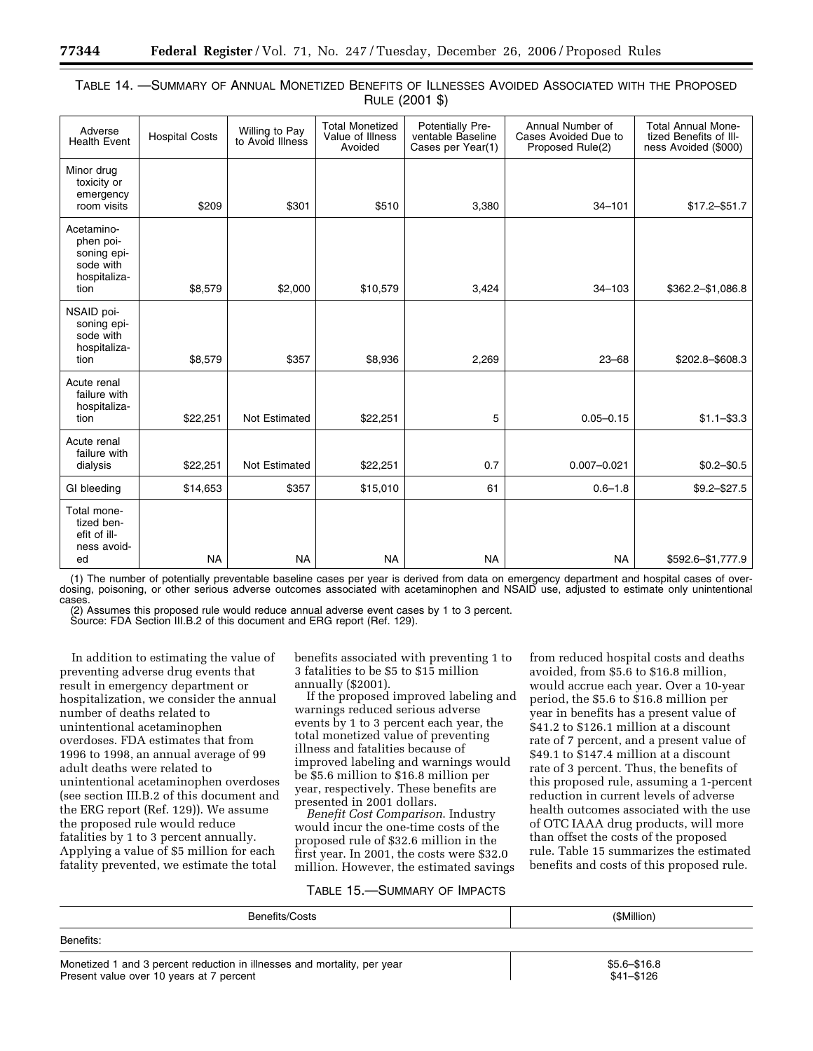TABLE 14. —SUMMARY OF ANNUAL MONETIZED BENEFITS OF ILLNESSES AVOIDED ASSOCIATED WITH THE PROPOSED RULE (2001 $)

| Adverse Health Event | Hospital Costs | Willing to Pay to Avoid Illness | Total Monetized Value of Illness Avoided | Potentially Preventable Baseline Cases per Year(1) | Annual Number of Cases Avoided Due to Proposed Rule(2) | Total Annual Monetized Benefits of Illness Avoided ($000) |
|---|---|---|---|---|---|---|
| Minor drug toxicity or emergency room visits | $209 | $301 | $510 | 3,380 | 34–101 | $17.2–$51.7 |
| Acetaminophen poisoning episode with hospitalization | $8,579 | $2,000 | $10,579 | 3,424 | 34–103 | $362.2–$1,086.8 |
| NSAID poisoning episode with hospitalization | $8,579 | $357 | $8,936 | 2,269 | 23–68 | $202.8–$608.3 |
| Acute renal failure with hospitalization | $22,251 | Not Estimated | $22,251 | 5 | 0.05–0.15 | $1.1–$3.3 |
| Acute renal failure with dialysis | $22,251 | Not Estimated | $22,251 | 0.7 | 0.007–0.021 | $0.2–$0.5 |
| GI bleeding | $14,653 | $357 | $15,010 | 61 | 0.6–1.8 | $9.2–$27.5 |
| Total monetized benefit of illness avoided | NA | NA | NA | NA | NA | $592.6–$1,777.9 |

(1) The number of potentially preventable baseline cases per year is derived from data on emergency department and hospital cases of overdosing, poisoning, or other serious adverse outcomes associated with acetaminophen and NSAID use, adjusted to estimate only unintentional cases.
(2) Assumes this proposed rule would reduce annual adverse event cases by 1 to 3 percent.
Source: FDA Section III.B.2 of this document and ERG report (Ref. 129).

In addition to estimating the value of preventing adverse drug events that result in emergency department or hospitalization, we consider the annual number of deaths related to unintentional acetaminophen overdoses. FDA estimates that from 1996 to 1998, an annual average of 99 adult deaths were related to unintentional acetaminophen overdoses (see section III.B.2 of this document and the ERG report (Ref. 129)). We assume the proposed rule would reduce fatalities by 1 to 3 percent annually. Applying a value of $5 million for each fatality prevented, we estimate the total benefits associated with preventing 1 to 3 fatalities to be $5 to $15 million annually ($2001).

If the proposed improved labeling and warnings reduced serious adverse events by 1 to 3 percent each year, the total monetized value of preventing illness and fatalities because of improved labeling and warnings would be $5.6 million to $16.8 million per year, respectively. These benefits are presented in 2001 dollars.

*Benefit Cost Comparison*. Industry would incur the one-time costs of the proposed rule of $32.6 million in the first year. In 2001, the costs were $32.0 million. However, the estimated savings from reduced hospital costs and deaths avoided, from $5.6 to $16.8 million, would accrue each year. Over a 10-year period, the $5.6 to $16.8 million per year in benefits has a present value of $41.2 to $126.1 million at a discount rate of 7 percent, and a present value of $49.1 to $147.4 million at a discount rate of 3 percent. Thus, the benefits of this proposed rule, assuming a 1-percent reduction in current levels of adverse health outcomes associated with the use of OTC IAAA drug products, will more than offset the costs of the proposed rule. Table 15 summarizes the estimated benefits and costs of this proposed rule.

TABLE 15.—SUMMARY OF IMPACTS

| Benefits/Costs | ($Million) |
|---|---|
| Benefits: | |
| Monetized 1 and 3 percent reduction in illnesses and mortality, per year | $5.6–$16.8 |
| Present value over 10 years at 7 percent | $41–$126 |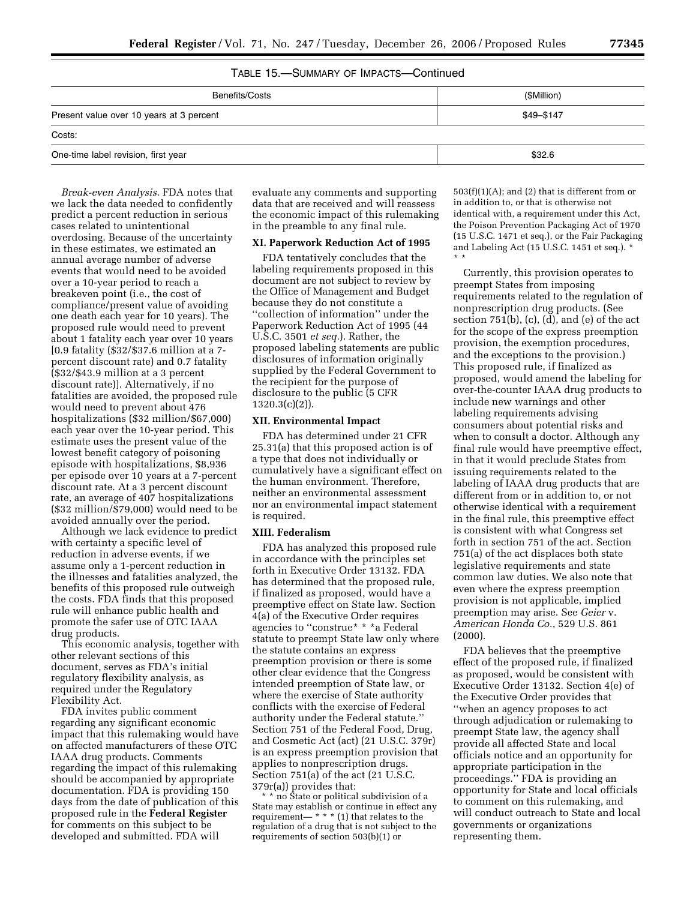TABLE 15.—SUMMARY OF IMPACTS—Continued

| Benefits/Costs | ($Million) |
|---|---|
| Present value over 10 years at 3 percent | $49–$147 |
| Costs: | |
| One-time label revision, first year | $32.6 |

*Break-even Analysis*. FDA notes that we lack the data needed to confidently predict a percent reduction in serious cases related to unintentional overdosing. Because of the uncertainty in these estimates, we estimated an annual average number of adverse events that would need to be avoided over a 10-year period to reach a breakeven point (i.e., the cost of compliance/present value of avoiding one death each year for 10 years). The proposed rule would need to prevent about 1 fatality each year over 10 years [0.9 fatality ($32/$37.6 million at a 7-percent discount rate) and 0.7 fatality ($32/$43.9 million at a 3 percent discount rate)]. Alternatively, if no fatalities are avoided, the proposed rule would need to prevent about 476 hospitalizations ($32 million/$67,000) each year over the 10-year period. This estimate uses the present value of the lowest benefit category of poisoning episode with hospitalizations, $8,936 per episode over 10 years at a 7-percent discount rate. At a 3 percent discount rate, an average of 407 hospitalizations ($32 million/$79,000) would need to be avoided annually over the period.

Although we lack evidence to predict with certainty a specific level of reduction in adverse events, if we assume only a 1-percent reduction in the illnesses and fatalities analyzed, the benefits of this proposed rule outweigh the costs. FDA finds that this proposed rule will enhance public health and promote the safer use of OTC IAAA drug products.

This economic analysis, together with other relevant sections of this document, serves as FDA's initial regulatory flexibility analysis, as required under the Regulatory Flexibility Act.

FDA invites public comment regarding any significant economic impact that this rulemaking would have on affected manufacturers of these OTC IAAA drug products. Comments regarding the impact of this rulemaking should be accompanied by appropriate documentation. FDA is providing 150 days from the date of publication of this proposed rule in the **Federal Register** for comments on this subject to be developed and submitted. FDA will evaluate any comments and supporting data that are received and will reassess the economic impact of this rulemaking in the preamble to any final rule.

## XI. Paperwork Reduction Act of 1995

FDA tentatively concludes that the labeling requirements proposed in this document are not subject to review by the Office of Management and Budget because they do not constitute a ''collection of information'' under the Paperwork Reduction Act of 1995 (44 U.S.C. 3501 *et seq.*). Rather, the proposed labeling statements are public disclosures of information originally supplied by the Federal Government to the recipient for the purpose of disclosure to the public (5 CFR 1320.3(c)(2)).

## XII. Environmental Impact

FDA has determined under 21 CFR 25.31(a) that this proposed action is of a type that does not individually or cumulatively have a significant effect on the human environment. Therefore, neither an environmental assessment nor an environmental impact statement is required.

## XIII. Federalism

FDA has analyzed this proposed rule in accordance with the principles set forth in Executive Order 13132. FDA has determined that the proposed rule, if finalized as proposed, would have a preemptive effect on State law. Section 4(a) of the Executive Order requires agencies to ''construe* * *a Federal statute to preempt State law only where the statute contains an express preemption provision or there is some other clear evidence that the Congress intended preemption of State law, or where the exercise of State authority conflicts with the exercise of Federal authority under the Federal statute.'' Section 751 of the Federal Food, Drug, and Cosmetic Act (act) (21 U.S.C. 379r) is an express preemption provision that applies to nonprescription drugs. Section 751(a) of the act (21 U.S.C. 379r(a)) provides that:

> * * no State or political subdivision of a State may establish or continue in effect any requirement— * * * (1) that relates to the regulation of a drug that is not subject to the requirements of section 503(b)(1) or 503(f)(1)(A); and (2) that is different from or in addition to, or that is otherwise not identical with, a requirement under this Act, the Poison Prevention Packaging Act of 1970 (15 U.S.C. 1471 et seq.), or the Fair Packaging and Labeling Act (15 U.S.C. 1451 et seq.). * * *

Currently, this provision operates to preempt States from imposing requirements related to the regulation of nonprescription drug products. (See section 751(b), (c), (d), and (e) of the act for the scope of the express preemption provision, the exemption procedures, and the exceptions to the provision.) This proposed rule, if finalized as proposed, would amend the labeling for over-the-counter IAAA drug products to include new warnings and other labeling requirements advising consumers about potential risks and when to consult a doctor. Although any final rule would have preemptive effect, in that it would preclude States from issuing requirements related to the labeling of IAAA drug products that are different from or in addition to, or not otherwise identical with a requirement in the final rule, this preemptive effect is consistent with what Congress set forth in section 751 of the act. Section 751(a) of the act displaces both state legislative requirements and state common law duties. We also note that even where the express preemption provision is not applicable, implied preemption may arise. See *Geier* v. *American Honda Co.*, 529 U.S. 861 (2000).

FDA believes that the preemptive effect of the proposed rule, if finalized as proposed, would be consistent with Executive Order 13132. Section 4(e) of the Executive Order provides that ''when an agency proposes to act through adjudication or rulemaking to preempt State law, the agency shall provide all affected State and local officials notice and an opportunity for appropriate participation in the proceedings.'' FDA is providing an opportunity for State and local officials to comment on this rulemaking, and will conduct outreach to State and local governments or organizations representing them.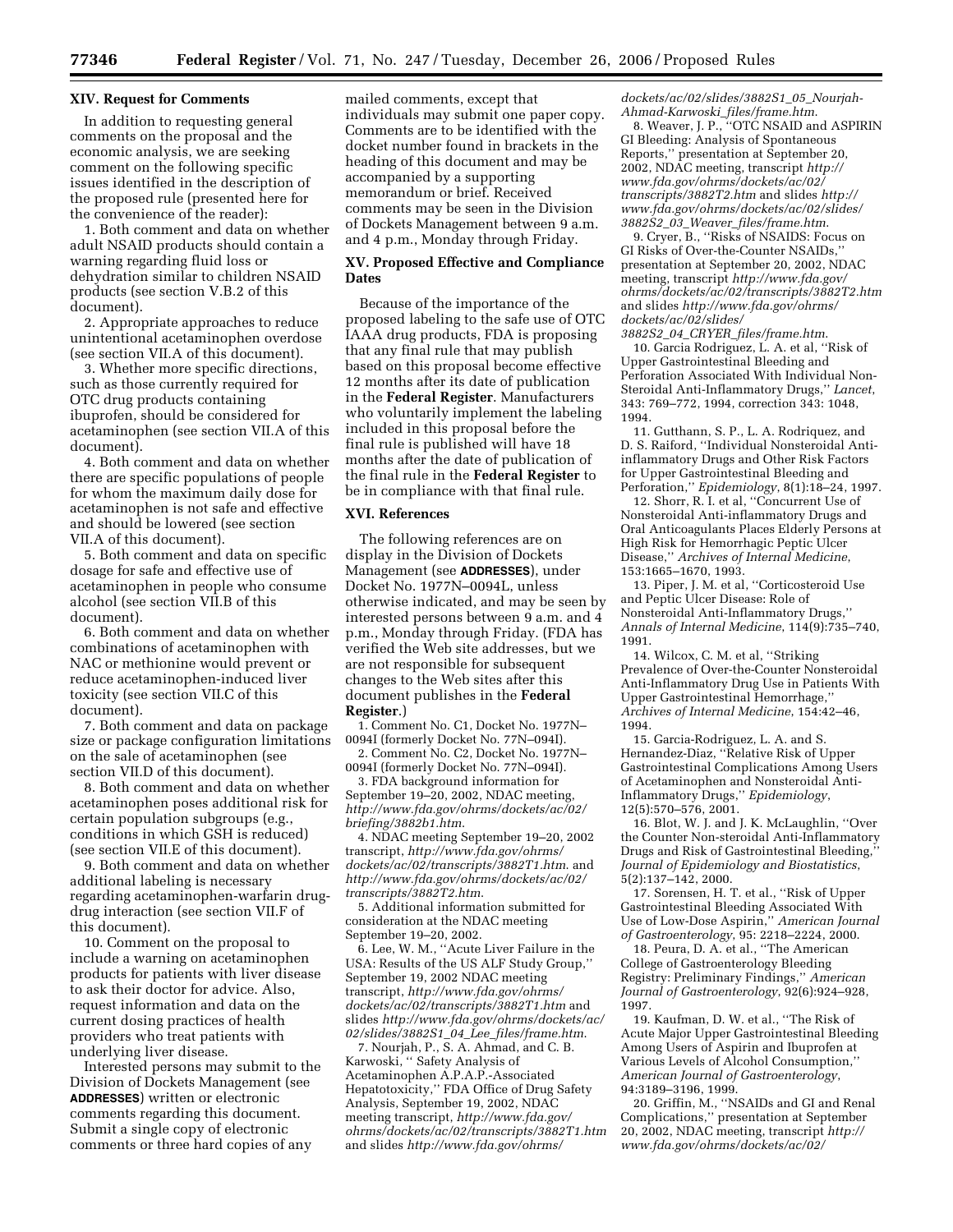## XIV. Request for Comments

In addition to requesting general comments on the proposal and the economic analysis, we are seeking comment on the following specific issues identified in the description of the proposed rule (presented here for the convenience of the reader):

1. Both comment and data on whether adult NSAID products should contain a warning regarding fluid loss or dehydration similar to children NSAID products (see section V.B.2 of this document).

2. Appropriate approaches to reduce unintentional acetaminophen overdose (see section VII.A of this document).

3. Whether more specific directions, such as those currently required for OTC drug products containing ibuprofen, should be considered for acetaminophen (see section VII.A of this document).

4. Both comment and data on whether there are specific populations of people for whom the maximum daily dose for acetaminophen is not safe and effective and should be lowered (see section VII.A of this document).

5. Both comment and data on specific dosage for safe and effective use of acetaminophen in people who consume alcohol (see section VII.B of this document).

6. Both comment and data on whether combinations of acetaminophen with NAC or methionine would prevent or reduce acetaminophen-induced liver toxicity (see section VII.C of this document).

7. Both comment and data on package size or package configuration limitations on the sale of acetaminophen (see section VII.D of this document).

8. Both comment and data on whether acetaminophen poses additional risk for certain population subgroups (e.g., conditions in which GSH is reduced) (see section VII.E of this document).

9. Both comment and data on whether additional labeling is necessary regarding acetaminophen-warfarin drug-drug interaction (see section VII.F of this document).

10. Comment on the proposal to include a warning on acetaminophen products for patients with liver disease to ask their doctor for advice. Also, request information and data on the current dosing practices of health providers who treat patients with underlying liver disease.

Interested persons may submit to the Division of Dockets Management (see **ADDRESSES**) written or electronic comments regarding this document. Submit a single copy of electronic comments or three hard copies of any mailed comments, except that individuals may submit one paper copy. Comments are to be identified with the docket number found in brackets in the heading of this document and may be accompanied by a supporting memorandum or brief. Received comments may be seen in the Division of Dockets Management between 9 a.m. and 4 p.m., Monday through Friday.

## XV. Proposed Effective and Compliance Dates

Because of the importance of the proposed labeling to the safe use of OTC IAAA drug products, FDA is proposing that any final rule that may publish based on this proposal become effective 12 months after its date of publication in the **Federal Register**. Manufacturers who voluntarily implement the labeling included in this proposal before the final rule is published will have 18 months after the date of publication of the final rule in the **Federal Register** to be in compliance with that final rule.

## XVI. References

The following references are on display in the Division of Dockets Management (see **ADDRESSES**), under Docket No. 1977N–0094L, unless otherwise indicated, and may be seen by interested persons between 9 a.m. and 4 p.m., Monday through Friday. (FDA has verified the Web site addresses, but we are not responsible for subsequent changes to the Web sites after this document publishes in the **Federal Register**.)

1. Comment No. C1, Docket No. 1977N–0094I (formerly Docket No. 77N–094I).

2. Comment No. C2, Docket No. 1977N–0094I (formerly Docket No. 77N–094I).

3. FDA background information for September 19–20, 2002, NDAC meeting, *http://www.fda.gov/ohrms/dockets/ac/02/briefing/3882b1.htm*.

4. NDAC meeting September 19–20, 2002 transcript, *http://www.fda.gov/ohrms/dockets/ac/02/transcripts/3882T1.htm*. and *http://www.fda.gov/ohrms/dockets/ac/02/transcripts/3882T2.htm*.

5. Additional information submitted for consideration at the NDAC meeting September 19–20, 2002.

6. Lee, W. M., ''Acute Liver Failure in the USA: Results of the US ALF Study Group,'' September 19, 2002 NDAC meeting transcript, *http://www.fda.gov/ohrms/dockets/ac/02/transcripts/3882T1.htm* and slides *http://www.fda.gov/ohrms/dockets/ac/02/slides/3882S1_04_Lee_files/frame.htm*.

7. Nourjah, P., S. A. Ahmad, and C. B. Karwoski, '' Safety Analysis of Acetaminophen A.P.A.P.-Associated Hepatotoxicity,'' FDA Office of Drug Safety Analysis, September 19, 2002, NDAC meeting transcript, *http://www.fda.gov/ohrms/dockets/ac/02/transcripts/3882T1.htm* and slides *http://www.fda.gov/ohrms/dockets/ac/02/slides/3882S1_05_Nourjah-Ahmad-Karwoski_files/frame.htm*.

8. Weaver, J. P., ''OTC NSAID and ASPIRIN GI Bleeding: Analysis of Spontaneous Reports,'' presentation at September 20, 2002, NDAC meeting, transcript *http://www.fda.gov/ohrms/dockets/ac/02/transcripts/3882T2.htm* and slides *http://www.fda.gov/ohrms/dockets/ac/02/slides/3882S2_03_Weaver_files/frame.htm*.

9. Cryer, B., ''Risks of NSAIDS: Focus on GI Risks of Over-the-Counter NSAIDs,'' presentation at September 20, 2002, NDAC meeting, transcript *http://www.fda.gov/ohrms/dockets/ac/02/transcripts/3882T2.htm* and slides *http://www.fda.gov/ohrms/dockets/ac/02/slides/3882S2_04_CRYER_files/frame.htm*.

10. Garcia Rodriguez, L. A. et al, ''Risk of Upper Gastrointestinal Bleeding and Perforation Associated With Individual Non-Steroidal Anti-Inflammatory Drugs,'' *Lancet*, 343: 769–772, 1994, correction 343: 1048, 1994.

11. Gutthann, S. P., L. A. Rodriquez, and D. S. Raiford, ''Individual Nonsteroidal Anti-inflammatory Drugs and Other Risk Factors for Upper Gastrointestinal Bleeding and Perforation,'' *Epidemiology*, 8(1):18–24, 1997.

12. Shorr, R. I. et al, ''Concurrent Use of Nonsteroidal Anti-inflammatory Drugs and Oral Anticoagulants Places Elderly Persons at High Risk for Hemorrhagic Peptic Ulcer Disease,'' *Archives of Internal Medicine*, 153:1665–1670, 1993.

13. Piper, J. M. et al, ''Corticosteroid Use and Peptic Ulcer Disease: Role of Nonsteroidal Anti-Inflammatory Drugs,'' *Annals of Internal Medicine*, 114(9):735–740, 1991.

14. Wilcox, C. M. et al, ''Striking Prevalence of Over-the-Counter Nonsteroidal Anti-Inflammatory Drug Use in Patients With Upper Gastrointestinal Hemorrhage,'' *Archives of Internal Medicine*, 154:42–46, 1994.

15. Garcia-Rodriguez, L. A. and S. Hernandez-Diaz, ''Relative Risk of Upper Gastrointestinal Complications Among Users of Acetaminophen and Nonsteroidal Anti-Inflammatory Drugs,'' *Epidemiology*, 12(5):570–576, 2001.

16. Blot, W. J. and J. K. McLaughlin, ''Over the Counter Non-steroidal Anti-Inflammatory Drugs and Risk of Gastrointestinal Bleeding,'' *Journal of Epidemiology and Biostatistics*, 5(2):137–142, 2000.

17. Sorensen, H. T. et al., ''Risk of Upper Gastrointestinal Bleeding Associated With Use of Low-Dose Aspirin,'' *American Journal of Gastroenterology*, 95: 2218–2224, 2000.

18. Peura, D. A. et al., ''The American College of Gastroenterology Bleeding Registry: Preliminary Findings,'' *American Journal of Gastroenterology*, 92(6):924–928, 1997.

19. Kaufman, D. W. et al., ''The Risk of Acute Major Upper Gastrointestinal Bleeding Among Users of Aspirin and Ibuprofen at Various Levels of Alcohol Consumption,'' *American Journal of Gastroenterology*, 94:3189–3196, 1999.

20. Griffin, M., ''NSAIDs and GI and Renal Complications,'' presentation at September 20, 2002, NDAC meeting, transcript *http://www.fda.gov/ohrms/dockets/ac/02/*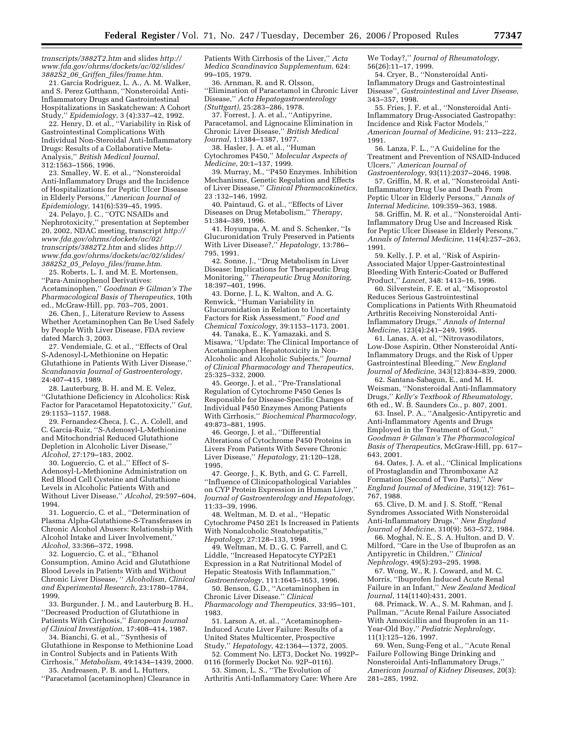*transcripts/3882T2.htm* and slides *http://www.fda.gov/ohrms/dockets/ac/02/slides/3882S2_06_Griffen_files/frame.htm*.

21. Garcia Rodriguez, L. A., A. M. Walker, and S. Perez Gutthann, ''Nonsteroidal Anti-Inflammatory Drugs and Gastrointestinal Hospitalizations in Saskatchewan: A Cohort Study,'' *Epidemiology*, 3 (4):337–42, 1992.

22. Henry, D. et al., ''Variability in Risk of Gastrointestinal Complications With Individual Non-Steroidal Anti-Inflammatory Drugs: Results of a Collaborative Meta-Analysis,'' *British Medical Journal*, 312:1563–1566, 1996.

23. Smalley, W. E. et al., ''Nonsteroidal Anti-Inflammatory Drugs and the Incidence of Hospitalizations for Peptic Ulcer Disease in Elderly Persons,'' *American Journal of Epidemiology*, 141(6):539–45, 1995.

24. Pelayo, J. C., ''OTC NSAIDs and Nephrotoxicity,'' presentation at September 20, 2002, NDAC meeting, transcript *http://www.fda.gov/ohrms/dockets/ac/02/transcripts/3882T2.htm* and slides *http://www.fda.gov/ohrms/dockets/ac/02/slides/3882S2_05_Pelayo_files/frame.htm*.

25. Roberts, L. I. and M. E. Mortensen, ''Para-Aminophenol Derivatives: Acetaminophen,'' *Goodman & Gilman's The Pharmacological Basis of Therapeutics*, 10th ed., McGraw-Hill, pp. 703–705, 2001.

26. Chen, J., Literature Review to Assess Whether Acetaminophen Can Be Used Safely by People With Liver Disease, FDA review dated March 3, 2003.

27. Vendemiale, G. et al., ''Effects of Oral S-Adenosyl-L-Methionine on Hepatic Glutathione in Patients With Liver Disease,'' *Scandanavia Journal of Gastroenterology*, 24:407–415, 1989.

28. Lauterburg, B. H. and M. E. Velez, ''Glutathione Deficiency in Alcoholics: Risk Factor for Paracetamol Hepatotoxicity,'' *Gut*, 29:1153–1157, 1988.

29. Fernandez-Checa, J. C., A. Colell, and C. Garcia-Ruiz, ''S-Adenosyl-L-Methionine and Mitochondrial Reduced Glutathione Depletion in Alcoholic Liver Disease,'' *Alcohol*, 27:179–183, 2002.

30. Loguercio, C. et al.,'' Effect of S-Adenosyl-L-Methionine Administration on Red Blood Cell Cysteine and Glutathione Levels in Alcoholic Patients With and Without Liver Disease,'' *Alcohol*, 29:597–604, 1994.

31. Loguercio, C. et al., ''Determination of Plasma Alpha-Glutathione-S-Transferases in Chronic Alcohol Abusers: Relationship With Alcohol Intake and Liver Involvement,'' *Alcohol*, 33:366–372, 1998.

32. Loguercio, C. et al., ''Ethanol Consumption, Amino Acid and Glutathione Blood Levels in Patients With and Without Chronic Liver Disease, '' *Alcoholism, Clinical and Experimental Research*, 23:1780–1784, 1999.

33. Burgunder, J. M., and Lauterburg B. H., ''Decreased Production of Glutathione in Patients With Cirrhosis,'' *European Journal of Clinical Investigation*, 17:408–414, 1987.

34. Bianchi, G. et al., ''Synthesis of Glutathione in Response to Methionine Load in Control Subjects and in Patients With Cirrhosis,'' *Metabolism*, 49:1434–1439, 2000.

35. Andreasen, P. B. and L. Hutters, ''Paracetamol (acetaminophen) Clearance in Patients With Cirrhosis of the Liver,'' *Acta Medica Scandinavica Supplementum*, 624: 99–105, 1979.

36. Arnman, R. and R. Olsson, ''Elimination of Paracetamol in Chronic Liver Disease,'' *Acta Hepatogastroenterology (Stuttgart)*, 25:283–286, 1978.

37. Forrest, J. A. et al., ''Antipyrine, Paracetamol, and Lignocaine Elimination in Chronic Liver Disease,'' *British Medical Journal*, 1:1384–1387, 1977.

38. Hasler, J. A. et al., ''Human Cytochromes P450,'' *Molecular Aspects of Medicine*, 20:1–137, 1999.

39. Murray, M., ''P450 Enzymes. Inhibition Mechanisms, Genetic Regulation and Effects of Liver Disease,'' *Clinical Pharmacokinetics*, 23 :132–146, 1992.

40. Paintaud, G. et al., ''Effects of Liver Diseases on Drug Metabolism,'' *Therapy*, 51:384–389, 1996.

41. Hoyumpa, A. M. and S. Schenker, ''Is Glucuronidation Truly Preserved in Patients With Liver Disease?,'' *Hepatology*, 13:786–795, 1991.

42. Sonne, J., ''Drug Metabolism in Liver Disease: Implications for Therapeutic Drug Monitoring,'' *Therapeutic Drug Monitoring*, 18:397–401, 1996.

43. Dorne, J. L, K. Walton, and A. G. Renwick, ''Human Variability in Glucuronidation in Relation to Uncertainty Factors for Risk Assessment,'' *Food and Chemical Toxicology*, 39:1153–1173, 2001.

44. Tanaka, E., K. Yamazaki, and S. Misawa, ''Update: The Clinical Importance of Acetaminophen Hepatotoxicity in Non-Alcoholic and Alcoholic Subjects,'' *Journal of Clinical Pharmacology and Therapeutics*, 25:325–332, 2000.

45. George, J. et al., ''Pre-Translational Regulation of Cytochrome P450 Genes Is Responsible for Disease-Specific Changes of Individual P450 Enzymes Among Patients With Cirrhosis,'' *Biochemical Pharmacology*, 49:873–881, 1995.

46. George, J. et al., ''Differential Alterations of Cytochrome P450 Proteins in Livers From Patients With Severe Chronic Liver Disease,'' *Hepatology*, 21:120–128, 1995.

47. George, J., K. Byth, and G. C. Farrell, ''Influence of Clinicopathological Variables on CYP Protein Expression in Human Liver,'' *Journal of Gastroenterology and Hepatology*, 11:33–39, 1996.

48. Weltman, M. D. et al., ''Hepatic Cytochrome P450 2E1 Is Increased in Patients With Nonalcoholic Steatohepatitis,'' *Hepatology*, 27:128–133, 1998.

49. Weltman, M. D., G. C. Farrell, and C. Liddle, ''Increased Hepatocyte CYP2E1 Expression in a Rat Nutritional Model of Hepatic Steatosis With Inflammation,'' *Gastroenterology*, 111:1645–1653, 1996.

50. Benson, G.D., ''Acetaminophen in Chronic Liver Disease.'' *Clinical Pharmacology and Therapeutics*, 33:95–101, 1983.

51. Larson A, et. al., ''Acetaminophen-Induced Acute Liver Failure: Results of a United States Multicenter, Prospective Study,'' *Hepatology*, 42:1364—1372, 2005.

52. Comment No. LET3, Docket No. 1992P–0116 (formerly Docket No. 92P–0116).

53. Simon, L. S., ''The Evolution of Arthritis Anti-Inflammatory Care: Where Are We Today?,'' *Journal of Rheumatology*, 56(26):11–17, 1999.

54. Cryer, B., ''Nonsteroidal Anti-Inflammatory Drugs and Gastrointestinal Disease'', *Gastrointestinal and Liver Disease*, 343–357, 1998.

55. Fries, J. F. et al., ''Nonsteroidal Anti-Inflammatory Drug-Associated Gastropathy: Incidence and Risk Factor Models,'' *American Journal of Medicine*, 91: 213–222, 1991.

56. Lanza, F. L., ''A Guideline for the Treatment and Prevention of NSAID-Induced Ulcers,'' *American Journal of Gastroenterology*, 93(11):2037–2046, 1998.

57. Griffin, M. R. et al, ''Nonsteroidal Anti-Inflammatory Drug Use and Death From Peptic Ulcer in Elderly Persons,'' *Annals of Internal Medicine*, 109:359–363, 1988.

58. Griffin, M. R. et al., ''Nonsteroidal Anti-Inflammatory Drug Use and Increased Risk for Peptic Ulcer Disease in Elderly Persons,'' *Annals of Internal Medicine*, 114(4):257–263, 1991.

59. Kelly, J. P. et al, ''Risk of Aspirin-Associated Major Upper-Gastrointestinal Bleeding With Enteric-Coated or Buffered Product,'' *Lancet*, 348: 1413–16, 1996.

60. Silverstein, F. E. et al, ''Misoprostol Reduces Serious Gastrointestinal Complications in Patients With Rheumatoid Arthritis Receiving Nonsteroidal Anti-Inflammatory Drugs,'' *Annals of Internal Medicine*, 123(4):241–249, 1995.

61. Lanas, A. et al, ''Nitrovasodilators, Low-Dose Aspirin, Other Nonsteroidal Anti-Inflammatory Drugs, and the Risk of Upper Gastrointestinal Bleeding,'' *New England Journal of Medicine*, 343(12):834–839, 2000.

62. Santana-Sabagun, E., and M. H. Weisman, ''Nonsteroidal Anti-Inflammatory Drugs,'' *Kelly's Textbook of Rheumatology*, 6th ed., W. B. Saunders Co., p. 807, 2001.

63. Insel, P. A., ''Analgesic-Antipyretic and Anti-Inflammatory Agents and Drugs Employed in the Treatment of Gout,'' *Goodman & Gilman's The Pharmacological Basis of Therapeutics*, McGraw-Hill, pp. 617–643, 2001.

64. Oates, J. A. et al., ''Clinical Implications of Prostaglandin and Thromboxane A2 Formation (Second of Two Parts),'' *New England Journal of Medicine*, 319(12): 761–767, 1988.

65. Clive, D. M. and J. S. Stoff, ''Renal Syndromes Associated With Nonsteroidal Anti-Inflammatory Drugs,'' *New England Journal of Medicine*, 310(9): 563–572, 1984.

66. Moghal, N. E., S. A. Hulton, and D. V. Milford, ''Care in the Use of Ibuprofen as an Antipyretic in Children,'' *Clinical Nephrology*, 49(5):293–295, 1998.

67. Wong, W., R. J. Coward, and M. C. Morris, ''Ibuprofen Induced Acute Renal Failure in an Infant,'' *New Zealand Medical Journal*, 114(1140):431, 2001.

68. Primack, W. A., S. M. Rahman, and J. Pullman, ''Acute Renal Failure Associated With Amoxicillin and Ibuprofen in an 11-Year-Old Boy,'' *Pediatric Nephrology*, 11(1):125–126, 1997.

69. Wen, Sung-Feng et al., ''Acute Renal Failure Following Binge Drinking and Nonsteroidal Anti-Inflammatory Drugs,'' *American Journal of Kidney Diseases*, 20(3): 281–285, 1992.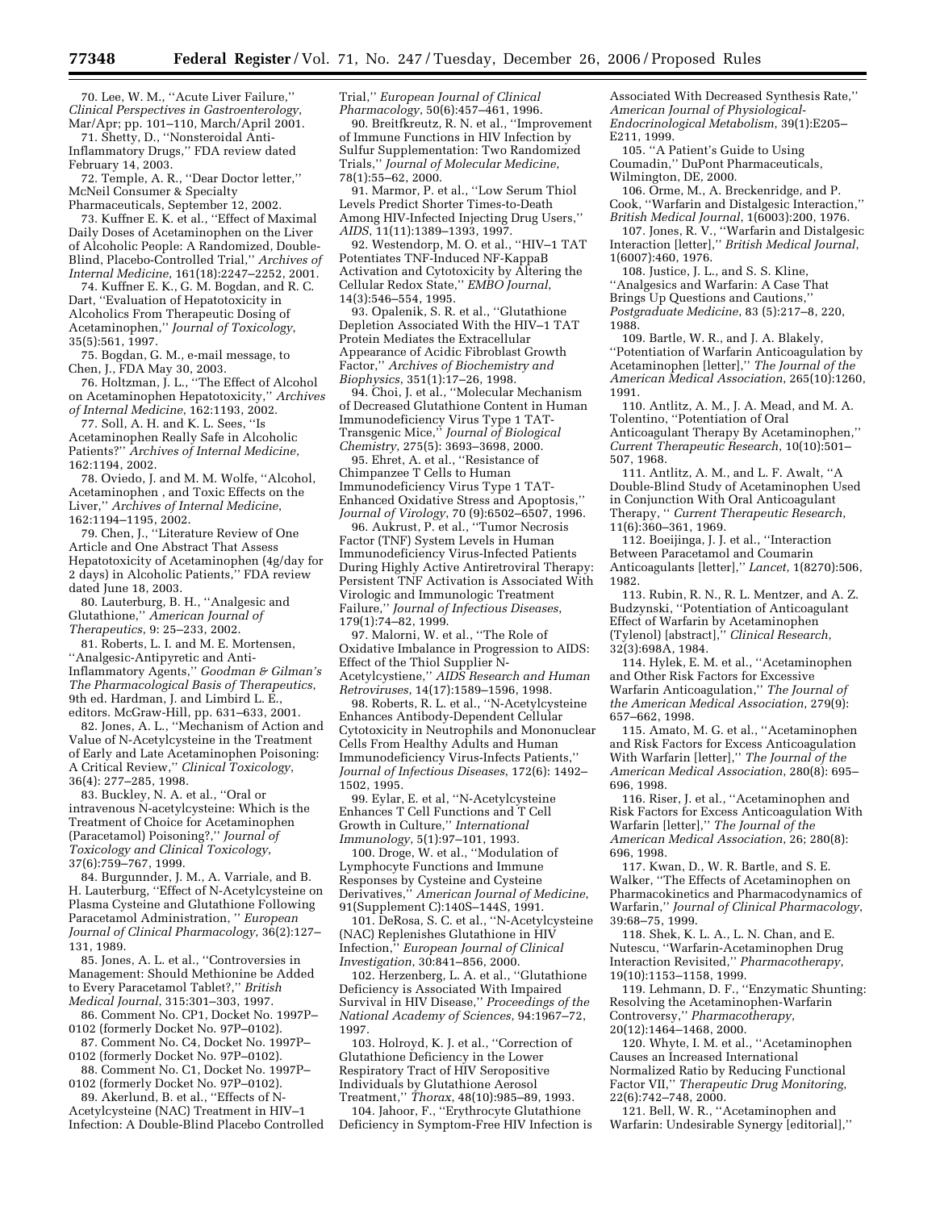70. Lee, W. M., ''Acute Liver Failure,'' *Clinical Perspectives in Gastroenterology*, Mar/Apr; pp. 101–110, March/April 2001.

71. Shetty, D., ''Nonsteroidal Anti-Inflammatory Drugs,'' FDA review dated February 14, 2003.

72. Temple, A. R., ''Dear Doctor letter,'' McNeil Consumer & Specialty Pharmaceuticals, September 12, 2002.

73. Kuffner E. K. et al., ''Effect of Maximal Daily Doses of Acetaminophen on the Liver of Alcoholic People: A Randomized, Double-Blind, Placebo-Controlled Trial,'' *Archives of Internal Medicine*, 161(18):2247–2252, 2001.

74. Kuffner E. K., G. M. Bogdan, and R. C. Dart, ''Evaluation of Hepatotoxicity in Alcoholics From Therapeutic Dosing of Acetaminophen,'' *Journal of Toxicology*, 35(5):561, 1997.

75. Bogdan, G. M., e-mail message, to Chen, J., FDA May 30, 2003.

76. Holtzman, J. L., ''The Effect of Alcohol on Acetaminophen Hepatotoxicity,'' *Archives of Internal Medicine*, 162:1193, 2002.

77. Soll, A. H. and K. L. Sees, ''Is Acetaminophen Really Safe in Alcoholic Patients?'' *Archives of Internal Medicine*, 162:1194, 2002.

78. Oviedo, J. and M. M. Wolfe, ''Alcohol, Acetaminophen , and Toxic Effects on the Liver,'' *Archives of Internal Medicine*, 162:1194–1195, 2002.

79. Chen, J., ''Literature Review of One Article and One Abstract That Assess Hepatotoxicity of Acetaminophen (4g/day for 2 days) in Alcoholic Patients,'' FDA review dated June 18, 2003.

80. Lauterburg, B. H., ''Analgesic and Glutathione,'' *American Journal of Therapeutics*, 9: 25–233, 2002.

81. Roberts, L. I. and M. E. Mortensen, ''Analgesic-Antipyretic and Anti-Inflammatory Agents,'' *Goodman & Gilman's The Pharmacological Basis of Therapeutics*, 9th ed. Hardman, J. and Limbird L. E., editors. McGraw-Hill, pp. 631–633, 2001.

82. Jones, A. L., ''Mechanism of Action and Value of N-Acetylcysteine in the Treatment of Early and Late Acetaminophen Poisoning: A Critical Review,'' *Clinical Toxicology*, 36(4): 277–285, 1998.

83. Buckley, N. A. et al., ''Oral or intravenous N-acetylcysteine: Which is the Treatment of Choice for Acetaminophen (Paracetamol) Poisoning?,'' *Journal of Toxicology and Clinical Toxicology*, 37(6):759–767, 1999.

84. Burgunnder, J. M., A. Varriale, and B. H. Lauterburg, ''Effect of N-Acetylcysteine on Plasma Cysteine and Glutathione Following Paracetamol Administration, '' *European Journal of Clinical Pharmacology*, 36(2):127–131, 1989.

85. Jones, A. L. et al., ''Controversies in Management: Should Methionine be Added to Every Paracetamol Tablet?,'' *British Medical Journal*, 315:301–303, 1997.

86. Comment No. CP1, Docket No. 1997P–0102 (formerly Docket No. 97P–0102).

87. Comment No. C4, Docket No. 1997P–0102 (formerly Docket No. 97P–0102).

88. Comment No. C1, Docket No. 1997P–0102 (formerly Docket No. 97P–0102).

89. Akerlund, B. et al., ''Effects of N-Acetylcysteine (NAC) Treatment in HIV–1 Infection: A Double-Blind Placebo Controlled Trial,'' *European Journal of Clinical Pharmacology*, 50(6):457–461, 1996.

90. Breitkfreutz, R. N. et al., ''Improvement of Immune Functions in HIV Infection by Sulfur Supplementation: Two Randomized Trials,'' *Journal of Molecular Medicine*, 78(1):55–62, 2000.

91. Marmor, P. et al., ''Low Serum Thiol Levels Predict Shorter Times-to-Death Among HIV-Infected Injecting Drug Users,'' *AIDS*, 11(11):1389–1393, 1997.

92. Westendorp, M. O. et al., ''HIV–1 TAT Potentiates TNF-Induced NF-KappaB Activation and Cytotoxicity by Altering the Cellular Redox State,'' *EMBO Journal*, 14(3):546–554, 1995.

93. Opalenik, S. R. et al., ''Glutathione Depletion Associated With the HIV–1 TAT Protein Mediates the Extracellular Appearance of Acidic Fibroblast Growth Factor,'' *Archives of Biochemistry and Biophysics*, 351(1):17–26, 1998.

94. Choi, J. et al., ''Molecular Mechanism of Decreased Glutathione Content in Human Immunodeficiency Virus Type 1 TAT-Transgenic Mice,'' *Journal of Biological Chemistry*, 275(5): 3693–3698, 2000.

95. Ehret, A. et al., ''Resistance of Chimpanzee T Cells to Human Immunodeficiency Virus Type 1 TAT-Enhanced Oxidative Stress and Apoptosis,'' *Journal of Virology*, 70 (9):6502–6507, 1996.

96. Aukrust, P. et al., ''Tumor Necrosis Factor (TNF) System Levels in Human Immunodeficiency Virus-Infected Patients During Highly Active Antiretroviral Therapy: Persistent TNF Activation is Associated With Virologic and Immunologic Treatment Failure,'' *Journal of Infectious Diseases*, 179(1):74–82, 1999.

97. Malorni, W. et al., ''The Role of Oxidative Imbalance in Progression to AIDS: Effect of the Thiol Supplier N-Acetylcystiene,'' *AIDS Research and Human Retroviruses*, 14(17):1589–1596, 1998.

98. Roberts, R. L. et al., ''N-Acetylcysteine Enhances Antibody-Dependent Cellular Cytotoxicity in Neutrophils and Mononuclear Cells From Healthy Adults and Human Immunodeficiency Virus-Infects Patients,'' *Journal of Infectious Diseases*, 172(6): 1492–1502, 1995.

99. Eylar, E. et al, ''N-Acetylcysteine Enhances T Cell Functions and T Cell Growth in Culture,'' *International Immunology*, 5(1):97–101, 1993.

100. Droge, W. et al., ''Modulation of Lymphocyte Functions and Immune Responses by Cysteine and Cysteine Derivatives,'' *American Journal of Medicine*, 91(Supplement C):140S–144S, 1991.

101. DeRosa, S. C. et al., ''N-Acetylcysteine (NAC) Replenishes Glutathione in HIV Infection,'' *European Journal of Clinical Investigation*, 30:841–856, 2000.

102. Herzenberg, L. A. et al., ''Glutathione Deficiency is Associated With Impaired Survival in HIV Disease,'' *Proceedings of the National Academy of Sciences*, 94:1967–72, 1997.

103. Holroyd, K. J. et al., ''Correction of Glutathione Deficiency in the Lower Respiratory Tract of HIV Seropositive Individuals by Glutathione Aerosol Treatment,'' *Thorax*, 48(10):985–89, 1993.

104. Jahoor, F., ''Erythrocyte Glutathione Deficiency in Symptom-Free HIV Infection is Associated With Decreased Synthesis Rate,'' *American Journal of Physiological-Endocrinological Metabolism*, 39(1):E205–E211, 1999.

105. ''A Patient's Guide to Using Coumadin,'' DuPont Pharmaceuticals, Wilmington, DE, 2000.

106. Orme, M., A. Breckenridge, and P. Cook, ''Warfarin and Distalgesic Interaction,'' *British Medical Journal*, 1(6003):200, 1976.

107. Jones, R. V., ''Warfarin and Distalgesic Interaction [letter],'' *British Medical Journal*, 1(6007):460, 1976.

108. Justice, J. L., and S. S. Kline, ''Analgesics and Warfarin: A Case That Brings Up Questions and Cautions,'' *Postgraduate Medicine*, 83 (5):217–8, 220, 1988.

109. Bartle, W. R., and J. A. Blakely, ''Potentiation of Warfarin Anticoagulation by Acetaminophen [letter],'' *The Journal of the American Medical Association*, 265(10):1260, 1991.

110. Antlitz, A. M., J. A. Mead, and M. A. Tolentino, ''Potentiation of Oral Anticoagulant Therapy By Acetaminophen,'' *Current Therapeutic Research*, 10(10):501–507, 1968.

111. Antlitz, A. M., and L. F. Awalt, ''A Double-Blind Study of Acetaminophen Used in Conjunction With Oral Anticoagulant Therapy, '' *Current Therapeutic Research*, 11(6):360–361, 1969.

112. Boeijinga, J. J. et al., ''Interaction Between Paracetamol and Coumarin Anticoagulants [letter],'' *Lancet*, 1(8270):506, 1982.

113. Rubin, R. N., R. L. Mentzer, and A. Z. Budzynski, ''Potentiation of Anticoagulant Effect of Warfarin by Acetaminophen (Tylenol) [abstract],'' *Clinical Research*, 32(3):698A, 1984.

114. Hylek, E. M. et al., ''Acetaminophen and Other Risk Factors for Excessive Warfarin Anticoagulation,'' *The Journal of the American Medical Association*, 279(9): 657–662, 1998.

115. Amato, M. G. et al., ''Acetaminophen and Risk Factors for Excess Anticoagulation With Warfarin [letter],'' *The Journal of the American Medical Association*, 280(8): 695–696, 1998.

116. Riser, J. et al., ''Acetaminophen and Risk Factors for Excess Anticoagulation With Warfarin [letter],'' *The Journal of the American Medical Association*, 26; 280(8): 696, 1998.

117. Kwan, D., W. R. Bartle, and S. E. Walker, ''The Effects of Acetaminophen on Pharmacokinetics and Pharmacodynamics of Warfarin,'' *Journal of Clinical Pharmacology*, 39:68–75, 1999.

118. Shek, K. L. A., L. N. Chan, and E. Nutescu, ''Warfarin-Acetaminophen Drug Interaction Revisited,'' *Pharmacotherapy*, 19(10):1153–1158, 1999.

119. Lehmann, D. F., ''Enzymatic Shunting: Resolving the Acetaminophen-Warfarin Controversy,'' *Pharmacotherapy*, 20(12):1464–1468, 2000.

120. Whyte, I. M. et al., ''Acetaminophen Causes an Increased International Normalized Ratio by Reducing Functional Factor VII,'' *Therapeutic Drug Monitoring*, 22(6):742–748, 2000.

121. Bell, W. R., ''Acetaminophen and Warfarin: Undesirable Synergy [editorial],''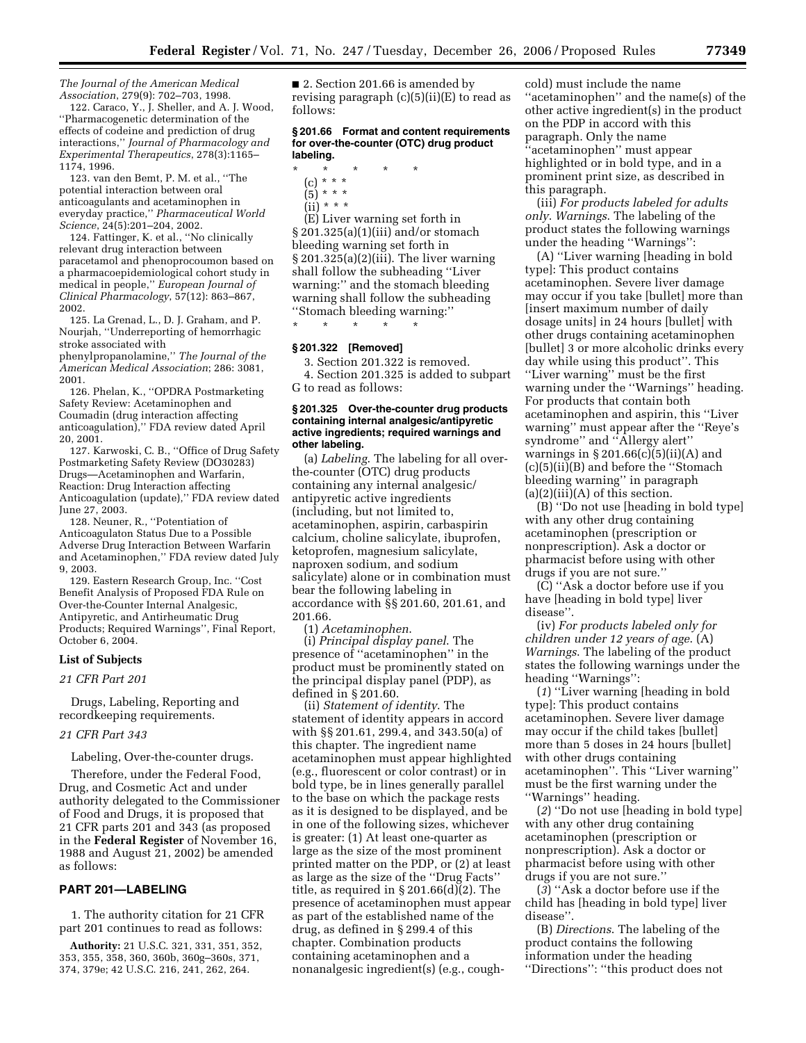*The Journal of the American Medical Association*, 279(9): 702–703, 1998.

122. Caraco, Y., J. Sheller, and A. J. Wood, ''Pharmacogenetic determination of the effects of codeine and prediction of drug interactions,'' *Journal of Pharmacology and Experimental Therapeutics*, 278(3):1165–1174, 1996.

123. van den Bemt, P. M. et al., ''The potential interaction between oral anticoagulants and acetaminophen in everyday practice,'' *Pharmaceutical World Science*, 24(5):201–204, 2002.

124. Fattinger, K. et al., ''No clinically relevant drug interaction between paracetamol and phenoprocoumon based on a pharmacoepidemiological cohort study in medical in people,'' *European Journal of Clinical Pharmacology*, 57(12): 863–867, 2002.

125. La Grenad, L., D. J. Graham, and P. Nourjah, ''Underreporting of hemorrhagic stroke associated with phenylpropanolamine,'' *The Journal of the American Medical Association*; 286: 3081, 2001.

126. Phelan, K., ''OPDRA Postmarketing Safety Review: Acetaminophen and Coumadin (drug interaction affecting anticoagulation),'' FDA review dated April 20, 2001.

127. Karwoski, C. B., ''Office of Drug Safety Postmarketing Safety Review (DO30283) Drugs—Acetaminophen and Warfarin, Reaction: Drug Interaction affecting Anticoagulation (update),'' FDA review dated June 27, 2003.

128. Neuner, R., ''Potentiation of Anticoagulaton Status Due to a Possible Adverse Drug Interaction Between Warfarin and Acetaminophen,'' FDA review dated July 9, 2003.

129. Eastern Research Group, Inc. ''Cost Benefit Analysis of Proposed FDA Rule on Over-the-Counter Internal Analgesic, Antipyretic, and Antirheumatic Drug Products; Required Warnings'', Final Report, October 6, 2004.

**List of Subjects**

*21 CFR Part 201*

Drugs, Labeling, Reporting and recordkeeping requirements.

*21 CFR Part 343*

Labeling, Over-the-counter drugs.

Therefore, under the Federal Food, Drug, and Cosmetic Act and under authority delegated to the Commissioner of Food and Drugs, it is proposed that 21 CFR parts 201 and 343 (as proposed in the **Federal Register** of November 16, 1988 and August 21, 2002) be amended as follows:

## PART 201—LABELING

1. The authority citation for 21 CFR part 201 continues to read as follows:

**Authority:** 21 U.S.C. 321, 331, 351, 352, 353, 355, 358, 360, 360b, 360g–360s, 371, 374, 379e; 42 U.S.C. 216, 241, 262, 264.

■ 2. Section 201.66 is amended by revising paragraph (c)(5)(ii)(E) to read as follows:

**§ 201.66 Format and content requirements for over-the-counter (OTC) drug product labeling.**

\* \* \* \* \*

(c) \* \* \*

(5) \* \* \*

(ii) \* \* \*

(E) Liver warning set forth in § 201.325(a)(1)(iii) and/or stomach bleeding warning set forth in § 201.325(a)(2)(iii). The liver warning shall follow the subheading ''Liver warning:'' and the stomach bleeding warning shall follow the subheading ''Stomach bleeding warning:''

\* \* \* \* \*

**§ 201.322 [Removed]**

3. Section 201.322 is removed.

4. Section 201.325 is added to subpart G to read as follows:

**§ 201.325 Over-the-counter drug products containing internal analgesic/antipyretic active ingredients; required warnings and other labeling.**

(a) *Labeling*. The labeling for all over-the-counter (OTC) drug products containing any internal analgesic/antipyretic active ingredients (including, but not limited to, acetaminophen, aspirin, carbaspirin calcium, choline salicylate, ibuprofen, ketoprofen, magnesium salicylate, naproxen sodium, and sodium salicylate) alone or in combination must bear the following labeling in accordance with §§ 201.60, 201.61, and 201.66.

(1) *Acetaminophen*.

(i) *Principal display panel*. The presence of ''acetaminophen'' in the product must be prominently stated on the principal display panel (PDP), as defined in § 201.60.

(ii) *Statement of identity*. The statement of identity appears in accord with §§ 201.61, 299.4, and 343.50(a) of this chapter. The ingredient name acetaminophen must appear highlighted (e.g., fluorescent or color contrast) or in bold type, be in lines generally parallel to the base on which the package rests as it is designed to be displayed, and be in one of the following sizes, whichever is greater: (1) At least one-quarter as large as the size of the most prominent printed matter on the PDP, or (2) at least as large as the size of the ''Drug Facts'' title, as required in § 201.66(d)(2). The presence of acetaminophen must appear as part of the established name of the drug, as defined in § 299.4 of this chapter. Combination products containing acetaminophen and a nonanalgesic ingredient(s) (e.g., cough-cold) must include the name ''acetaminophen'' and the name(s) of the other active ingredient(s) in the product on the PDP in accord with this paragraph. Only the name ''acetaminophen'' must appear highlighted or in bold type, and in a prominent print size, as described in this paragraph.

(iii) *For products labeled for adults only*. *Warnings*. The labeling of the product states the following warnings under the heading ''Warnings'':

(A) ''Liver warning [heading in bold type]: This product contains acetaminophen. Severe liver damage may occur if you take [bullet] more than [insert maximum number of daily dosage units] in 24 hours [bullet] with other drugs containing acetaminophen [bullet] 3 or more alcoholic drinks every day while using this product''. This ''Liver warning'' must be the first warning under the ''Warnings'' heading. For products that contain both acetaminophen and aspirin, this ''Liver warning'' must appear after the ''Reye's syndrome'' and ''Allergy alert'' warnings in § 201.66(c)(5)(ii)(A) and (c)(5)(ii)(B) and before the ''Stomach bleeding warning'' in paragraph (a)(2)(iii)(A) of this section.

(B) ''Do not use [heading in bold type] with any other drug containing acetaminophen (prescription or nonprescription). Ask a doctor or pharmacist before using with other drugs if you are not sure.''

(C) ''Ask a doctor before use if you have [heading in bold type] liver disease''.

(iv) *For products labeled only for children under 12 years of age*. (A) *Warnings*. The labeling of the product states the following warnings under the heading ''Warnings'':

(*1*) ''Liver warning [heading in bold type]: This product contains acetaminophen. Severe liver damage may occur if the child takes [bullet] more than 5 doses in 24 hours [bullet] with other drugs containing acetaminophen''. This ''Liver warning'' must be the first warning under the ''Warnings'' heading.

(*2*) ''Do not use [heading in bold type] with any other drug containing acetaminophen (prescription or nonprescription). Ask a doctor or pharmacist before using with other drugs if you are not sure.''

(*3*) ''Ask a doctor before use if the child has [heading in bold type] liver disease''.

(B) *Directions*. The labeling of the product contains the following information under the heading ''Directions'': ''this product does not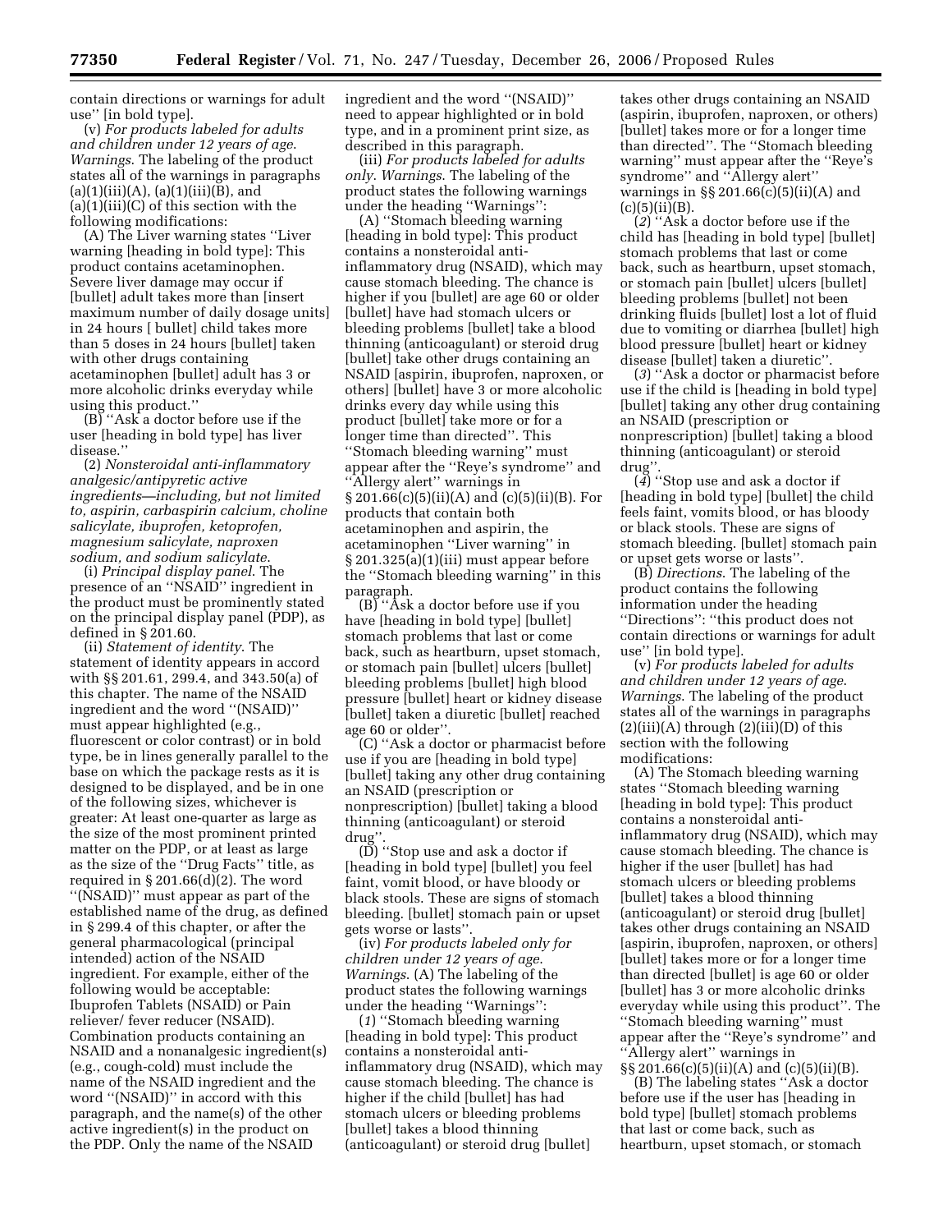contain directions or warnings for adult use'' [in bold type].

(v) *For products labeled for adults and children under 12 years of age. Warnings*. The labeling of the product states all of the warnings in paragraphs (a)(1)(iii)(A), (a)(1)(iii)(B), and (a)(1)(iii)(C) of this section with the following modifications:

(A) The Liver warning states ''Liver warning [heading in bold type]: This product contains acetaminophen. Severe liver damage may occur if [bullet] adult takes more than [insert maximum number of daily dosage units] in 24 hours [ bullet] child takes more than 5 doses in 24 hours [bullet] taken with other drugs containing acetaminophen [bullet] adult has 3 or more alcoholic drinks everyday while using this product.''

(B) ''Ask a doctor before use if the user [heading in bold type] has liver disease.''

(2) *Nonsteroidal anti-inflammatory analgesic/antipyretic active ingredients—including, but not limited to, aspirin, carbaspirin calcium, choline salicylate, ibuprofen, ketoprofen, magnesium salicylate, naproxen sodium, and sodium salicylate*.

(i) *Principal display panel*. The presence of an ''NSAID'' ingredient in the product must be prominently stated on the principal display panel (PDP), as defined in § 201.60.

(ii) *Statement of identity*. The statement of identity appears in accord with §§ 201.61, 299.4, and 343.50(a) of this chapter. The name of the NSAID ingredient and the word ''(NSAID)'' must appear highlighted (e.g., fluorescent or color contrast) or in bold type, be in lines generally parallel to the base on which the package rests as it is designed to be displayed, and be in one of the following sizes, whichever is greater: At least one-quarter as large as the size of the most prominent printed matter on the PDP, or at least as large as the size of the ''Drug Facts'' title, as required in § 201.66(d)(2). The word ''(NSAID)'' must appear as part of the established name of the drug, as defined in § 299.4 of this chapter, or after the general pharmacological (principal intended) action of the NSAID ingredient. For example, either of the following would be acceptable: Ibuprofen Tablets (NSAID) or Pain reliever/ fever reducer (NSAID). Combination products containing an NSAID and a nonanalgesic ingredient(s) (e.g., cough-cold) must include the name of the NSAID ingredient and the word ''(NSAID)'' in accord with this paragraph, and the name(s) of the other active ingredient(s) in the product on the PDP. Only the name of the NSAID ingredient and the word ''(NSAID)'' need to appear highlighted or in bold type, and in a prominent print size, as described in this paragraph.

(iii) *For products labeled for adults only. Warnings*. The labeling of the product states the following warnings under the heading ''Warnings'':

(A) ''Stomach bleeding warning [heading in bold type]: This product contains a nonsteroidal anti-inflammatory drug (NSAID), which may cause stomach bleeding. The chance is higher if you [bullet] are age 60 or older [bullet] have had stomach ulcers or bleeding problems [bullet] take a blood thinning (anticoagulant) or steroid drug [bullet] take other drugs containing an NSAID [aspirin, ibuprofen, naproxen, or others] [bullet] have 3 or more alcoholic drinks every day while using this product [bullet] take more or for a longer time than directed''. This ''Stomach bleeding warning'' must appear after the ''Reye's syndrome'' and ''Allergy alert'' warnings in § 201.66(c)(5)(ii)(A) and (c)(5)(ii)(B). For products that contain both acetaminophen and aspirin, the acetaminophen ''Liver warning'' in § 201.325(a)(1)(iii) must appear before the ''Stomach bleeding warning'' in this paragraph.

(B) ''Ask a doctor before use if you have [heading in bold type] [bullet] stomach problems that last or come back, such as heartburn, upset stomach, or stomach pain [bullet] ulcers [bullet] bleeding problems [bullet] high blood pressure [bullet] heart or kidney disease [bullet] taken a diuretic [bullet] reached age 60 or older''.

(C) ''Ask a doctor or pharmacist before use if you are [heading in bold type] [bullet] taking any other drug containing an NSAID (prescription or nonprescription) [bullet] taking a blood thinning (anticoagulant) or steroid drug''.

(D) ''Stop use and ask a doctor if [heading in bold type] [bullet] you feel faint, vomit blood, or have bloody or black stools. These are signs of stomach bleeding. [bullet] stomach pain or upset gets worse or lasts''.

(iv) *For products labeled only for children under 12 years of age. Warnings*. (A) The labeling of the product states the following warnings under the heading ''Warnings'':

(*1*) ''Stomach bleeding warning [heading in bold type]: This product contains a nonsteroidal anti-inflammatory drug (NSAID), which may cause stomach bleeding. The chance is higher if the child [bullet] has had stomach ulcers or bleeding problems [bullet] takes a blood thinning (anticoagulant) or steroid drug [bullet] takes other drugs containing an NSAID (aspirin, ibuprofen, naproxen, or others) [bullet] takes more or for a longer time than directed''. The ''Stomach bleeding warning'' must appear after the ''Reye's syndrome'' and ''Allergy alert'' warnings in §§ 201.66(c)(5)(ii)(A) and (c)(5)(ii)(B).

(*2*) ''Ask a doctor before use if the child has [heading in bold type] [bullet] stomach problems that last or come back, such as heartburn, upset stomach, or stomach pain [bullet] ulcers [bullet] bleeding problems [bullet] not been drinking fluids [bullet] lost a lot of fluid due to vomiting or diarrhea [bullet] high blood pressure [bullet] heart or kidney disease [bullet] taken a diuretic''.

(*3*) ''Ask a doctor or pharmacist before use if the child is [heading in bold type] [bullet] taking any other drug containing an NSAID (prescription or nonprescription) [bullet] taking a blood thinning (anticoagulant) or steroid drug''.

(*4*) ''Stop use and ask a doctor if [heading in bold type] [bullet] the child feels faint, vomits blood, or has bloody or black stools. These are signs of stomach bleeding. [bullet] stomach pain or upset gets worse or lasts''.

(B) *Directions*. The labeling of the product contains the following information under the heading ''Directions'': ''this product does not contain directions or warnings for adult use'' [in bold type].

(v) *For products labeled for adults and children under 12 years of age. Warnings*. The labeling of the product states all of the warnings in paragraphs (2)(iii)(A) through (2)(iii)(D) of this section with the following modifications:

(A) The Stomach bleeding warning states ''Stomach bleeding warning [heading in bold type]: This product contains a nonsteroidal anti-inflammatory drug (NSAID), which may cause stomach bleeding. The chance is higher if the user [bullet] has had stomach ulcers or bleeding problems [bullet] takes a blood thinning (anticoagulant) or steroid drug [bullet] takes other drugs containing an NSAID [aspirin, ibuprofen, naproxen, or others] [bullet] takes more or for a longer time than directed [bullet] is age 60 or older [bullet] has 3 or more alcoholic drinks everyday while using this product''. The ''Stomach bleeding warning'' must appear after the ''Reye's syndrome'' and ''Allergy alert'' warnings in §§ 201.66(c)(5)(ii)(A) and (c)(5)(ii)(B).

(B) The labeling states ''Ask a doctor before use if the user has [heading in bold type] [bullet] stomach problems that last or come back, such as heartburn, upset stomach, or stomach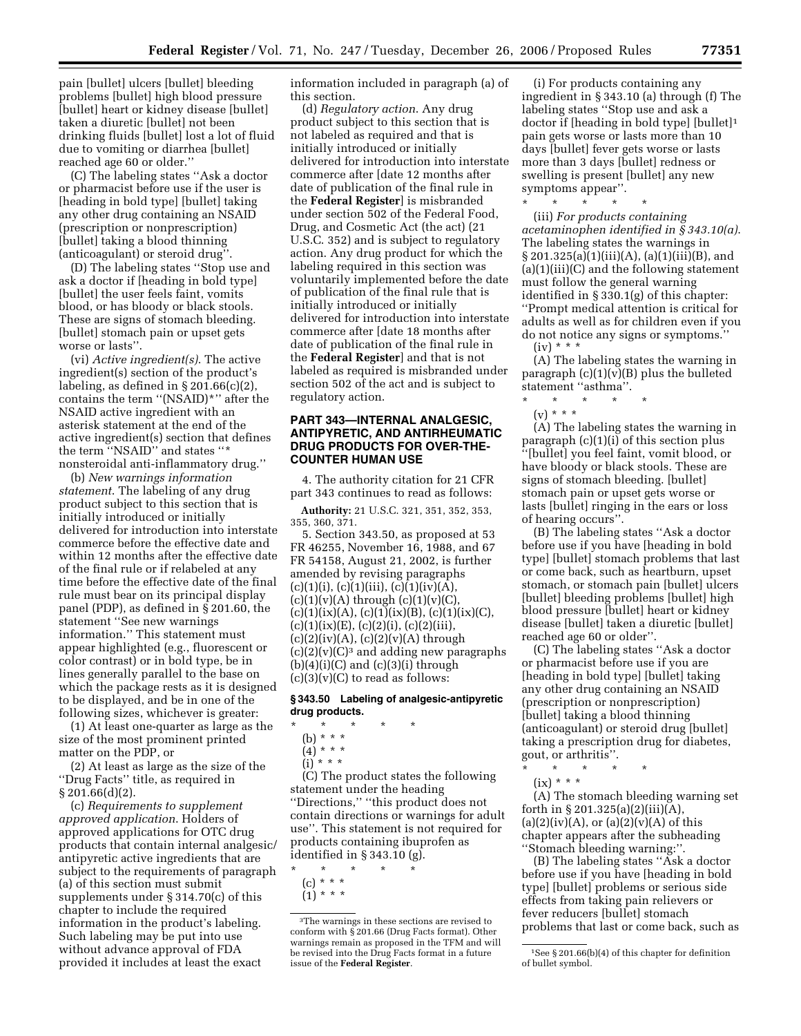pain [bullet] ulcers [bullet] bleeding problems [bullet] high blood pressure [bullet] heart or kidney disease [bullet] taken a diuretic [bullet] not been drinking fluids [bullet] lost a lot of fluid due to vomiting or diarrhea [bullet] reached age 60 or older.''

(C) The labeling states ''Ask a doctor or pharmacist before use if the user is [heading in bold type] [bullet] taking any other drug containing an NSAID (prescription or nonprescription) [bullet] taking a blood thinning (anticoagulant) or steroid drug''.

(D) The labeling states ''Stop use and ask a doctor if [heading in bold type] [bullet] the user feels faint, vomits blood, or has bloody or black stools. These are signs of stomach bleeding. [bullet] stomach pain or upset gets worse or lasts''.

(vi) *Active ingredient(s)*. The active ingredient(s) section of the product's labeling, as defined in § 201.66(c)(2), contains the term ''(NSAID)*'' after the NSAID active ingredient with an asterisk statement at the end of the active ingredient(s) section that defines the term ''NSAID'' and states ''* nonsteroidal anti-inflammatory drug.''

(b) *New warnings information statement*. The labeling of any drug product subject to this section that is initially introduced or initially delivered for introduction into interstate commerce before the effective date and within 12 months after the effective date of the final rule or if relabeled at any time before the effective date of the final rule must bear on its principal display panel (PDP), as defined in § 201.60, the statement ''See new warnings information.'' This statement must appear highlighted (e.g., fluorescent or color contrast) or in bold type, be in lines generally parallel to the base on which the package rests as it is designed to be displayed, and be in one of the following sizes, whichever is greater:

(1) At least one-quarter as large as the size of the most prominent printed matter on the PDP, or

(2) At least as large as the size of the ''Drug Facts'' title, as required in § 201.66(d)(2).

(c) *Requirements to supplement approved application*. Holders of approved applications for OTC drug products that contain internal analgesic/antipyretic active ingredients that are subject to the requirements of paragraph (a) of this section must submit supplements under § 314.70(c) of this chapter to include the required information in the product's labeling. Such labeling may be put into use without advance approval of FDA provided it includes at least the exact information included in paragraph (a) of this section.

(d) *Regulatory action*. Any drug product subject to this section that is not labeled as required and that is initially introduced or initially delivered for introduction into interstate commerce after [date 12 months after date of publication of the final rule in the **Federal Register**] is misbranded under section 502 of the Federal Food, Drug, and Cosmetic Act (the act) (21 U.S.C. 352) and is subject to regulatory action. Any drug product for which the labeling required in this section was voluntarily implemented before the date of publication of the final rule that is initially introduced or initially delivered for introduction into interstate commerce after [date 18 months after date of publication of the final rule in the **Federal Register**] and that is not labeled as required is misbranded under section 502 of the act and is subject to regulatory action.

## PART 343—INTERNAL ANALGESIC, ANTIPYRETIC, AND ANTIRHEUMATIC DRUG PRODUCTS FOR OVER-THE-COUNTER HUMAN USE

4. The authority citation for 21 CFR part 343 continues to read as follows:

**Authority:** 21 U.S.C. 321, 351, 352, 353, 355, 360, 371.

5. Section 343.50, as proposed at 53 FR 46255, November 16, 1988, and 67 FR 54158, August 21, 2002, is further amended by revising paragraphs (c)(1)(i), (c)(1)(iii), (c)(1)(iv)(A), (c)(1)(v)(A) through (c)(1)(v)(C), (c)(1)(ix)(A), (c)(1)(ix)(B), (c)(1)(ix)(C), (c)(1)(ix)(E), (c)(2)(i), (c)(2)(iii), (c)(2)(iv)(A), (c)(2)(v)(A) through (c)(2)(v)(C)[3] and adding new paragraphs (b)(4)(i)(C) and (c)(3)(i) through (c)(3)(v)(C) to read as follows:

### § 343.50 Labeling of analgesic-antipyretic drug products.

\* \* \* \* \*

(b) \* \* \*

(4) \* \* \*

(i) \* \* \*

(C) The product states the following statement under the heading ''Directions,'' ''this product does not contain directions or warnings for adult use''. This statement is not required for products containing ibuprofen as identified in § 343.10 (g).

\* \* \* \* \*

(c) \* \* \*

(1) \* \* \*

(i) For products containing any ingredient in § 343.10 (a) through (f) The labeling states ''Stop use and ask a doctor if [heading in bold type] [bullet][1] pain gets worse or lasts more than 10 days [bullet] fever gets worse or lasts more than 3 days [bullet] redness or swelling is present [bullet] any new symptoms appear''.

\* \* \* \* \*

(iii) *For products containing acetaminophen identified in § 343.10(a)*. The labeling states the warnings in § 201.325(a)(1)(iii)(A), (a)(1)(iii)(B), and (a)(1)(iii)(C) and the following statement must follow the general warning identified in § 330.1(g) of this chapter: ''Prompt medical attention is critical for adults as well as for children even if you do not notice any signs or symptoms.''

(iv) \* \* \*

(A) The labeling states the warning in paragraph (c)(1)(v)(B) plus the bulleted statement ''asthma''.

\* \* \* \* \*

(v) \* \* \*

(A) The labeling states the warning in paragraph (c)(1)(i) of this section plus ''[bullet] you feel faint, vomit blood, or have bloody or black stools. These are signs of stomach bleeding. [bullet] stomach pain or upset gets worse or lasts [bullet] ringing in the ears or loss of hearing occurs''.

(B) The labeling states ''Ask a doctor before use if you have [heading in bold type] [bullet] stomach problems that last or come back, such as heartburn, upset stomach, or stomach pain [bullet] ulcers [bullet] bleeding problems [bullet] high blood pressure [bullet] heart or kidney disease [bullet] taken a diuretic [bullet] reached age 60 or older''.

(C) The labeling states ''Ask a doctor or pharmacist before use if you are [heading in bold type] [bullet] taking any other drug containing an NSAID (prescription or nonprescription) [bullet] taking a blood thinning (anticoagulant) or steroid drug [bullet] taking a prescription drug for diabetes, gout, or arthritis''.

\* \* \* \* \*

(ix) \* \* \*

(A) The stomach bleeding warning set forth in § 201.325(a)(2)(iii)(A), (a)(2)(iv)(A), or (a)(2)(v)(A) of this chapter appears after the subheading ''Stomach bleeding warning:''.

(B) The labeling states ''Ask a doctor before use if you have [heading in bold type] [bullet] problems or serious side effects from taking pain relievers or fever reducers [bullet] stomach problems that last or come back, such as

---

[3] The warnings in these sections are revised to conform with § 201.66 (Drug Facts format). Other warnings remain as proposed in the TFM and will be revised into the Drug Facts format in a future issue of the **Federal Register**.

[1] See § 201.66(b)(4) of this chapter for definition of bullet symbol.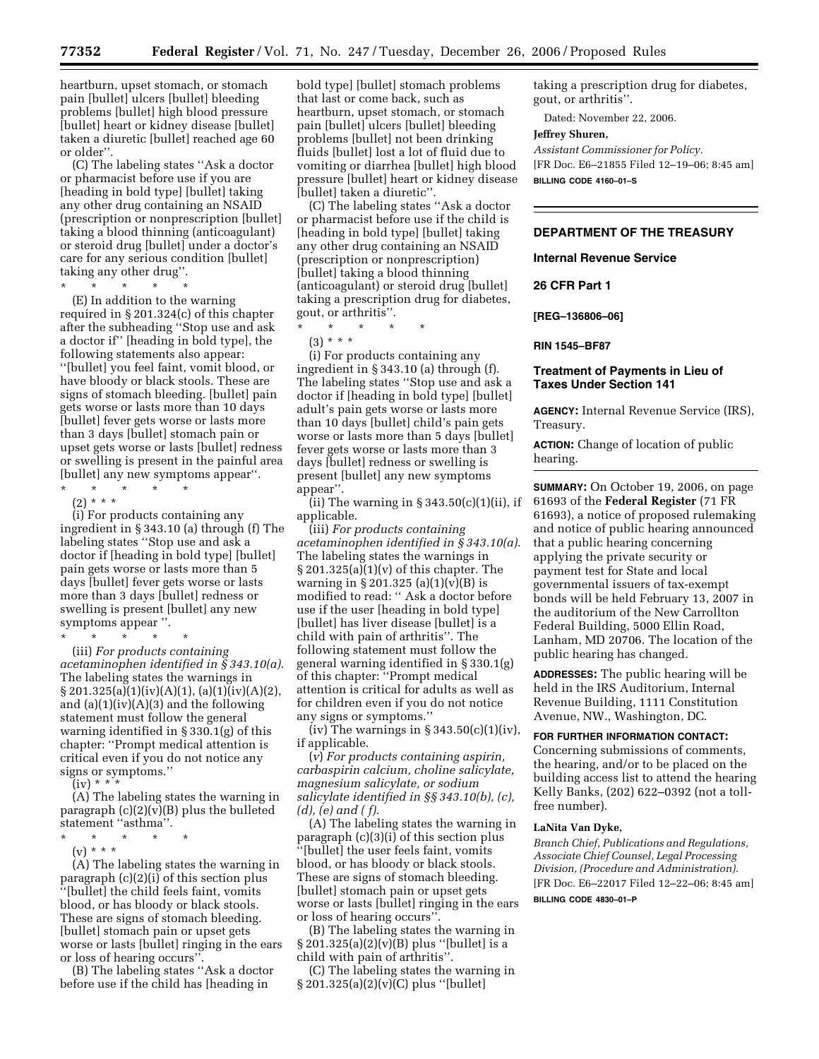heartburn, upset stomach, or stomach pain [bullet] ulcers [bullet] bleeding problems [bullet] high blood pressure [bullet] heart or kidney disease [bullet] taken a diuretic [bullet] reached age 60 or older''.

(C) The labeling states ''Ask a doctor or pharmacist before use if you are [heading in bold type] [bullet] taking any other drug containing an NSAID (prescription or nonprescription [bullet] taking a blood thinning (anticoagulant) or steroid drug [bullet] under a doctor's care for any serious condition [bullet] taking any other drug''.

\* \* \* \* \*

(E) In addition to the warning required in § 201.324(c) of this chapter after the subheading ''Stop use and ask a doctor if'' [heading in bold type], the following statements also appear: ''[bullet] you feel faint, vomit blood, or have bloody or black stools. These are signs of stomach bleeding. [bullet] pain gets worse or lasts more than 10 days [bullet] fever gets worse or lasts more than 3 days [bullet] stomach pain or upset gets worse or lasts [bullet] redness or swelling is present in the painful area [bullet] any new symptoms appear''.

\* \* \* \* \*

(2) \* \* \*

(i) For products containing any ingredient in § 343.10 (a) through (f) The labeling states ''Stop use and ask a doctor if [heading in bold type] [bullet] pain gets worse or lasts more than 5 days [bullet] fever gets worse or lasts more than 3 days [bullet] redness or swelling is present [bullet] any new symptoms appear ''.

\* \* \* \* \*

(iii) *For products containing acetaminophen identified in § 343.10(a)*. The labeling states the warnings in § 201.325(a)(1)(iv)(A)(1), (a)(1)(iv)(A)(2), and (a)(1)(iv)(A)(3) and the following statement must follow the general warning identified in § 330.1(g) of this chapter: ''Prompt medical attention is critical even if you do not notice any signs or symptoms.''

(iv) \* \* \*

(A) The labeling states the warning in paragraph (c)(2)(v)(B) plus the bulleted statement ''asthma''.

\* \* \* \* \*

(v) \* \* \*

(A) The labeling states the warning in paragraph (c)(2)(i) of this section plus ''[bullet] the child feels faint, vomits blood, or has bloody or black stools. These are signs of stomach bleeding. [bullet] stomach pain or upset gets worse or lasts [bullet] ringing in the ears or loss of hearing occurs''.

(B) The labeling states ''Ask a doctor before use if the child has [heading in bold type] [bullet] stomach problems that last or come back, such as heartburn, upset stomach, or stomach pain [bullet] ulcers [bullet] bleeding problems [bullet] not been drinking fluids [bullet] lost a lot of fluid due to vomiting or diarrhea [bullet] high blood pressure [bullet] heart or kidney disease [bullet] taken a diuretic''.

(C) The labeling states ''Ask a doctor or pharmacist before use if the child is [heading in bold type] [bullet] taking any other drug containing an NSAID (prescription or nonprescription) [bullet] taking a blood thinning (anticoagulant) or steroid drug [bullet] taking a prescription drug for diabetes, gout, or arthritis''.

\* \* \* \* \*

(3) \* \* \*

(i) For products containing any ingredient in § 343.10 (a) through (f). The labeling states ''Stop use and ask a doctor if [heading in bold type] [bullet] adult's pain gets worse or lasts more than 10 days [bullet] child's pain gets worse or lasts more than 5 days [bullet] fever gets worse or lasts more than 3 days [bullet] redness or swelling is present [bullet] any new symptoms appear''.

(ii) The warning in § 343.50(c)(1)(ii), if applicable.

(iii) *For products containing acetaminophen identified in § 343.10(a)*. The labeling states the warnings in § 201.325(a)(1)(v) of this chapter. The warning in § 201.325 (a)(1)(v)(B) is modified to read: '' Ask a doctor before use if the user [heading in bold type] [bullet] has liver disease [bullet] is a child with pain of arthritis''. The following statement must follow the general warning identified in § 330.1(g) of this chapter: ''Prompt medical attention is critical for adults as well as for children even if you do not notice any signs or symptoms.''

(iv) The warnings in § 343.50(c)(1)(iv), if applicable.

(v) *For products containing aspirin, carbaspirin calcium, choline salicylate, magnesium salicylate, or sodium salicylate identified in §§ 343.10(b), (c), (d), (e) and (f)*.

(A) The labeling states the warning in paragraph (c)(3)(i) of this section plus ''[bullet] the user feels faint, vomits blood, or has bloody or black stools. These are signs of stomach bleeding. [bullet] stomach pain or upset gets worse or lasts [bullet] ringing in the ears or loss of hearing occurs''.

(B) The labeling states the warning in § 201.325(a)(2)(v)(B) plus ''[bullet] is a child with pain of arthritis''.

(C) The labeling states the warning in § 201.325(a)(2)(v)(C) plus ''[bullet] taking a prescription drug for diabetes, gout, or arthritis''.

Dated: November 22, 2006.

**Jeffrey Shuren,**

*Assistant Commissioner for Policy.*

[FR Doc. E6–21855 Filed 12–19–06; 8:45 am]

**BILLING CODE 4160–01–S**

---

## DEPARTMENT OF THE TREASURY

### Internal Revenue Service

### 26 CFR Part 1

**[REG–136806–06]**

**RIN 1545–BF87**

### Treatment of Payments in Lieu of Taxes Under Section 141

**AGENCY:** Internal Revenue Service (IRS), Treasury.

**ACTION:** Change of location of public hearing.

**SUMMARY:** On October 19, 2006, on page 61693 of the **Federal Register** (71 FR 61693), a notice of proposed rulemaking and notice of public hearing announced that a public hearing concerning applying the private security or payment test for State and local governmental issuers of tax-exempt bonds will be held February 13, 2007 in the auditorium of the New Carrollton Federal Building, 5000 Ellin Road, Lanham, MD 20706. The location of the public hearing has changed.

**ADDRESSES:** The public hearing will be held in the IRS Auditorium, Internal Revenue Building, 1111 Constitution Avenue, NW., Washington, DC.

**FOR FURTHER INFORMATION CONTACT:** Concerning submissions of comments, the hearing, and/or to be placed on the building access list to attend the hearing Kelly Banks, (202) 622–0392 (not a toll-free number).

**LaNita Van Dyke,**

*Branch Chief, Publications and Regulations, Associate Chief Counsel, Legal Processing Division, (Procedure and Administration).*

[FR Doc. E6–22017 Filed 12–22–06; 8:45 am]

**BILLING CODE 4830–01–P**